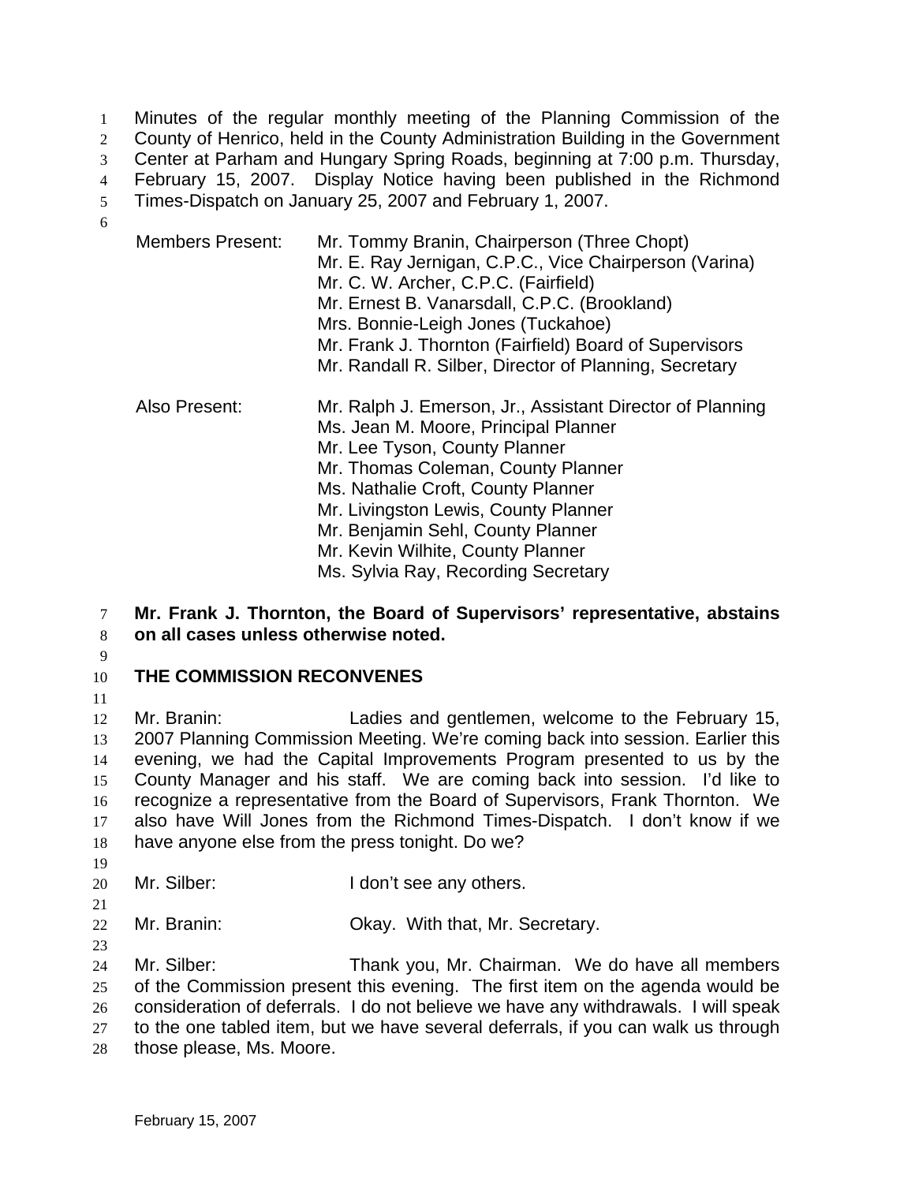Minutes of the regular monthly meeting of the Planning Commission of the County of Henrico, held in the County Administration Building in the Government Center at Parham and Hungary Spring Roads, beginning at 7:00 p.m. Thursday, February 15, 2007. Display Notice having been published in the Richmond Times-Dispatch on January 25, 2007 and February 1, 2007.

Members Present: Mr. Tommy Branin, Chairperson (Three Chopt)
Mr. E. Ray Jernigan, C.P.C., Vice Chairperson (Varina)
Mr. C. W. Archer, C.P.C. (Fairfield)
Mr. Ernest B. Vanarsdall, C.P.C. (Brookland)
Mrs. Bonnie-Leigh Jones (Tuckahoe)
Mr. Frank J. Thornton (Fairfield) Board of Supervisors
Mr. Randall R. Silber, Director of Planning, Secretary

Also Present: Mr. Ralph J. Emerson, Jr., Assistant Director of Planning
Ms. Jean M. Moore, Principal Planner
Mr. Lee Tyson, County Planner
Mr. Thomas Coleman, County Planner
Ms. Nathalie Croft, County Planner
Mr. Livingston Lewis, County Planner
Mr. Benjamin Sehl, County Planner
Mr. Kevin Wilhite, County Planner
Ms. Sylvia Ray, Recording Secretary

**Mr. Frank J. Thornton, the Board of Supervisors' representative, abstains on all cases unless otherwise noted.**

**THE COMMISSION RECONVENES**

Mr. Branin: Ladies and gentlemen, welcome to the February 15, 2007 Planning Commission Meeting. We're coming back into session. Earlier this evening, we had the Capital Improvements Program presented to us by the County Manager and his staff. We are coming back into session. I'd like to recognize a representative from the Board of Supervisors, Frank Thornton. We also have Will Jones from the Richmond Times-Dispatch. I don't know if we have anyone else from the press tonight. Do we?

Mr. Silber: I don't see any others.

Mr. Branin: Okay. With that, Mr. Secretary.

Mr. Silber: Thank you, Mr. Chairman. We do have all members of the Commission present this evening. The first item on the agenda would be consideration of deferrals. I do not believe we have any withdrawals. I will speak to the one tabled item, but we have several deferrals, if you can walk us through those please, Ms. Moore.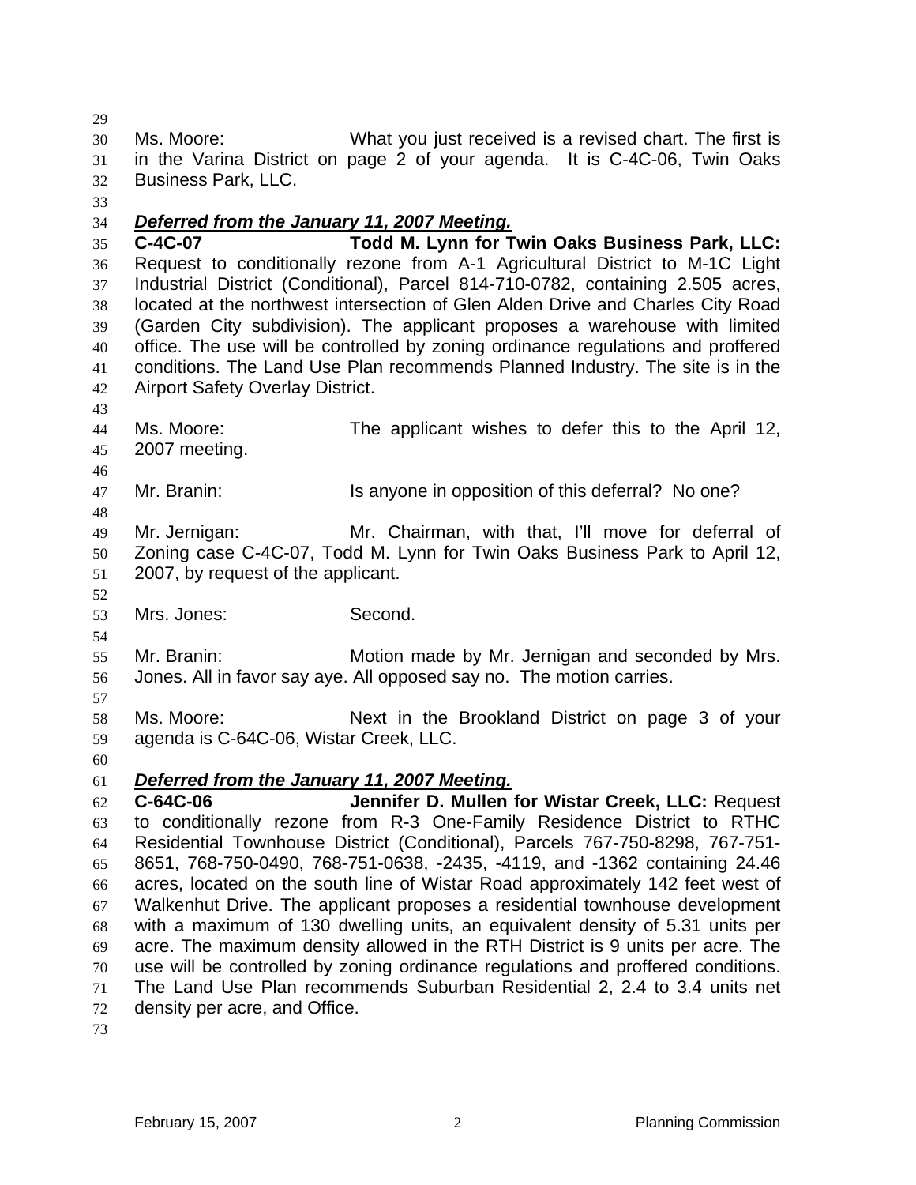Ms. Moore: What you just received is a revised chart. The first is in the Varina District on page 2 of your agenda. It is C-4C-06, Twin Oaks Business Park, LLC.

***Deferred from the January 11, 2007 Meeting.***

**C-4C-07 Todd M. Lynn for Twin Oaks Business Park, LLC:** Request to conditionally rezone from A-1 Agricultural District to M-1C Light Industrial District (Conditional), Parcel 814-710-0782, containing 2.505 acres, located at the northwest intersection of Glen Alden Drive and Charles City Road (Garden City subdivision). The applicant proposes a warehouse with limited office. The use will be controlled by zoning ordinance regulations and proffered conditions. The Land Use Plan recommends Planned Industry. The site is in the Airport Safety Overlay District.

Ms. Moore: The applicant wishes to defer this to the April 12, 2007 meeting.

Mr. Branin: Is anyone in opposition of this deferral? No one?

Mr. Jernigan: Mr. Chairman, with that, I'll move for deferral of Zoning case C-4C-07, Todd M. Lynn for Twin Oaks Business Park to April 12, 2007, by request of the applicant.

Mrs. Jones: Second.

Mr. Branin: Motion made by Mr. Jernigan and seconded by Mrs. Jones. All in favor say aye. All opposed say no. The motion carries.

Ms. Moore: Next in the Brookland District on page 3 of your agenda is C-64C-06, Wistar Creek, LLC.

***Deferred from the January 11, 2007 Meeting.***

**C-64C-06 Jennifer D. Mullen for Wistar Creek, LLC:** Request to conditionally rezone from R-3 One-Family Residence District to RTHC Residential Townhouse District (Conditional), Parcels 767-750-8298, 767-751-8651, 768-750-0490, 768-751-0638, -2435, -4119, and -1362 containing 24.46 acres, located on the south line of Wistar Road approximately 142 feet west of Walkenhut Drive. The applicant proposes a residential townhouse development with a maximum of 130 dwelling units, an equivalent density of 5.31 units per acre. The maximum density allowed in the RTH District is 9 units per acre. The use will be controlled by zoning ordinance regulations and proffered conditions. The Land Use Plan recommends Suburban Residential 2, 2.4 to 3.4 units net density per acre, and Office.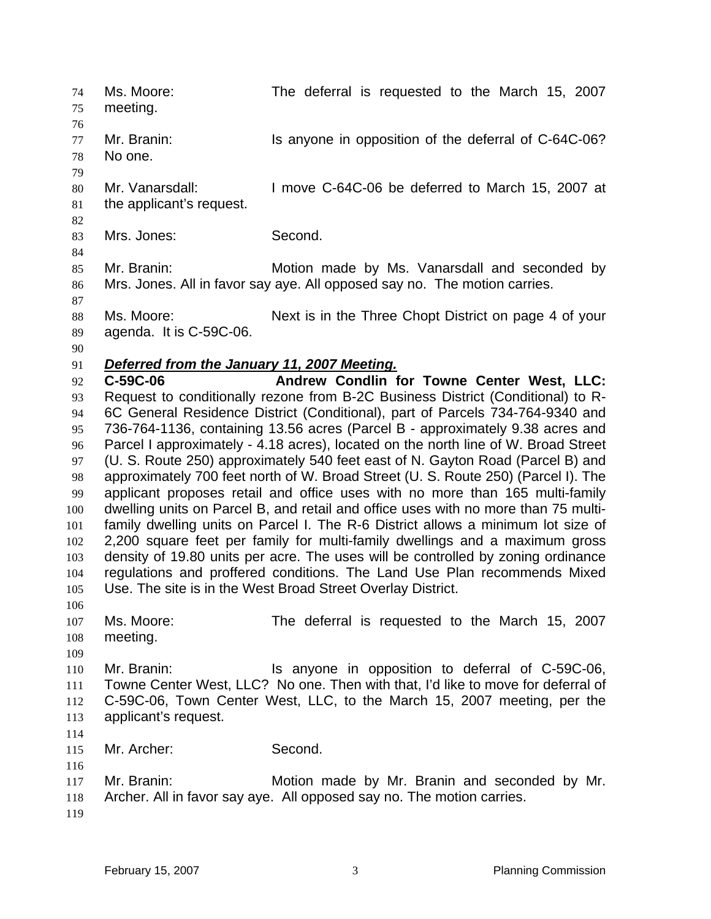Ms. Moore: The deferral is requested to the March 15, 2007 meeting.

Mr. Branin: Is anyone in opposition of the deferral of C-64C-06? No one.

Mr. Vanarsdall: I move C-64C-06 be deferred to March 15, 2007 at the applicant's request.

Mrs. Jones: Second.

Mr. Branin: Motion made by Ms. Vanarsdall and seconded by Mrs. Jones. All in favor say aye. All opposed say no. The motion carries.

Ms. Moore: Next is in the Three Chopt District on page 4 of your agenda. It is C-59C-06.

***Deferred from the January 11, 2007 Meeting.***

**C-59C-06 Andrew Condlin for Towne Center West, LLC:** Request to conditionally rezone from B-2C Business District (Conditional) to R-6C General Residence District (Conditional), part of Parcels 734-764-9340 and 736-764-1136, containing 13.56 acres (Parcel B - approximately 9.38 acres and Parcel I approximately - 4.18 acres), located on the north line of W. Broad Street (U. S. Route 250) approximately 540 feet east of N. Gayton Road (Parcel B) and approximately 700 feet north of W. Broad Street (U. S. Route 250) (Parcel I). The applicant proposes retail and office uses with no more than 165 multi-family dwelling units on Parcel B, and retail and office uses with no more than 75 multi-family dwelling units on Parcel I. The R-6 District allows a minimum lot size of 2,200 square feet per family for multi-family dwellings and a maximum gross density of 19.80 units per acre. The uses will be controlled by zoning ordinance regulations and proffered conditions. The Land Use Plan recommends Mixed Use. The site is in the West Broad Street Overlay District.

Ms. Moore: The deferral is requested to the March 15, 2007 meeting.

Mr. Branin: Is anyone in opposition to deferral of C-59C-06, Towne Center West, LLC? No one. Then with that, I'd like to move for deferral of C-59C-06, Town Center West, LLC, to the March 15, 2007 meeting, per the applicant's request.

Mr. Archer: Second.

Mr. Branin: Motion made by Mr. Branin and seconded by Mr. Archer. All in favor say aye. All opposed say no. The motion carries.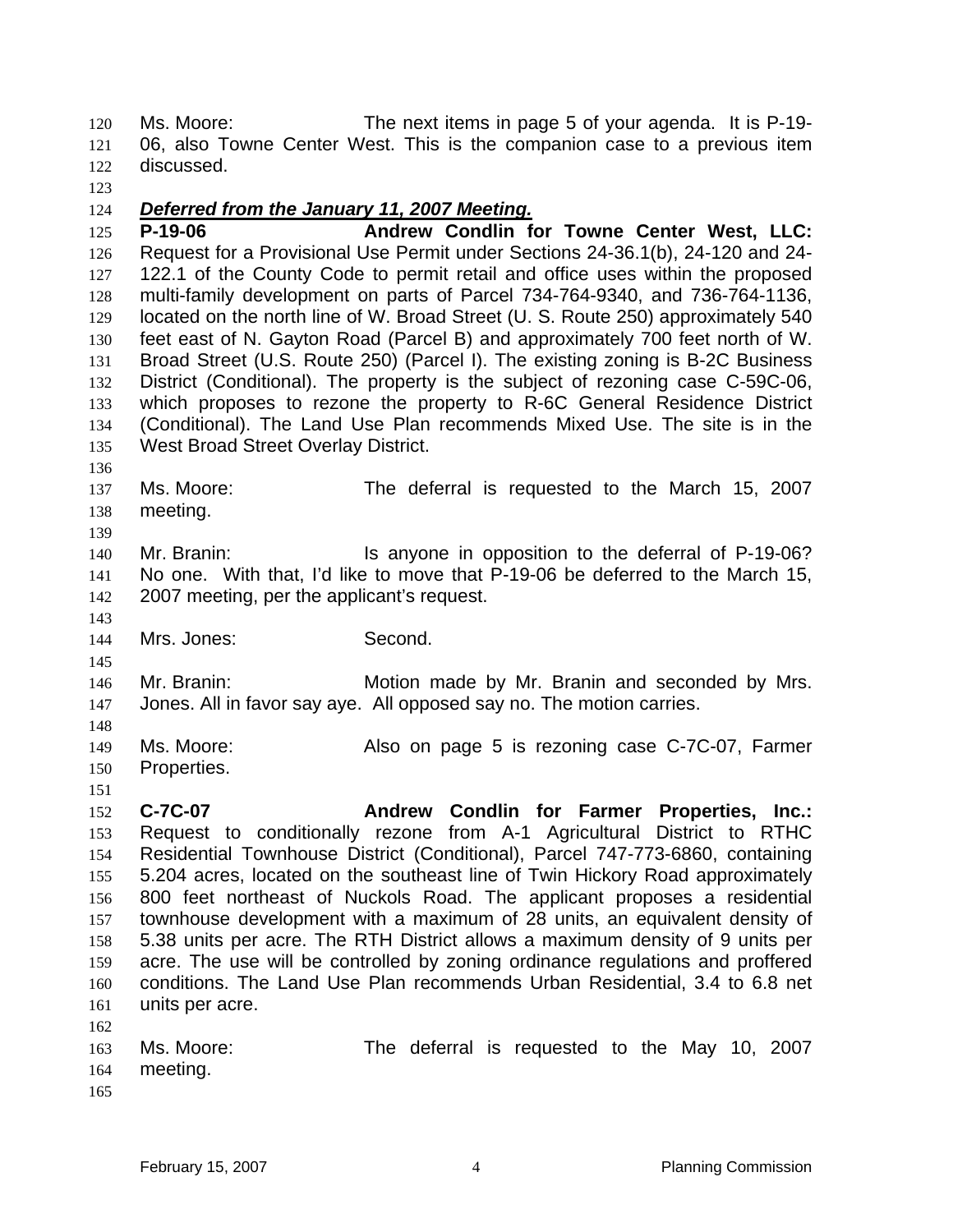Ms. Moore: The next items in page 5 of your agenda. It is P-19-06, also Towne Center West. This is the companion case to a previous item discussed.

***Deferred from the January 11, 2007 Meeting.***

**P-19-06 Andrew Condlin for Towne Center West, LLC:** Request for a Provisional Use Permit under Sections 24-36.1(b), 24-120 and 24-122.1 of the County Code to permit retail and office uses within the proposed multi-family development on parts of Parcel 734-764-9340, and 736-764-1136, located on the north line of W. Broad Street (U. S. Route 250) approximately 540 feet east of N. Gayton Road (Parcel B) and approximately 700 feet north of W. Broad Street (U.S. Route 250) (Parcel I). The existing zoning is B-2C Business District (Conditional). The property is the subject of rezoning case C-59C-06, which proposes to rezone the property to R-6C General Residence District (Conditional). The Land Use Plan recommends Mixed Use. The site is in the West Broad Street Overlay District.

Ms. Moore: The deferral is requested to the March 15, 2007 meeting.

Mr. Branin: Is anyone in opposition to the deferral of P-19-06? No one. With that, I'd like to move that P-19-06 be deferred to the March 15, 2007 meeting, per the applicant's request.

Mrs. Jones: Second.

Mr. Branin: Motion made by Mr. Branin and seconded by Mrs. Jones. All in favor say aye. All opposed say no. The motion carries.

Ms. Moore: Also on page 5 is rezoning case C-7C-07, Farmer Properties.

**C-7C-07 Andrew Condlin for Farmer Properties, Inc.:** Request to conditionally rezone from A-1 Agricultural District to RTHC Residential Townhouse District (Conditional), Parcel 747-773-6860, containing 5.204 acres, located on the southeast line of Twin Hickory Road approximately 800 feet northeast of Nuckols Road. The applicant proposes a residential townhouse development with a maximum of 28 units, an equivalent density of 5.38 units per acre. The RTH District allows a maximum density of 9 units per acre. The use will be controlled by zoning ordinance regulations and proffered conditions. The Land Use Plan recommends Urban Residential, 3.4 to 6.8 net units per acre.

Ms. Moore: The deferral is requested to the May 10, 2007 meeting.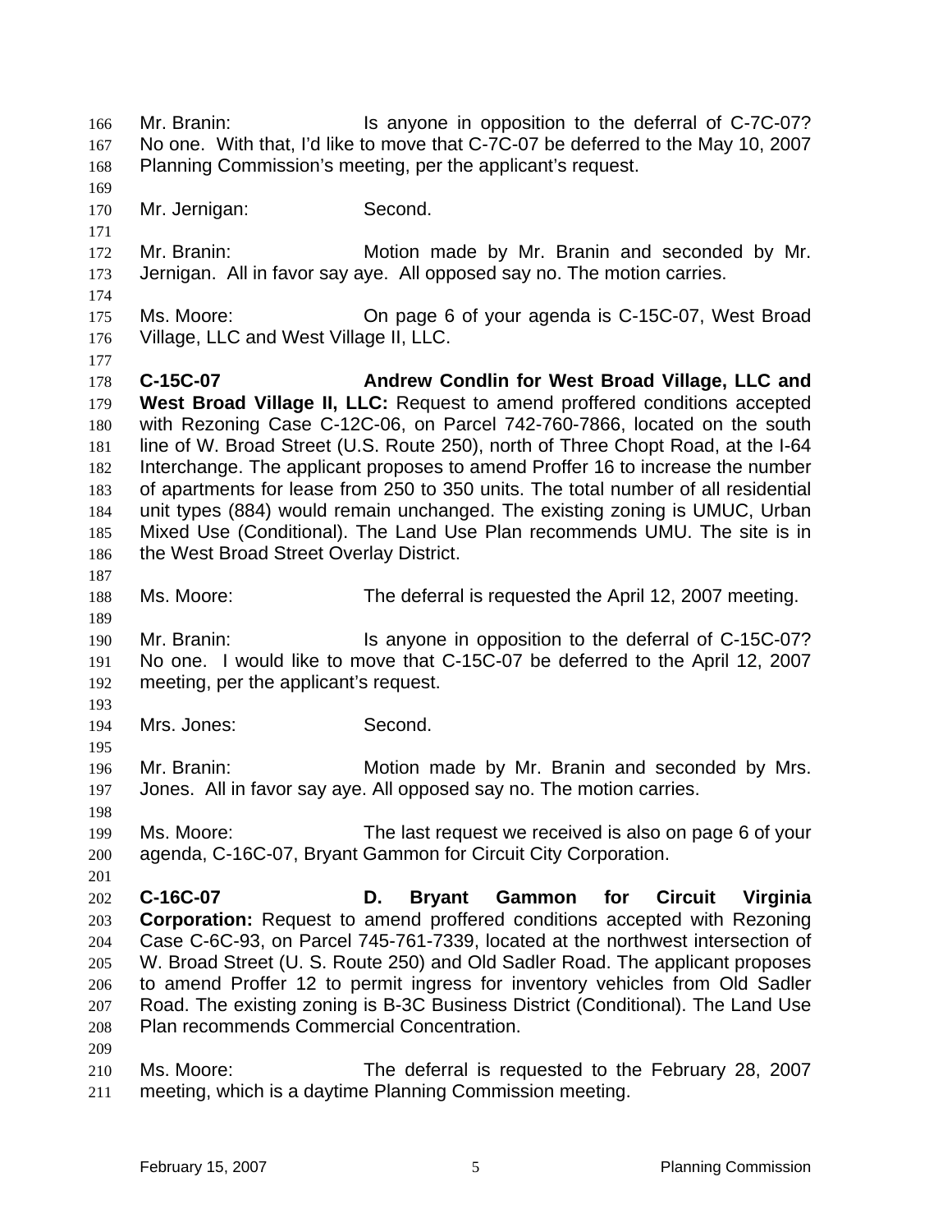Mr. Branin: Is anyone in opposition to the deferral of C-7C-07? No one. With that, I'd like to move that C-7C-07 be deferred to the May 10, 2007 Planning Commission's meeting, per the applicant's request.

Mr. Jernigan: Second.

Mr. Branin: Motion made by Mr. Branin and seconded by Mr. Jernigan. All in favor say aye. All opposed say no. The motion carries.

Ms. Moore: On page 6 of your agenda is C-15C-07, West Broad Village, LLC and West Village II, LLC.

**C-15C-07 Andrew Condlin for West Broad Village, LLC and West Broad Village II, LLC:** Request to amend proffered conditions accepted with Rezoning Case C-12C-06, on Parcel 742-760-7866, located on the south line of W. Broad Street (U.S. Route 250), north of Three Chopt Road, at the I-64 Interchange. The applicant proposes to amend Proffer 16 to increase the number of apartments for lease from 250 to 350 units. The total number of all residential unit types (884) would remain unchanged. The existing zoning is UMUC, Urban Mixed Use (Conditional). The Land Use Plan recommends UMU. The site is in the West Broad Street Overlay District.

Ms. Moore: The deferral is requested the April 12, 2007 meeting.

Mr. Branin: Is anyone in opposition to the deferral of C-15C-07? No one. I would like to move that C-15C-07 be deferred to the April 12, 2007 meeting, per the applicant's request.

Mrs. Jones: Second.

Mr. Branin: Motion made by Mr. Branin and seconded by Mrs. Jones. All in favor say aye. All opposed say no. The motion carries.

Ms. Moore: The last request we received is also on page 6 of your agenda, C-16C-07, Bryant Gammon for Circuit City Corporation.

**C-16C-07 D. Bryant Gammon for Circuit Virginia Corporation:** Request to amend proffered conditions accepted with Rezoning Case C-6C-93, on Parcel 745-761-7339, located at the northwest intersection of W. Broad Street (U. S. Route 250) and Old Sadler Road. The applicant proposes to amend Proffer 12 to permit ingress for inventory vehicles from Old Sadler Road. The existing zoning is B-3C Business District (Conditional). The Land Use Plan recommends Commercial Concentration.

Ms. Moore: The deferral is requested to the February 28, 2007 meeting, which is a daytime Planning Commission meeting.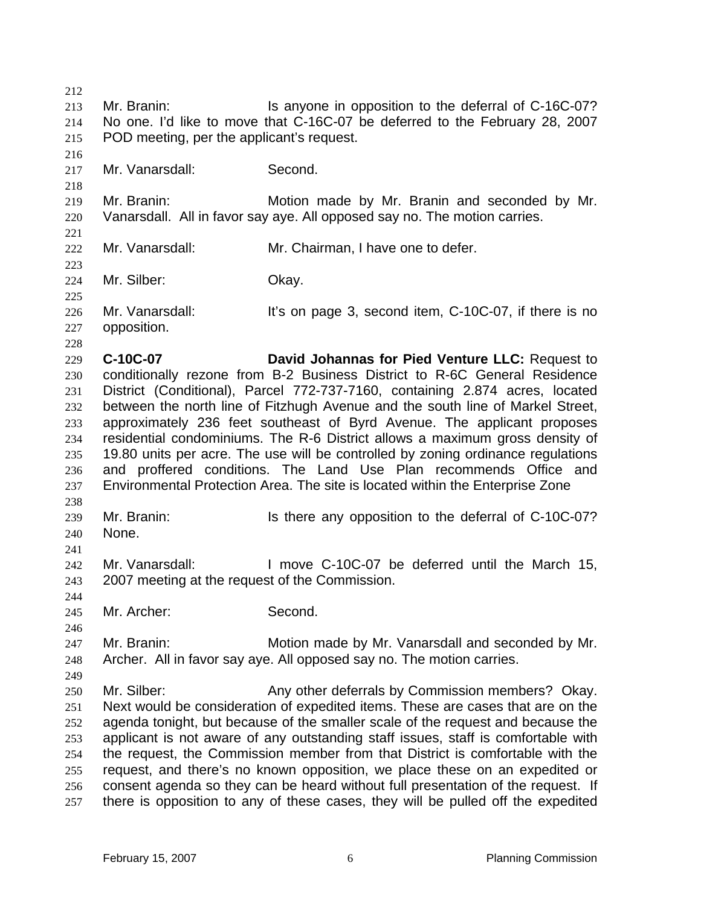Mr. Branin: Is anyone in opposition to the deferral of C-16C-07? No one. I'd like to move that C-16C-07 be deferred to the February 28, 2007 POD meeting, per the applicant's request.

Mr. Vanarsdall: Second.

Mr. Branin: Motion made by Mr. Branin and seconded by Mr. Vanarsdall. All in favor say aye. All opposed say no. The motion carries.

Mr. Vanarsdall: Mr. Chairman, I have one to defer.

Mr. Silber: Okay.

Mr. Vanarsdall: It's on page 3, second item, C-10C-07, if there is no opposition.

**C-10C-07 David Johannas for Pied Venture LLC:** Request to conditionally rezone from B-2 Business District to R-6C General Residence District (Conditional), Parcel 772-737-7160, containing 2.874 acres, located between the north line of Fitzhugh Avenue and the south line of Markel Street, approximately 236 feet southeast of Byrd Avenue. The applicant proposes residential condominiums. The R-6 District allows a maximum gross density of 19.80 units per acre. The use will be controlled by zoning ordinance regulations and proffered conditions. The Land Use Plan recommends Office and Environmental Protection Area. The site is located within the Enterprise Zone

Mr. Branin: Is there any opposition to the deferral of C-10C-07? None.

Mr. Vanarsdall: I move C-10C-07 be deferred until the March 15, 2007 meeting at the request of the Commission.

Mr. Archer: Second.

Mr. Branin: Motion made by Mr. Vanarsdall and seconded by Mr. Archer. All in favor say aye. All opposed say no. The motion carries.

Mr. Silber: Any other deferrals by Commission members? Okay. Next would be consideration of expedited items. These are cases that are on the agenda tonight, but because of the smaller scale of the request and because the applicant is not aware of any outstanding staff issues, staff is comfortable with the request, the Commission member from that District is comfortable with the request, and there's no known opposition, we place these on an expedited or consent agenda so they can be heard without full presentation of the request. If there is opposition to any of these cases, they will be pulled off the expedited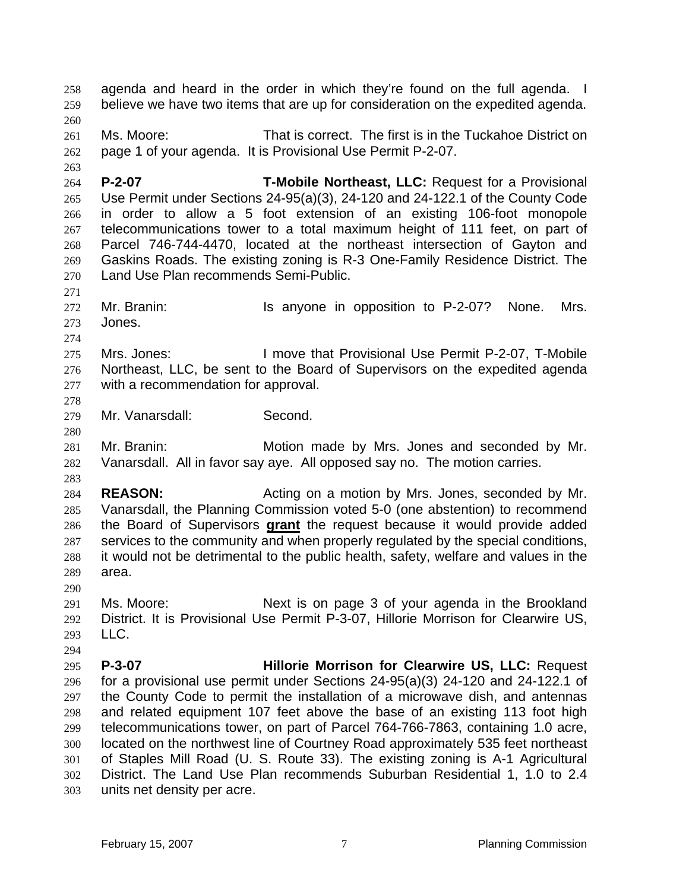agenda and heard in the order in which they're found on the full agenda. I believe we have two items that are up for consideration on the expedited agenda.

Ms. Moore: That is correct. The first is in the Tuckahoe District on page 1 of your agenda. It is Provisional Use Permit P-2-07.

**P-2-07** **T-Mobile Northeast, LLC:** Request for a Provisional Use Permit under Sections 24-95(a)(3), 24-120 and 24-122.1 of the County Code in order to allow a 5 foot extension of an existing 106-foot monopole telecommunications tower to a total maximum height of 111 feet, on part of Parcel 746-744-4470, located at the northeast intersection of Gayton and Gaskins Roads. The existing zoning is R-3 One-Family Residence District. The Land Use Plan recommends Semi-Public.

Mr. Branin: Is anyone in opposition to P-2-07? None. Mrs. Jones.

Mrs. Jones: I move that Provisional Use Permit P-2-07, T-Mobile Northeast, LLC, be sent to the Board of Supervisors on the expedited agenda with a recommendation for approval.

Mr. Vanarsdall: Second.

Mr. Branin: Motion made by Mrs. Jones and seconded by Mr. Vanarsdall. All in favor say aye. All opposed say no. The motion carries.

**REASON:** Acting on a motion by Mrs. Jones, seconded by Mr. Vanarsdall, the Planning Commission voted 5-0 (one abstention) to recommend the Board of Supervisors **grant** the request because it would provide added services to the community and when properly regulated by the special conditions, it would not be detrimental to the public health, safety, welfare and values in the area.

Ms. Moore: Next is on page 3 of your agenda in the Brookland District. It is Provisional Use Permit P-3-07, Hillorie Morrison for Clearwire US, LLC.

**P-3-07** **Hillorie Morrison for Clearwire US, LLC:** Request for a provisional use permit under Sections 24-95(a)(3) 24-120 and 24-122.1 of the County Code to permit the installation of a microwave dish, and antennas and related equipment 107 feet above the base of an existing 113 foot high telecommunications tower, on part of Parcel 764-766-7863, containing 1.0 acre, located on the northwest line of Courtney Road approximately 535 feet northeast of Staples Mill Road (U. S. Route 33). The existing zoning is A-1 Agricultural District. The Land Use Plan recommends Suburban Residential 1, 1.0 to 2.4 units net density per acre.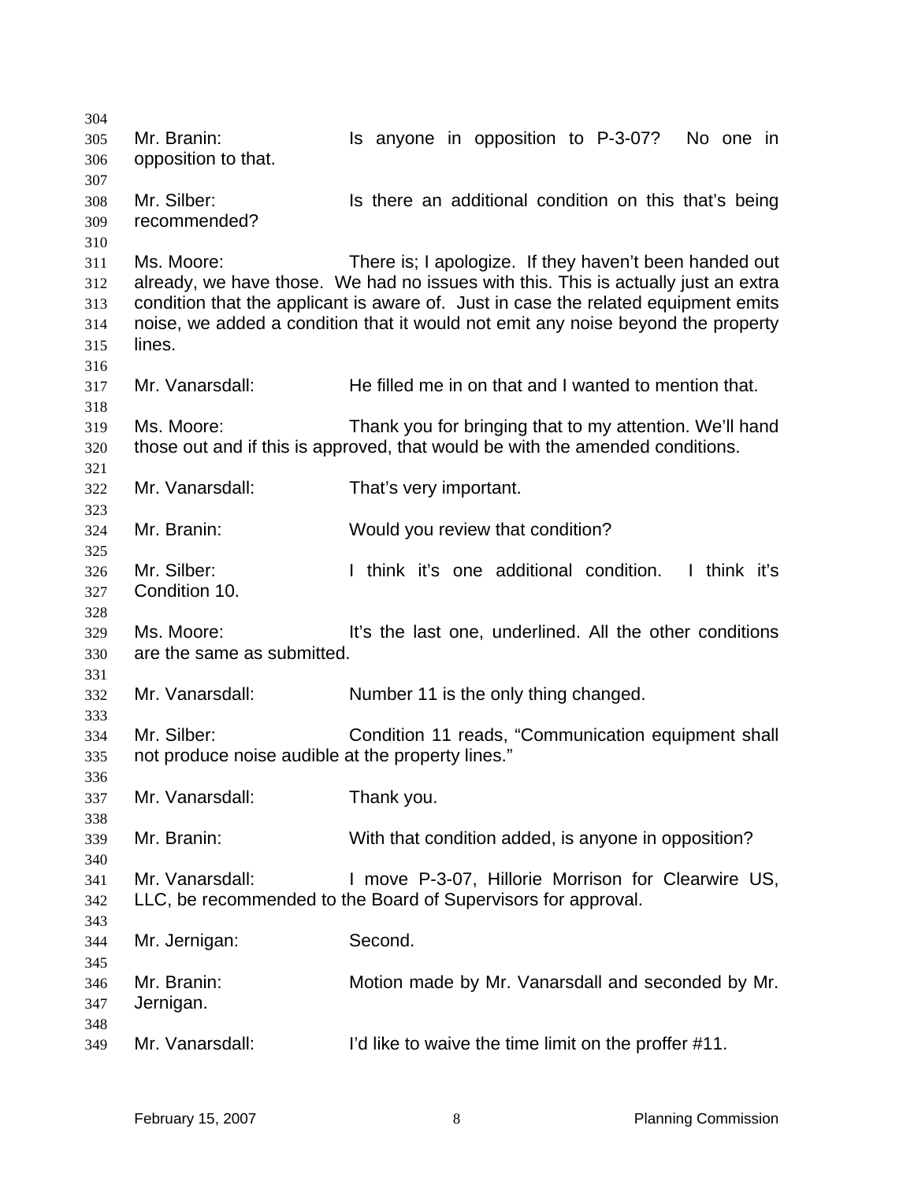Mr. Branin: Is anyone in opposition to P-3-07? No one in opposition to that.

Mr. Silber: Is there an additional condition on this that's being recommended?

Ms. Moore: There is; I apologize. If they haven't been handed out already, we have those. We had no issues with this. This is actually just an extra condition that the applicant is aware of. Just in case the related equipment emits noise, we added a condition that it would not emit any noise beyond the property lines.

Mr. Vanarsdall: He filled me in on that and I wanted to mention that.

Ms. Moore: Thank you for bringing that to my attention. We'll hand those out and if this is approved, that would be with the amended conditions.

Mr. Vanarsdall: That's very important.

Mr. Branin: Would you review that condition?

Mr. Silber: I think it's one additional condition. I think it's Condition 10.

Ms. Moore: It's the last one, underlined. All the other conditions are the same as submitted.

Mr. Vanarsdall: Number 11 is the only thing changed.

Mr. Silber: Condition 11 reads, "Communication equipment shall not produce noise audible at the property lines."

Mr. Vanarsdall: Thank you.

Mr. Branin: With that condition added, is anyone in opposition?

Mr. Vanarsdall: I move P-3-07, Hillorie Morrison for Clearwire US, LLC, be recommended to the Board of Supervisors for approval.

Mr. Jernigan: Second.

Mr. Branin: Motion made by Mr. Vanarsdall and seconded by Mr. Jernigan.

Mr. Vanarsdall: I'd like to waive the time limit on the proffer #11.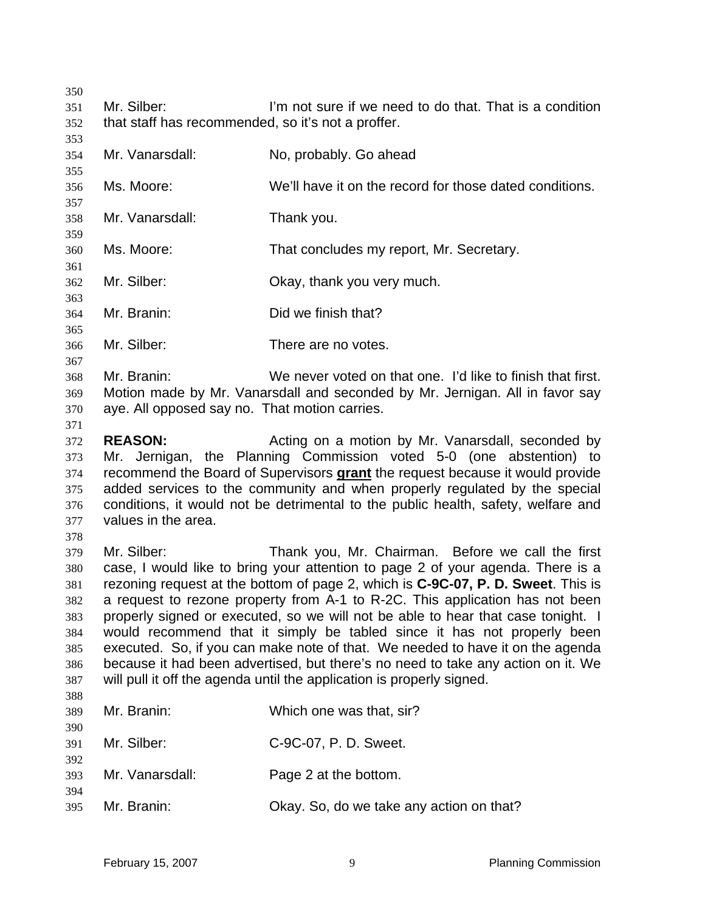Mr. Silber: I'm not sure if we need to do that. That is a condition that staff has recommended, so it's not a proffer.

Mr. Vanarsdall: No, probably. Go ahead

Ms. Moore: We'll have it on the record for those dated conditions.

Mr. Vanarsdall: Thank you.

Ms. Moore: That concludes my report, Mr. Secretary.

Mr. Silber: Okay, thank you very much.

Mr. Branin: Did we finish that?

Mr. Silber: There are no votes.

Mr. Branin: We never voted on that one. I'd like to finish that first. Motion made by Mr. Vanarsdall and seconded by Mr. Jernigan. All in favor say aye. All opposed say no. That motion carries.

**REASON:** Acting on a motion by Mr. Vanarsdall, seconded by Mr. Jernigan, the Planning Commission voted 5-0 (one abstention) to recommend the Board of Supervisors **grant** the request because it would provide added services to the community and when properly regulated by the special conditions, it would not be detrimental to the public health, safety, welfare and values in the area.

Mr. Silber: Thank you, Mr. Chairman. Before we call the first case, I would like to bring your attention to page 2 of your agenda. There is a rezoning request at the bottom of page 2, which is **C-9C-07, P. D. Sweet**. This is a request to rezone property from A-1 to R-2C. This application has not been properly signed or executed, so we will not be able to hear that case tonight. I would recommend that it simply be tabled since it has not properly been executed. So, if you can make note of that. We needed to have it on the agenda because it had been advertised, but there's no need to take any action on it. We will pull it off the agenda until the application is properly signed.

Mr. Branin: Which one was that, sir?

Mr. Silber: C-9C-07, P. D. Sweet.

Mr. Vanarsdall: Page 2 at the bottom.

Mr. Branin: Okay. So, do we take any action on that?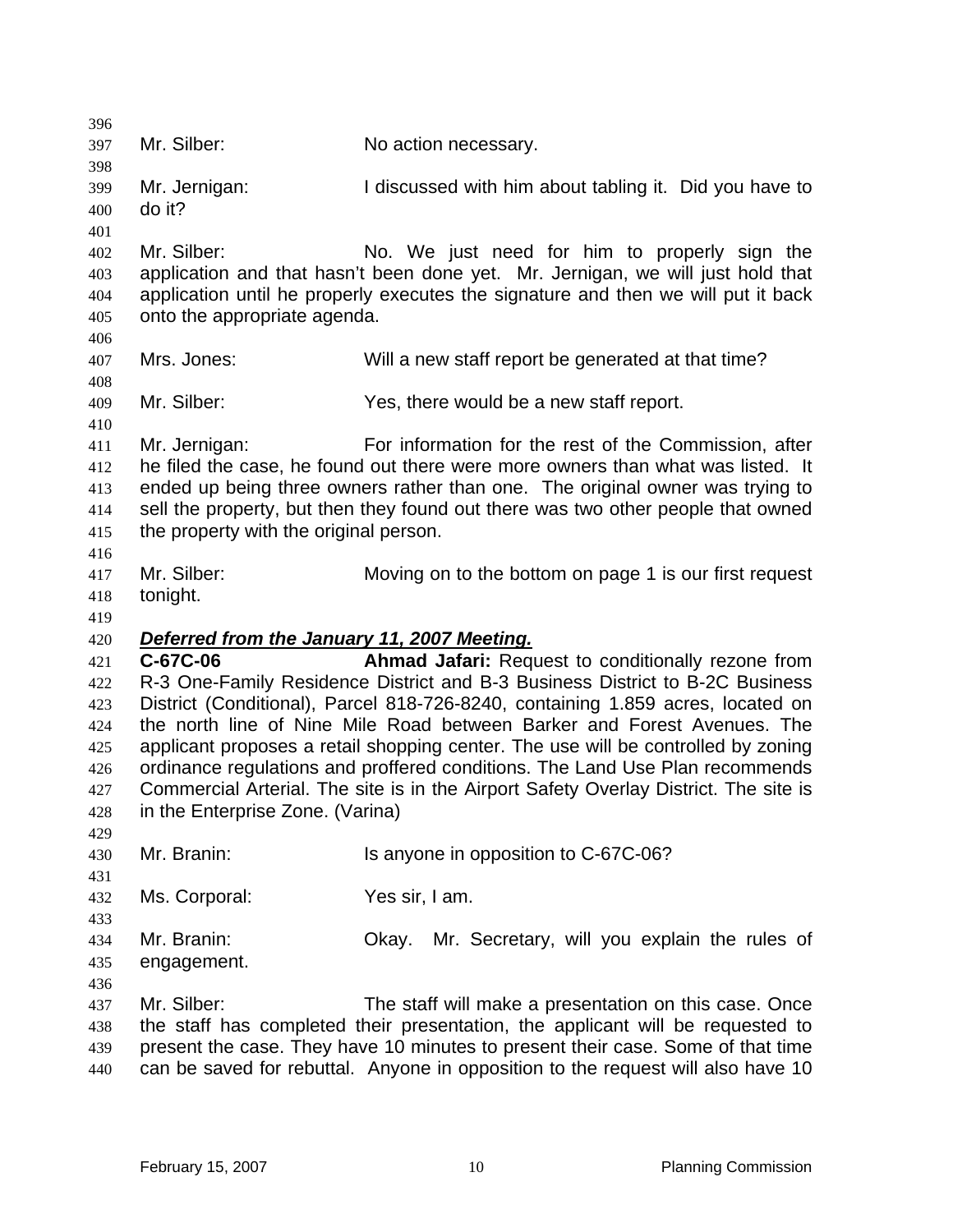Mr. Silber: No action necessary.

Mr. Jernigan: I discussed with him about tabling it. Did you have to do it?

Mr. Silber: No. We just need for him to properly sign the application and that hasn't been done yet. Mr. Jernigan, we will just hold that application until he properly executes the signature and then we will put it back onto the appropriate agenda.

Mrs. Jones: Will a new staff report be generated at that time?

Mr. Silber: Yes, there would be a new staff report.

Mr. Jernigan: For information for the rest of the Commission, after he filed the case, he found out there were more owners than what was listed. It ended up being three owners rather than one. The original owner was trying to sell the property, but then they found out there was two other people that owned the property with the original person.

Mr. Silber: Moving on to the bottom on page 1 is our first request tonight.

***Deferred from the January 11, 2007 Meeting.***

**C-67C-06** **Ahmad Jafari:** Request to conditionally rezone from R-3 One-Family Residence District and B-3 Business District to B-2C Business District (Conditional), Parcel 818-726-8240, containing 1.859 acres, located on the north line of Nine Mile Road between Barker and Forest Avenues. The applicant proposes a retail shopping center. The use will be controlled by zoning ordinance regulations and proffered conditions. The Land Use Plan recommends Commercial Arterial. The site is in the Airport Safety Overlay District. The site is in the Enterprise Zone. (Varina)

Mr. Branin: Is anyone in opposition to C-67C-06?

Ms. Corporal: Yes sir, I am.

Mr. Branin: Okay. Mr. Secretary, will you explain the rules of engagement.

Mr. Silber: The staff will make a presentation on this case. Once the staff has completed their presentation, the applicant will be requested to present the case. They have 10 minutes to present their case. Some of that time can be saved for rebuttal. Anyone in opposition to the request will also have 10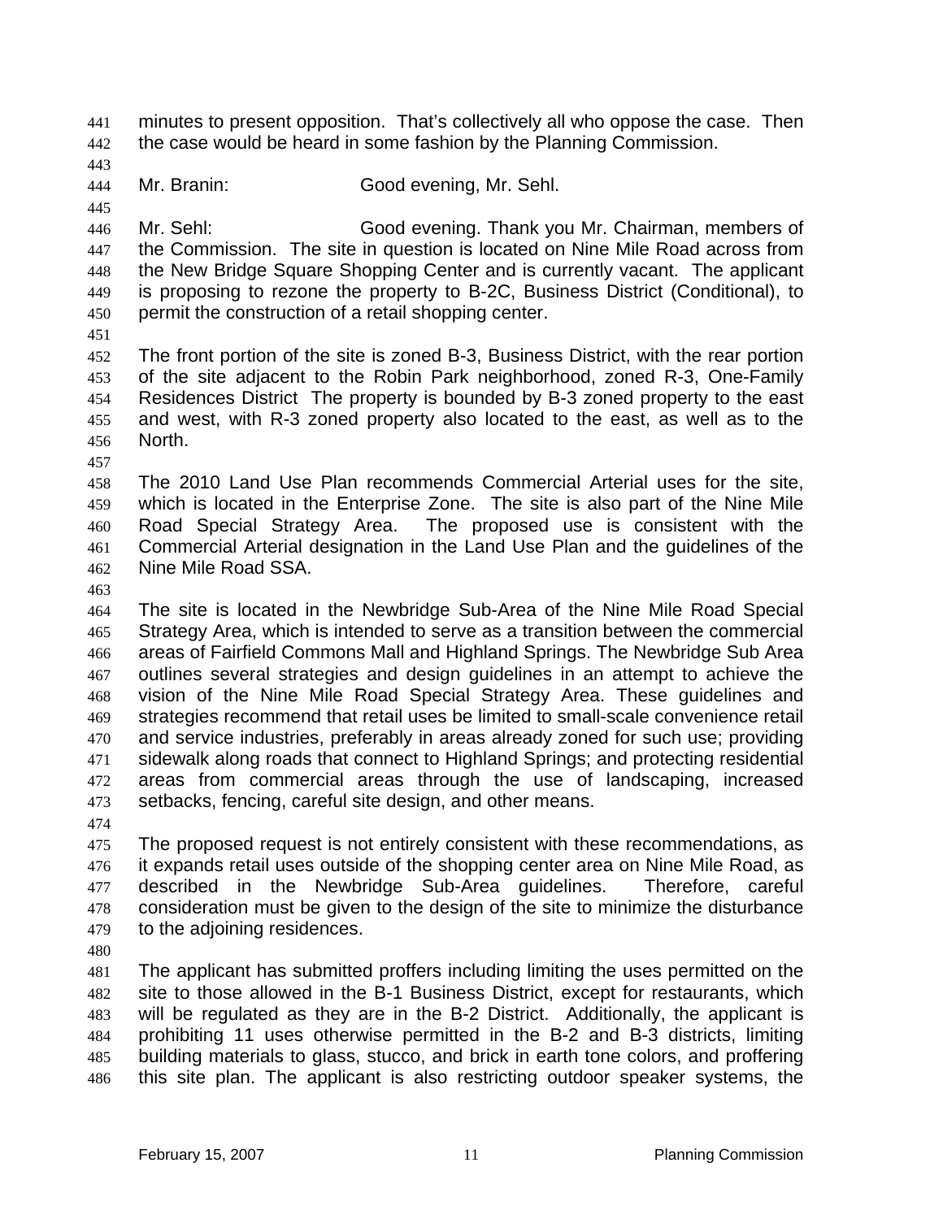minutes to present opposition. That's collectively all who oppose the case. Then the case would be heard in some fashion by the Planning Commission.

Mr. Branin: Good evening, Mr. Sehl.

Mr. Sehl: Good evening. Thank you Mr. Chairman, members of the Commission. The site in question is located on Nine Mile Road across from the New Bridge Square Shopping Center and is currently vacant. The applicant is proposing to rezone the property to B-2C, Business District (Conditional), to permit the construction of a retail shopping center.

The front portion of the site is zoned B-3, Business District, with the rear portion of the site adjacent to the Robin Park neighborhood, zoned R-3, One-Family Residences District The property is bounded by B-3 zoned property to the east and west, with R-3 zoned property also located to the east, as well as to the North.

The 2010 Land Use Plan recommends Commercial Arterial uses for the site, which is located in the Enterprise Zone. The site is also part of the Nine Mile Road Special Strategy Area. The proposed use is consistent with the Commercial Arterial designation in the Land Use Plan and the guidelines of the Nine Mile Road SSA.

The site is located in the Newbridge Sub-Area of the Nine Mile Road Special Strategy Area, which is intended to serve as a transition between the commercial areas of Fairfield Commons Mall and Highland Springs. The Newbridge Sub Area outlines several strategies and design guidelines in an attempt to achieve the vision of the Nine Mile Road Special Strategy Area. These guidelines and strategies recommend that retail uses be limited to small-scale convenience retail and service industries, preferably in areas already zoned for such use; providing sidewalk along roads that connect to Highland Springs; and protecting residential areas from commercial areas through the use of landscaping, increased setbacks, fencing, careful site design, and other means.

The proposed request is not entirely consistent with these recommendations, as it expands retail uses outside of the shopping center area on Nine Mile Road, as described in the Newbridge Sub-Area guidelines. Therefore, careful consideration must be given to the design of the site to minimize the disturbance to the adjoining residences.

The applicant has submitted proffers including limiting the uses permitted on the site to those allowed in the B-1 Business District, except for restaurants, which will be regulated as they are in the B-2 District. Additionally, the applicant is prohibiting 11 uses otherwise permitted in the B-2 and B-3 districts, limiting building materials to glass, stucco, and brick in earth tone colors, and proffering this site plan. The applicant is also restricting outdoor speaker systems, the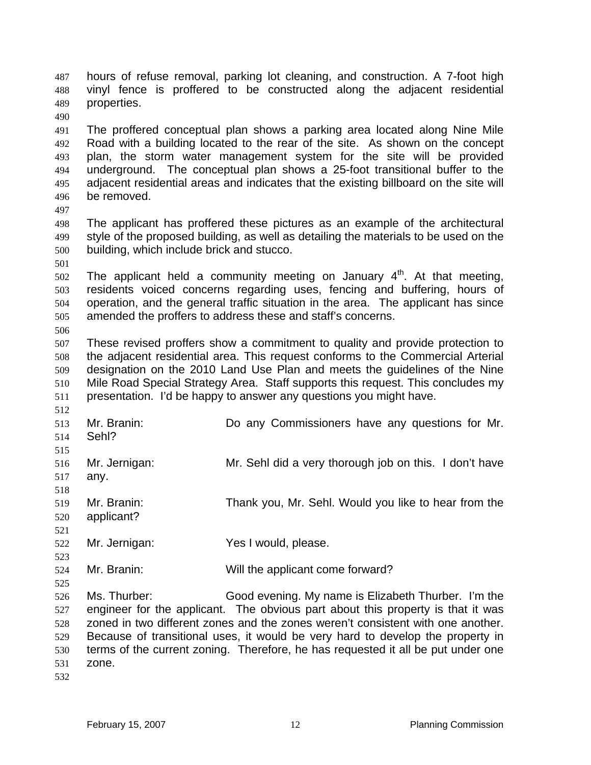hours of refuse removal, parking lot cleaning, and construction. A 7-foot high vinyl fence is proffered to be constructed along the adjacent residential properties.

The proffered conceptual plan shows a parking area located along Nine Mile Road with a building located to the rear of the site. As shown on the concept plan, the storm water management system for the site will be provided underground. The conceptual plan shows a 25-foot transitional buffer to the adjacent residential areas and indicates that the existing billboard on the site will be removed.

The applicant has proffered these pictures as an example of the architectural style of the proposed building, as well as detailing the materials to be used on the building, which include brick and stucco.

The applicant held a community meeting on January 4th. At that meeting, residents voiced concerns regarding uses, fencing and buffering, hours of operation, and the general traffic situation in the area. The applicant has since amended the proffers to address these and staff's concerns.

These revised proffers show a commitment to quality and provide protection to the adjacent residential area. This request conforms to the Commercial Arterial designation on the 2010 Land Use Plan and meets the guidelines of the Nine Mile Road Special Strategy Area. Staff supports this request. This concludes my presentation. I'd be happy to answer any questions you might have.

Mr. Branin: Do any Commissioners have any questions for Mr. Sehl?

Mr. Jernigan: Mr. Sehl did a very thorough job on this. I don't have any.

Mr. Branin: Thank you, Mr. Sehl. Would you like to hear from the applicant?

Mr. Jernigan: Yes I would, please.

Mr. Branin: Will the applicant come forward?

Ms. Thurber: Good evening. My name is Elizabeth Thurber. I'm the engineer for the applicant. The obvious part about this property is that it was zoned in two different zones and the zones weren't consistent with one another. Because of transitional uses, it would be very hard to develop the property in terms of the current zoning. Therefore, he has requested it all be put under one zone.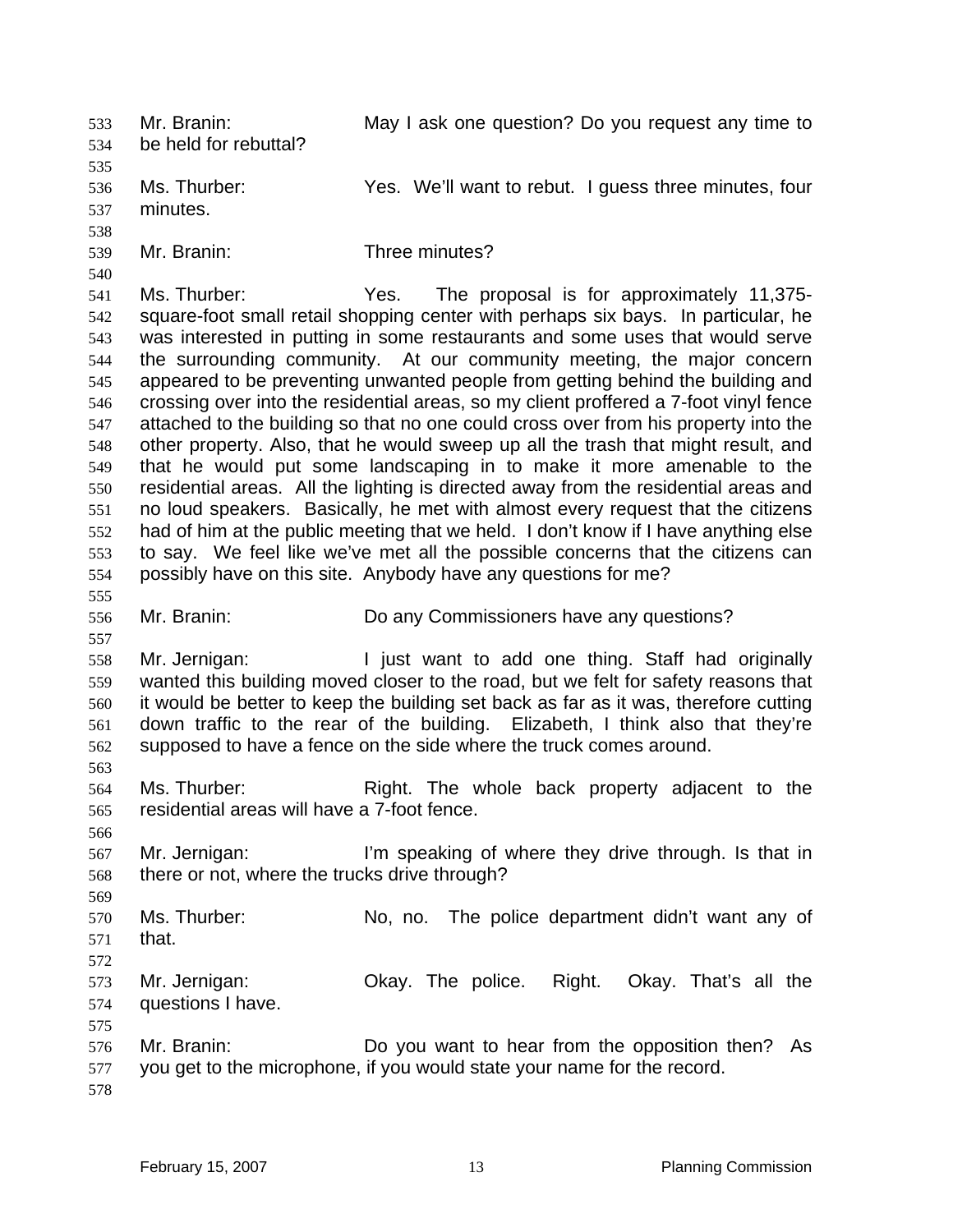Mr. Branin: May I ask one question? Do you request any time to be held for rebuttal?

Ms. Thurber: Yes. We'll want to rebut. I guess three minutes, four minutes.

Mr. Branin: Three minutes?

Ms. Thurber: Yes. The proposal is for approximately 11,375-square-foot small retail shopping center with perhaps six bays. In particular, he was interested in putting in some restaurants and some uses that would serve the surrounding community. At our community meeting, the major concern appeared to be preventing unwanted people from getting behind the building and crossing over into the residential areas, so my client proffered a 7-foot vinyl fence attached to the building so that no one could cross over from his property into the other property. Also, that he would sweep up all the trash that might result, and that he would put some landscaping in to make it more amenable to the residential areas. All the lighting is directed away from the residential areas and no loud speakers. Basically, he met with almost every request that the citizens had of him at the public meeting that we held. I don't know if I have anything else to say. We feel like we've met all the possible concerns that the citizens can possibly have on this site. Anybody have any questions for me?

Mr. Branin: Do any Commissioners have any questions?

Mr. Jernigan: I just want to add one thing. Staff had originally wanted this building moved closer to the road, but we felt for safety reasons that it would be better to keep the building set back as far as it was, therefore cutting down traffic to the rear of the building. Elizabeth, I think also that they're supposed to have a fence on the side where the truck comes around.

Ms. Thurber: Right. The whole back property adjacent to the residential areas will have a 7-foot fence.

Mr. Jernigan: I'm speaking of where they drive through. Is that in there or not, where the trucks drive through?

Ms. Thurber: No, no. The police department didn't want any of that.

Mr. Jernigan: Okay. The police. Right. Okay. That's all the questions I have.

Mr. Branin: Do you want to hear from the opposition then? As you get to the microphone, if you would state your name for the record.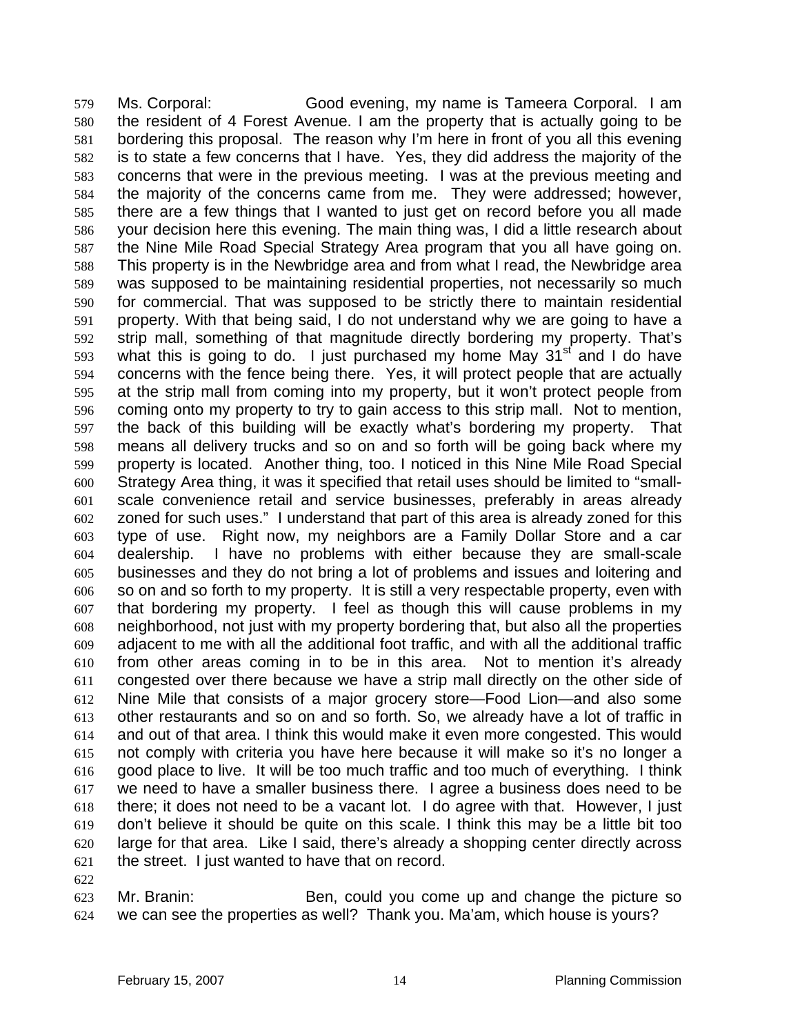Ms. Corporal: Good evening, my name is Tameera Corporal. I am the resident of 4 Forest Avenue. I am the property that is actually going to be bordering this proposal. The reason why I'm here in front of you all this evening is to state a few concerns that I have. Yes, they did address the majority of the concerns that were in the previous meeting. I was at the previous meeting and the majority of the concerns came from me. They were addressed; however, there are a few things that I wanted to just get on record before you all made your decision here this evening. The main thing was, I did a little research about the Nine Mile Road Special Strategy Area program that you all have going on. This property is in the Newbridge area and from what I read, the Newbridge area was supposed to be maintaining residential properties, not necessarily so much for commercial. That was supposed to be strictly there to maintain residential property. With that being said, I do not understand why we are going to have a strip mall, something of that magnitude directly bordering my property. That's what this is going to do. I just purchased my home May 31st and I do have concerns with the fence being there. Yes, it will protect people that are actually at the strip mall from coming into my property, but it won't protect people from coming onto my property to try to gain access to this strip mall. Not to mention, the back of this building will be exactly what's bordering my property. That means all delivery trucks and so on and so forth will be going back where my property is located. Another thing, too. I noticed in this Nine Mile Road Special Strategy Area thing, it was it specified that retail uses should be limited to "small-scale convenience retail and service businesses, preferably in areas already zoned for such uses." I understand that part of this area is already zoned for this type of use. Right now, my neighbors are a Family Dollar Store and a car dealership. I have no problems with either because they are small-scale businesses and they do not bring a lot of problems and issues and loitering and so on and so forth to my property. It is still a very respectable property, even with that bordering my property. I feel as though this will cause problems in my neighborhood, not just with my property bordering that, but also all the properties adjacent to me with all the additional foot traffic, and with all the additional traffic from other areas coming in to be in this area. Not to mention it's already congested over there because we have a strip mall directly on the other side of Nine Mile that consists of a major grocery store—Food Lion—and also some other restaurants and so on and so forth. So, we already have a lot of traffic in and out of that area. I think this would make it even more congested. This would not comply with criteria you have here because it will make so it's no longer a good place to live. It will be too much traffic and too much of everything. I think we need to have a smaller business there. I agree a business does need to be there; it does not need to be a vacant lot. I do agree with that. However, I just don't believe it should be quite on this scale. I think this may be a little bit too large for that area. Like I said, there's already a shopping center directly across the street. I just wanted to have that on record.

Mr. Branin: Ben, could you come up and change the picture so we can see the properties as well? Thank you. Ma'am, which house is yours?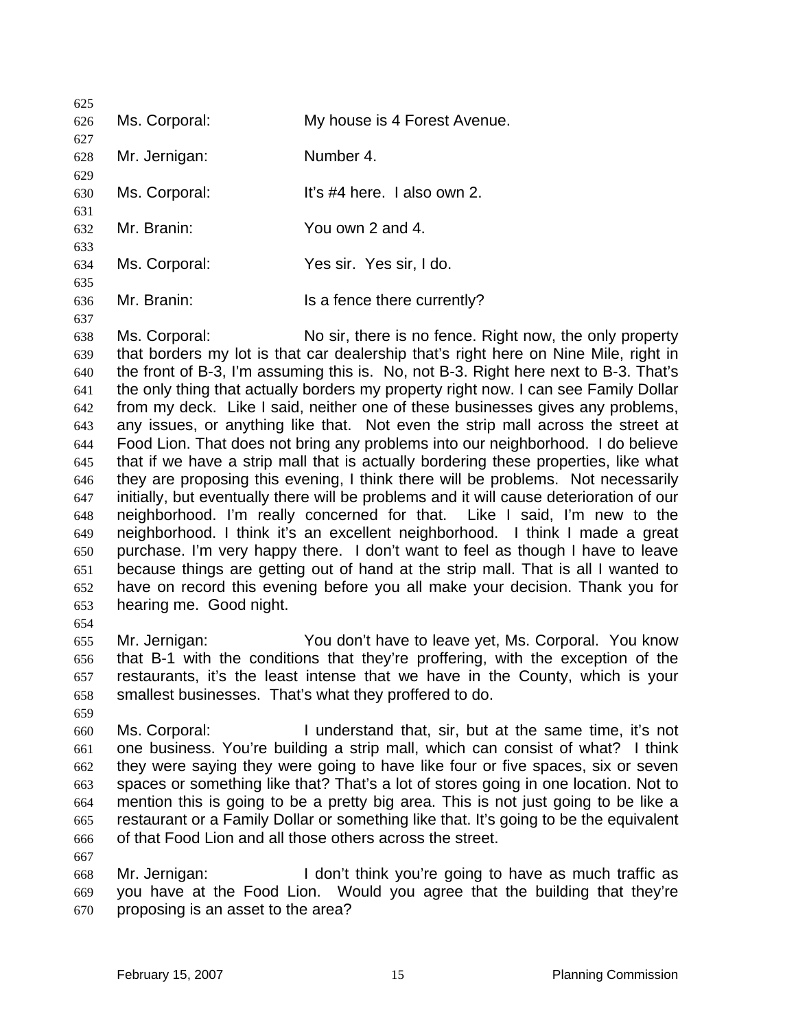Ms. Corporal: My house is 4 Forest Avenue.

Mr. Jernigan: Number 4.

Ms. Corporal: It's #4 here. I also own 2.

Mr. Branin: You own 2 and 4.

Ms. Corporal: Yes sir. Yes sir, I do.

Mr. Branin: Is a fence there currently?

Ms. Corporal: No sir, there is no fence. Right now, the only property that borders my lot is that car dealership that's right here on Nine Mile, right in the front of B-3, I'm assuming this is. No, not B-3. Right here next to B-3. That's the only thing that actually borders my property right now. I can see Family Dollar from my deck. Like I said, neither one of these businesses gives any problems, any issues, or anything like that. Not even the strip mall across the street at Food Lion. That does not bring any problems into our neighborhood. I do believe that if we have a strip mall that is actually bordering these properties, like what they are proposing this evening, I think there will be problems. Not necessarily initially, but eventually there will be problems and it will cause deterioration of our neighborhood. I'm really concerned for that. Like I said, I'm new to the neighborhood. I think it's an excellent neighborhood. I think I made a great purchase. I'm very happy there. I don't want to feel as though I have to leave because things are getting out of hand at the strip mall. That is all I wanted to have on record this evening before you all make your decision. Thank you for hearing me. Good night.

Mr. Jernigan: You don't have to leave yet, Ms. Corporal. You know that B-1 with the conditions that they're proffering, with the exception of the restaurants, it's the least intense that we have in the County, which is your smallest businesses. That's what they proffered to do.

Ms. Corporal: I understand that, sir, but at the same time, it's not one business. You're building a strip mall, which can consist of what? I think they were saying they were going to have like four or five spaces, six or seven spaces or something like that? That's a lot of stores going in one location. Not to mention this is going to be a pretty big area. This is not just going to be like a restaurant or a Family Dollar or something like that. It's going to be the equivalent of that Food Lion and all those others across the street.

Mr. Jernigan: I don't think you're going to have as much traffic as you have at the Food Lion. Would you agree that the building that they're proposing is an asset to the area?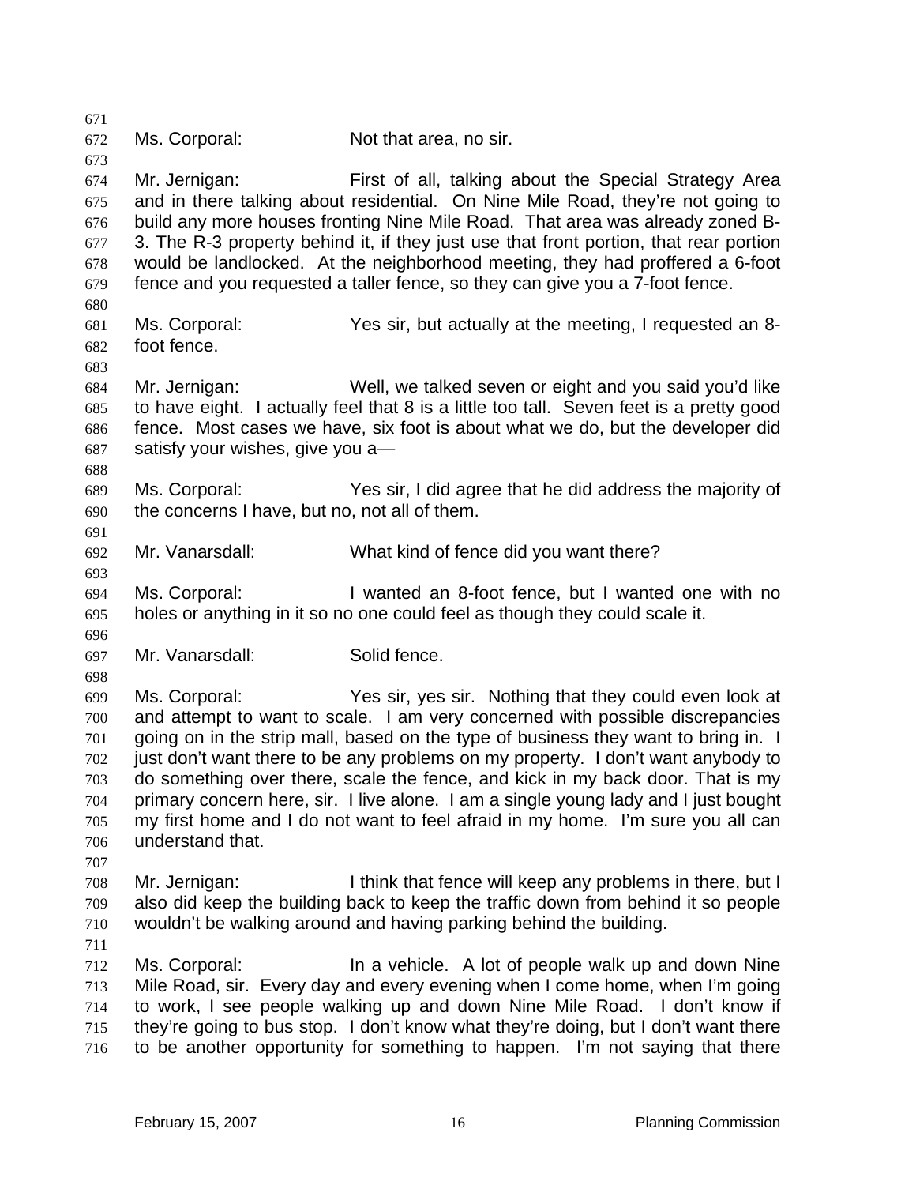Ms. Corporal: Not that area, no sir.

Mr. Jernigan: First of all, talking about the Special Strategy Area and in there talking about residential. On Nine Mile Road, they're not going to build any more houses fronting Nine Mile Road. That area was already zoned B-3. The R-3 property behind it, if they just use that front portion, that rear portion would be landlocked. At the neighborhood meeting, they had proffered a 6-foot fence and you requested a taller fence, so they can give you a 7-foot fence.

Ms. Corporal: Yes sir, but actually at the meeting, I requested an 8-foot fence.

Mr. Jernigan: Well, we talked seven or eight and you said you'd like to have eight. I actually feel that 8 is a little too tall. Seven feet is a pretty good fence. Most cases we have, six foot is about what we do, but the developer did satisfy your wishes, give you a—

Ms. Corporal: Yes sir, I did agree that he did address the majority of the concerns I have, but no, not all of them.

Mr. Vanarsdall: What kind of fence did you want there?

Ms. Corporal: I wanted an 8-foot fence, but I wanted one with no holes or anything in it so no one could feel as though they could scale it.

Mr. Vanarsdall: Solid fence.

Ms. Corporal: Yes sir, yes sir. Nothing that they could even look at and attempt to want to scale. I am very concerned with possible discrepancies going on in the strip mall, based on the type of business they want to bring in. I just don't want there to be any problems on my property. I don't want anybody to do something over there, scale the fence, and kick in my back door. That is my primary concern here, sir. I live alone. I am a single young lady and I just bought my first home and I do not want to feel afraid in my home. I'm sure you all can understand that.

Mr. Jernigan: I think that fence will keep any problems in there, but I also did keep the building back to keep the traffic down from behind it so people wouldn't be walking around and having parking behind the building.

Ms. Corporal: In a vehicle. A lot of people walk up and down Nine Mile Road, sir. Every day and every evening when I come home, when I'm going to work, I see people walking up and down Nine Mile Road. I don't know if they're going to bus stop. I don't know what they're doing, but I don't want there to be another opportunity for something to happen. I'm not saying that there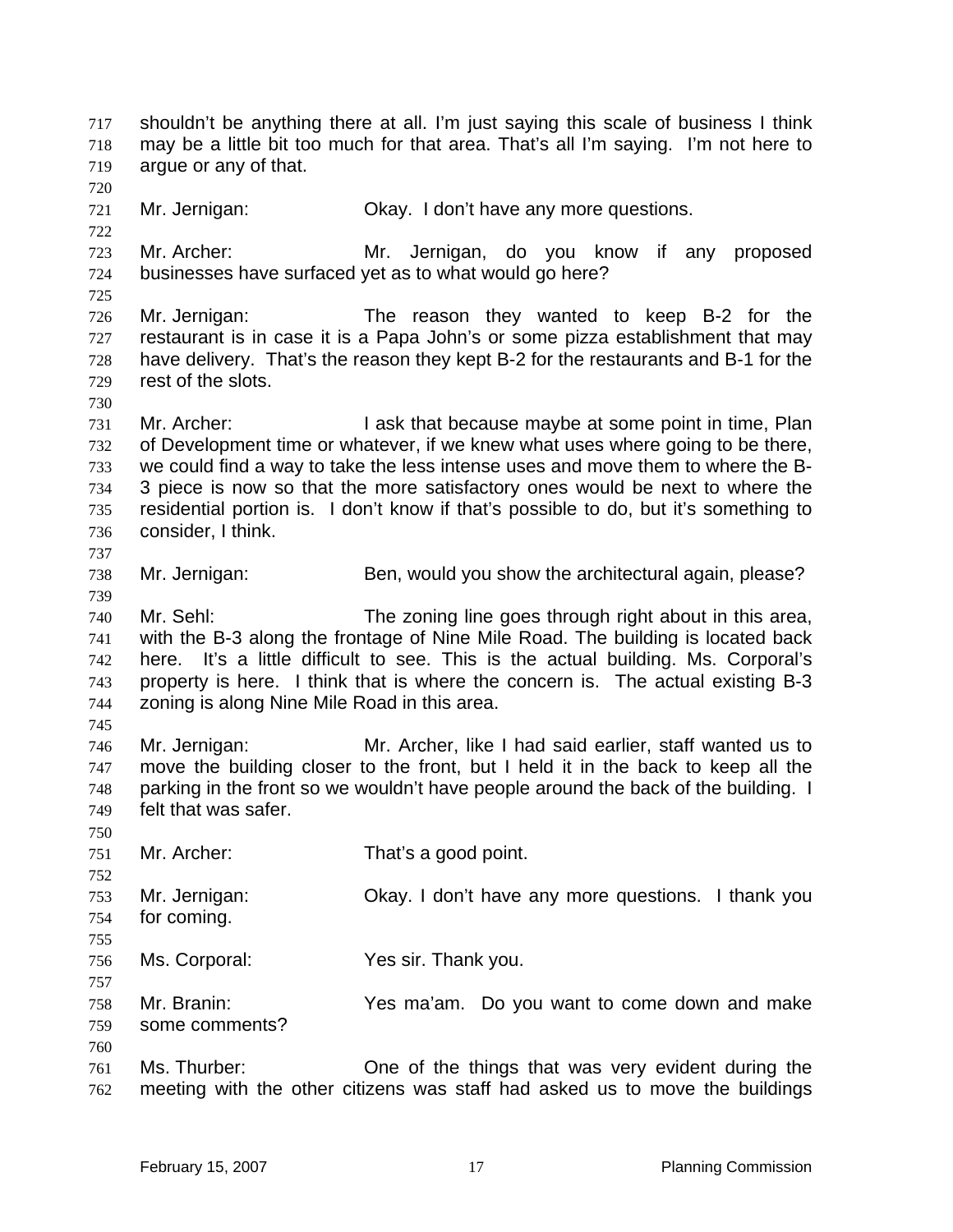shouldn't be anything there at all. I'm just saying this scale of business I think may be a little bit too much for that area. That's all I'm saying. I'm not here to argue or any of that.

Mr. Jernigan: Okay. I don't have any more questions.

Mr. Archer: Mr. Jernigan, do you know if any proposed businesses have surfaced yet as to what would go here?

Mr. Jernigan: The reason they wanted to keep B-2 for the restaurant is in case it is a Papa John's or some pizza establishment that may have delivery. That's the reason they kept B-2 for the restaurants and B-1 for the rest of the slots.

Mr. Archer: I ask that because maybe at some point in time, Plan of Development time or whatever, if we knew what uses where going to be there, we could find a way to take the less intense uses and move them to where the B-3 piece is now so that the more satisfactory ones would be next to where the residential portion is. I don't know if that's possible to do, but it's something to consider, I think.

Mr. Jernigan: Ben, would you show the architectural again, please?

Mr. Sehl: The zoning line goes through right about in this area, with the B-3 along the frontage of Nine Mile Road. The building is located back here. It's a little difficult to see. This is the actual building. Ms. Corporal's property is here. I think that is where the concern is. The actual existing B-3 zoning is along Nine Mile Road in this area.

Mr. Jernigan: Mr. Archer, like I had said earlier, staff wanted us to move the building closer to the front, but I held it in the back to keep all the parking in the front so we wouldn't have people around the back of the building. I felt that was safer.

Mr. Archer: That's a good point.

Mr. Jernigan: Okay. I don't have any more questions. I thank you for coming.

Ms. Corporal: Yes sir. Thank you.

Mr. Branin: Yes ma'am. Do you want to come down and make some comments?

Ms. Thurber: One of the things that was very evident during the meeting with the other citizens was staff had asked us to move the buildings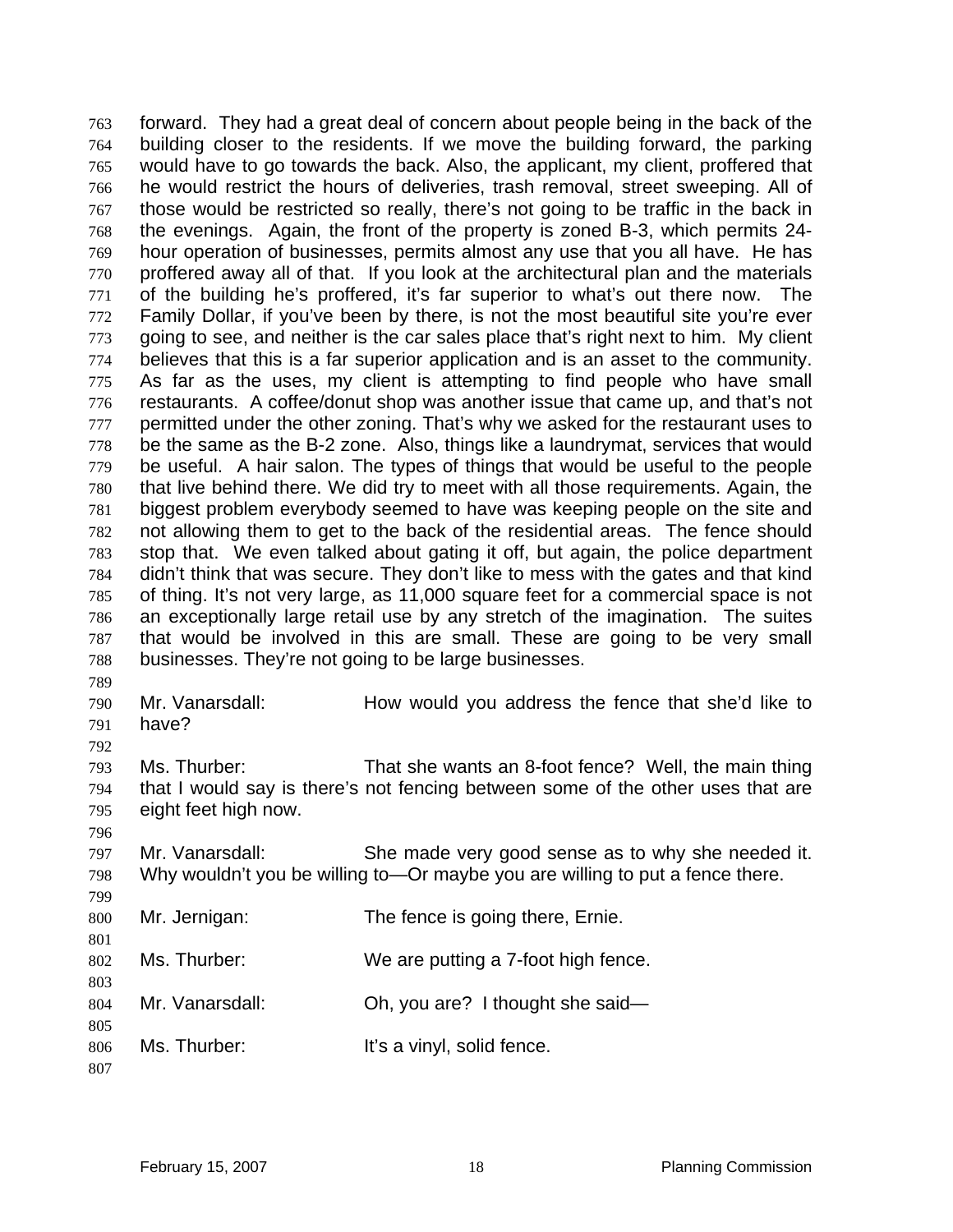forward. They had a great deal of concern about people being in the back of the building closer to the residents. If we move the building forward, the parking would have to go towards the back. Also, the applicant, my client, proffered that he would restrict the hours of deliveries, trash removal, street sweeping. All of those would be restricted so really, there's not going to be traffic in the back in the evenings. Again, the front of the property is zoned B-3, which permits 24-hour operation of businesses, permits almost any use that you all have. He has proffered away all of that. If you look at the architectural plan and the materials of the building he's proffered, it's far superior to what's out there now. The Family Dollar, if you've been by there, is not the most beautiful site you're ever going to see, and neither is the car sales place that's right next to him. My client believes that this is a far superior application and is an asset to the community. As far as the uses, my client is attempting to find people who have small restaurants. A coffee/donut shop was another issue that came up, and that's not permitted under the other zoning. That's why we asked for the restaurant uses to be the same as the B-2 zone. Also, things like a laundrymat, services that would be useful. A hair salon. The types of things that would be useful to the people that live behind there. We did try to meet with all those requirements. Again, the biggest problem everybody seemed to have was keeping people on the site and not allowing them to get to the back of the residential areas. The fence should stop that. We even talked about gating it off, but again, the police department didn't think that was secure. They don't like to mess with the gates and that kind of thing. It's not very large, as 11,000 square feet for a commercial space is not an exceptionally large retail use by any stretch of the imagination. The suites that would be involved in this are small. These are going to be very small businesses. They're not going to be large businesses.

Mr. Vanarsdall: How would you address the fence that she'd like to have?

Ms. Thurber: That she wants an 8-foot fence? Well, the main thing that I would say is there's not fencing between some of the other uses that are eight feet high now.

Mr. Vanarsdall: She made very good sense as to why she needed it. Why wouldn't you be willing to—Or maybe you are willing to put a fence there.

Mr. Jernigan: The fence is going there, Ernie.

Ms. Thurber: We are putting a 7-foot high fence.

Mr. Vanarsdall: Oh, you are? I thought she said—

Ms. Thurber: It's a vinyl, solid fence.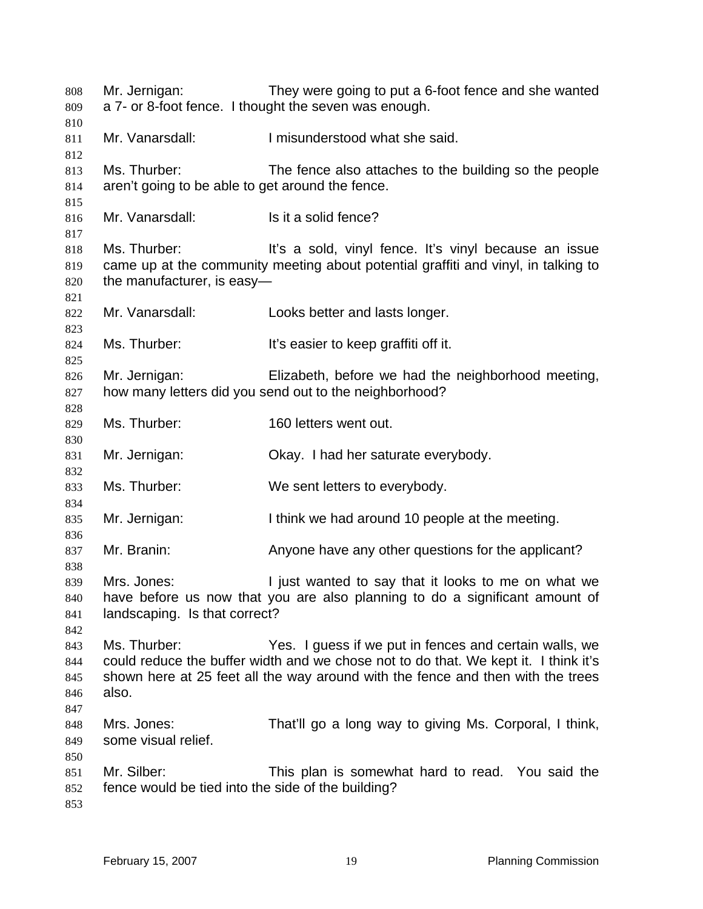Mr. Jernigan: They were going to put a 6-foot fence and she wanted a 7- or 8-foot fence. I thought the seven was enough.

Mr. Vanarsdall: I misunderstood what she said.

Ms. Thurber: The fence also attaches to the building so the people aren't going to be able to get around the fence.

Mr. Vanarsdall: Is it a solid fence?

Ms. Thurber: It's a sold, vinyl fence. It's vinyl because an issue came up at the community meeting about potential graffiti and vinyl, in talking to the manufacturer, is easy—

Mr. Vanarsdall: Looks better and lasts longer.

Ms. Thurber: It's easier to keep graffiti off it.

Mr. Jernigan: Elizabeth, before we had the neighborhood meeting, how many letters did you send out to the neighborhood?

Ms. Thurber: 160 letters went out.

Mr. Jernigan: Okay. I had her saturate everybody.

Ms. Thurber: We sent letters to everybody.

Mr. Jernigan: I think we had around 10 people at the meeting.

Mr. Branin: Anyone have any other questions for the applicant?

Mrs. Jones: I just wanted to say that it looks to me on what we have before us now that you are also planning to do a significant amount of landscaping. Is that correct?

Ms. Thurber: Yes. I guess if we put in fences and certain walls, we could reduce the buffer width and we chose not to do that. We kept it. I think it's shown here at 25 feet all the way around with the fence and then with the trees also.

Mrs. Jones: That'll go a long way to giving Ms. Corporal, I think, some visual relief.

Mr. Silber: This plan is somewhat hard to read. You said the fence would be tied into the side of the building?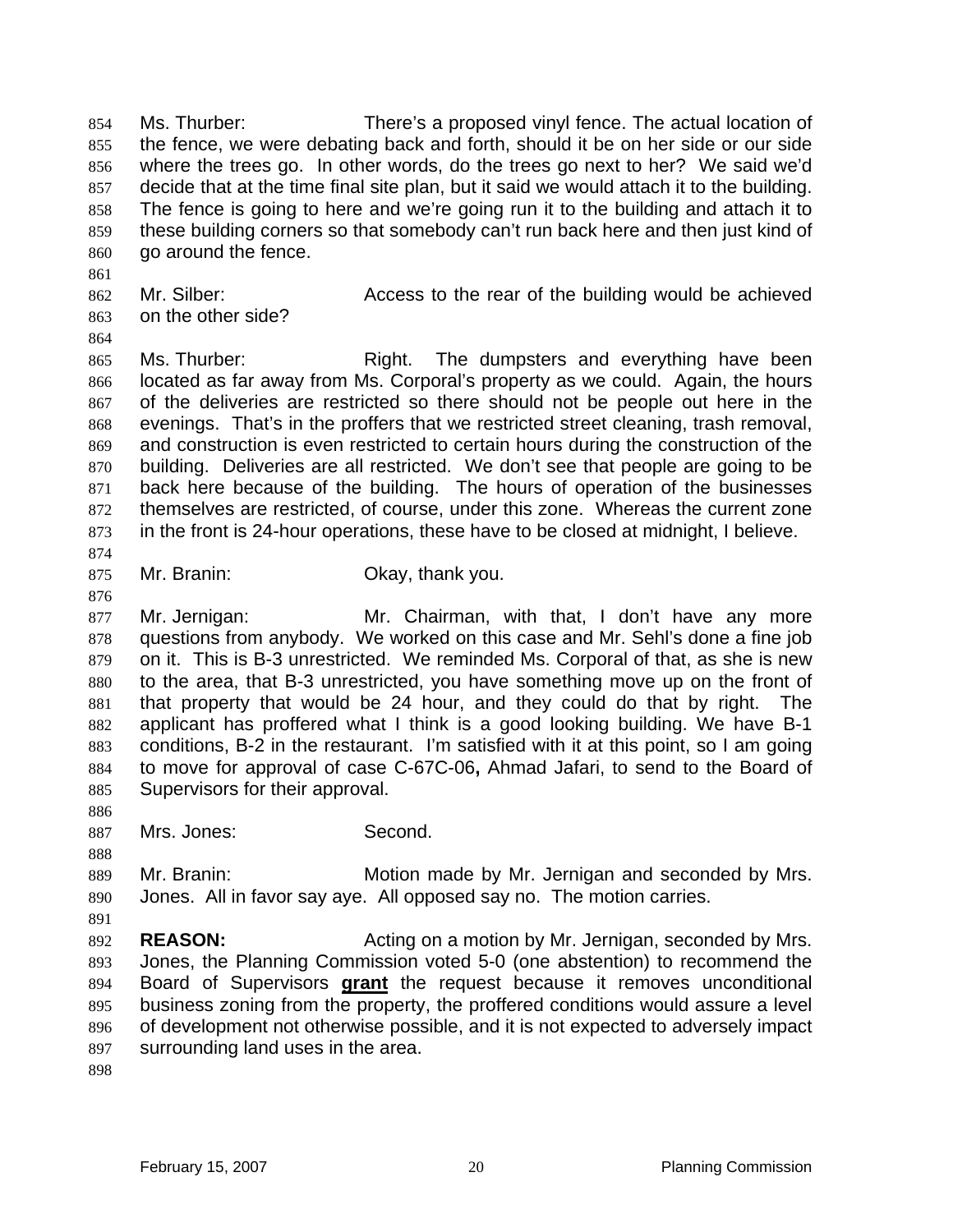Ms. Thurber: There's a proposed vinyl fence. The actual location of the fence, we were debating back and forth, should it be on her side or our side where the trees go. In other words, do the trees go next to her? We said we'd decide that at the time final site plan, but it said we would attach it to the building. The fence is going to here and we're going run it to the building and attach it to these building corners so that somebody can't run back here and then just kind of go around the fence.

Mr. Silber: Access to the rear of the building would be achieved on the other side?

Ms. Thurber: Right. The dumpsters and everything have been located as far away from Ms. Corporal's property as we could. Again, the hours of the deliveries are restricted so there should not be people out here in the evenings. That's in the proffers that we restricted street cleaning, trash removal, and construction is even restricted to certain hours during the construction of the building. Deliveries are all restricted. We don't see that people are going to be back here because of the building. The hours of operation of the businesses themselves are restricted, of course, under this zone. Whereas the current zone in the front is 24-hour operations, these have to be closed at midnight, I believe.

Mr. Branin: Okay, thank you.

Mr. Jernigan: Mr. Chairman, with that, I don't have any more questions from anybody. We worked on this case and Mr. Sehl's done a fine job on it. This is B-3 unrestricted. We reminded Ms. Corporal of that, as she is new to the area, that B-3 unrestricted, you have something move up on the front of that property that would be 24 hour, and they could do that by right. The applicant has proffered what I think is a good looking building. We have B-1 conditions, B-2 in the restaurant. I'm satisfied with it at this point, so I am going to move for approval of case C-67C-06**,** Ahmad Jafari, to send to the Board of Supervisors for their approval.

Mrs. Jones: Second.

Mr. Branin: Motion made by Mr. Jernigan and seconded by Mrs. Jones. All in favor say aye. All opposed say no. The motion carries.

**REASON:** Acting on a motion by Mr. Jernigan, seconded by Mrs. Jones, the Planning Commission voted 5-0 (one abstention) to recommend the Board of Supervisors **grant** the request because it removes unconditional business zoning from the property, the proffered conditions would assure a level of development not otherwise possible, and it is not expected to adversely impact surrounding land uses in the area.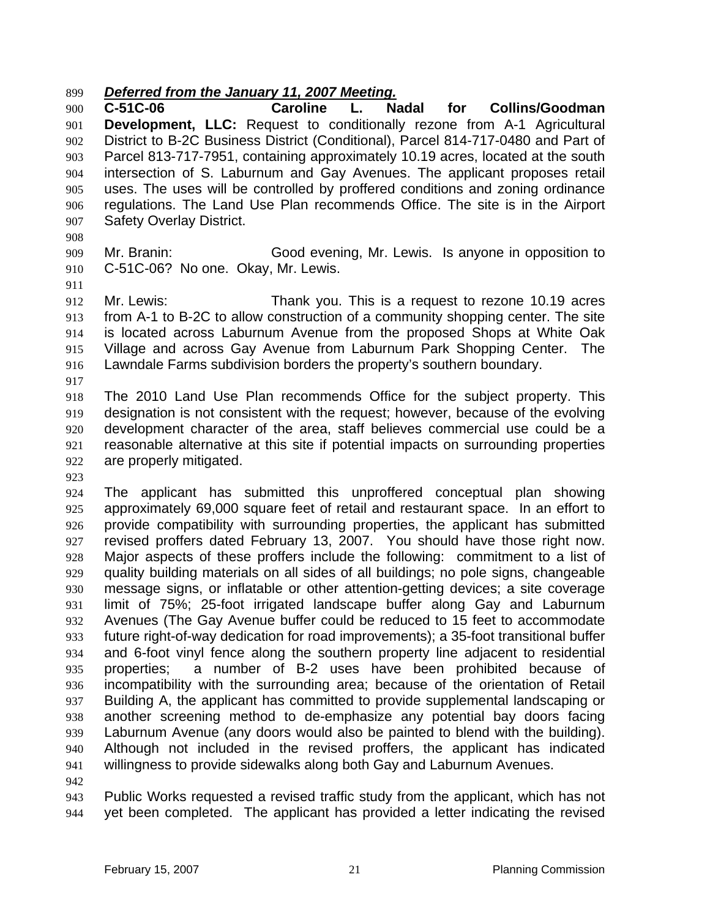***Deferred from the January 11, 2007 Meeting.***

**C-51C-06 Caroline L. Nadal for Collins/Goodman Development, LLC:** Request to conditionally rezone from A-1 Agricultural District to B-2C Business District (Conditional), Parcel 814-717-0480 and Part of Parcel 813-717-7951, containing approximately 10.19 acres, located at the south intersection of S. Laburnum and Gay Avenues. The applicant proposes retail uses. The uses will be controlled by proffered conditions and zoning ordinance regulations. The Land Use Plan recommends Office. The site is in the Airport Safety Overlay District.

Mr. Branin: Good evening, Mr. Lewis. Is anyone in opposition to C-51C-06? No one. Okay, Mr. Lewis.

Mr. Lewis: Thank you. This is a request to rezone 10.19 acres from A-1 to B-2C to allow construction of a community shopping center. The site is located across Laburnum Avenue from the proposed Shops at White Oak Village and across Gay Avenue from Laburnum Park Shopping Center. The Lawndale Farms subdivision borders the property's southern boundary.

The 2010 Land Use Plan recommends Office for the subject property. This designation is not consistent with the request; however, because of the evolving development character of the area, staff believes commercial use could be a reasonable alternative at this site if potential impacts on surrounding properties are properly mitigated.

The applicant has submitted this unproffered conceptual plan showing approximately 69,000 square feet of retail and restaurant space. In an effort to provide compatibility with surrounding properties, the applicant has submitted revised proffers dated February 13, 2007. You should have those right now. Major aspects of these proffers include the following: commitment to a list of quality building materials on all sides of all buildings; no pole signs, changeable message signs, or inflatable or other attention-getting devices; a site coverage limit of 75%; 25-foot irrigated landscape buffer along Gay and Laburnum Avenues (The Gay Avenue buffer could be reduced to 15 feet to accommodate future right-of-way dedication for road improvements); a 35-foot transitional buffer and 6-foot vinyl fence along the southern property line adjacent to residential properties; a number of B-2 uses have been prohibited because of incompatibility with the surrounding area; because of the orientation of Retail Building A, the applicant has committed to provide supplemental landscaping or another screening method to de-emphasize any potential bay doors facing Laburnum Avenue (any doors would also be painted to blend with the building). Although not included in the revised proffers, the applicant has indicated willingness to provide sidewalks along both Gay and Laburnum Avenues.

Public Works requested a revised traffic study from the applicant, which has not yet been completed. The applicant has provided a letter indicating the revised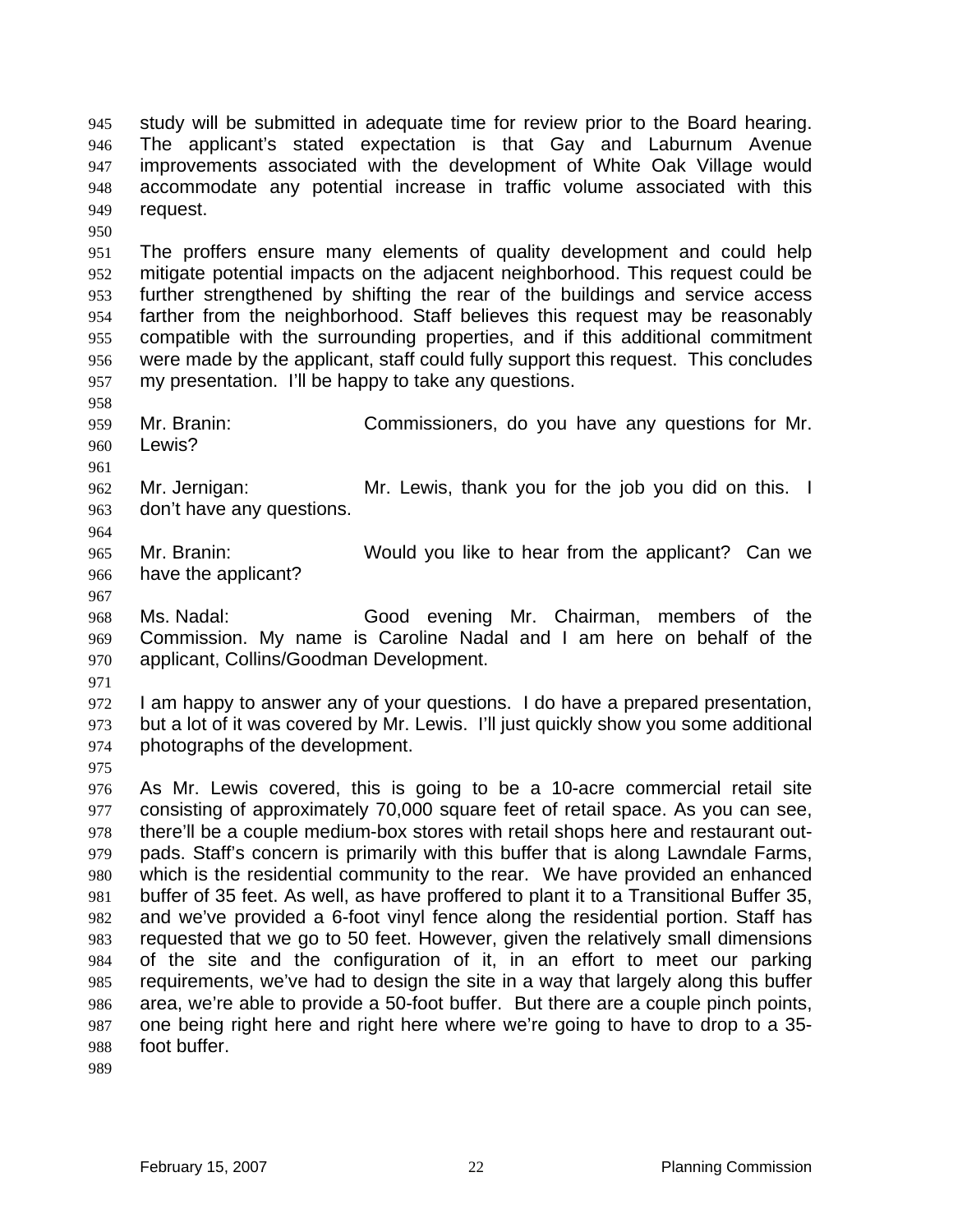study will be submitted in adequate time for review prior to the Board hearing. The applicant's stated expectation is that Gay and Laburnum Avenue improvements associated with the development of White Oak Village would accommodate any potential increase in traffic volume associated with this request.

The proffers ensure many elements of quality development and could help mitigate potential impacts on the adjacent neighborhood. This request could be further strengthened by shifting the rear of the buildings and service access farther from the neighborhood. Staff believes this request may be reasonably compatible with the surrounding properties, and if this additional commitment were made by the applicant, staff could fully support this request. This concludes my presentation. I'll be happy to take any questions.

Mr. Branin: Commissioners, do you have any questions for Mr. Lewis?

Mr. Jernigan: Mr. Lewis, thank you for the job you did on this. I don't have any questions.

Mr. Branin: Would you like to hear from the applicant? Can we have the applicant?

Ms. Nadal: Good evening Mr. Chairman, members of the Commission. My name is Caroline Nadal and I am here on behalf of the applicant, Collins/Goodman Development.

I am happy to answer any of your questions. I do have a prepared presentation, but a lot of it was covered by Mr. Lewis. I'll just quickly show you some additional photographs of the development.

As Mr. Lewis covered, this is going to be a 10-acre commercial retail site consisting of approximately 70,000 square feet of retail space. As you can see, there'll be a couple medium-box stores with retail shops here and restaurant out-pads. Staff's concern is primarily with this buffer that is along Lawndale Farms, which is the residential community to the rear. We have provided an enhanced buffer of 35 feet. As well, as have proffered to plant it to a Transitional Buffer 35, and we've provided a 6-foot vinyl fence along the residential portion. Staff has requested that we go to 50 feet. However, given the relatively small dimensions of the site and the configuration of it, in an effort to meet our parking requirements, we've had to design the site in a way that largely along this buffer area, we're able to provide a 50-foot buffer. But there are a couple pinch points, one being right here and right here where we're going to have to drop to a 35-foot buffer.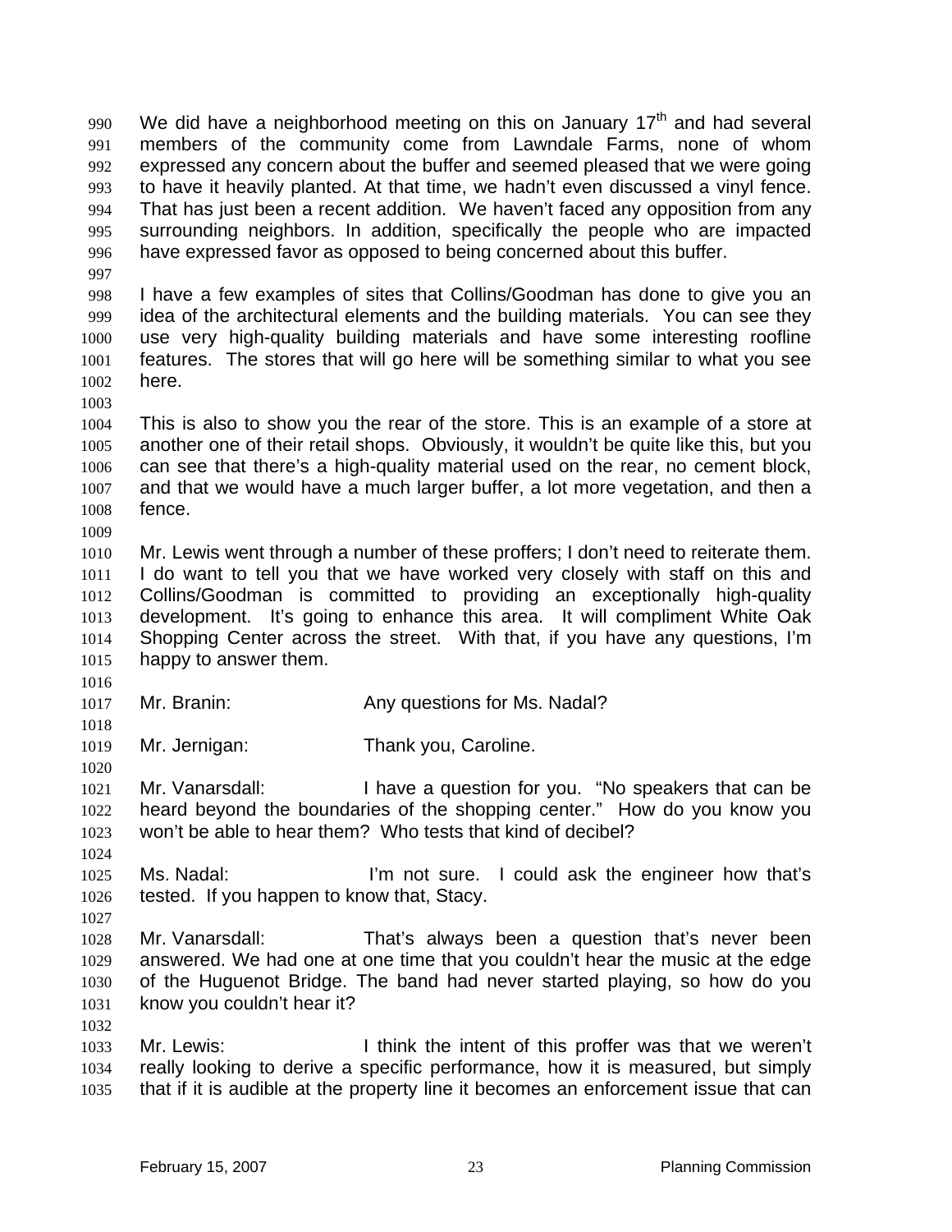We did have a neighborhood meeting on this on January 17th and had several members of the community come from Lawndale Farms, none of whom expressed any concern about the buffer and seemed pleased that we were going to have it heavily planted. At that time, we hadn't even discussed a vinyl fence. That has just been a recent addition. We haven't faced any opposition from any surrounding neighbors. In addition, specifically the people who are impacted have expressed favor as opposed to being concerned about this buffer.

I have a few examples of sites that Collins/Goodman has done to give you an idea of the architectural elements and the building materials. You can see they use very high-quality building materials and have some interesting roofline features. The stores that will go here will be something similar to what you see here.

This is also to show you the rear of the store. This is an example of a store at another one of their retail shops. Obviously, it wouldn't be quite like this, but you can see that there's a high-quality material used on the rear, no cement block, and that we would have a much larger buffer, a lot more vegetation, and then a fence.

Mr. Lewis went through a number of these proffers; I don't need to reiterate them. I do want to tell you that we have worked very closely with staff on this and Collins/Goodman is committed to providing an exceptionally high-quality development. It's going to enhance this area. It will compliment White Oak Shopping Center across the street. With that, if you have any questions, I'm happy to answer them.

Mr. Branin: Any questions for Ms. Nadal?

Mr. Jernigan: Thank you, Caroline.

Mr. Vanarsdall: I have a question for you. "No speakers that can be heard beyond the boundaries of the shopping center." How do you know you won't be able to hear them? Who tests that kind of decibel?

Ms. Nadal: I'm not sure. I could ask the engineer how that's tested. If you happen to know that, Stacy.

Mr. Vanarsdall: That's always been a question that's never been answered. We had one at one time that you couldn't hear the music at the edge of the Huguenot Bridge. The band had never started playing, so how do you know you couldn't hear it?

Mr. Lewis: I think the intent of this proffer was that we weren't really looking to derive a specific performance, how it is measured, but simply that if it is audible at the property line it becomes an enforcement issue that can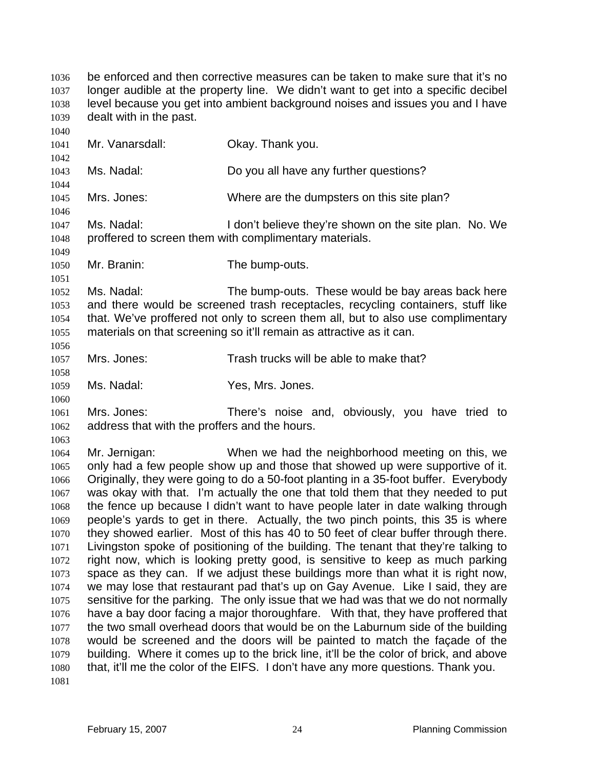be enforced and then corrective measures can be taken to make sure that it's no longer audible at the property line. We didn't want to get into a specific decibel level because you get into ambient background noises and issues you and I have dealt with in the past.

Mr. Vanarsdall: Okay. Thank you.

Ms. Nadal: Do you all have any further questions?

Mrs. Jones: Where are the dumpsters on this site plan?

Ms. Nadal: I don't believe they're shown on the site plan. No. We proffered to screen them with complimentary materials.

Mr. Branin: The bump-outs.

Ms. Nadal: The bump-outs. These would be bay areas back here and there would be screened trash receptacles, recycling containers, stuff like that. We've proffered not only to screen them all, but to also use complimentary materials on that screening so it'll remain as attractive as it can.

Mrs. Jones: Trash trucks will be able to make that?

Ms. Nadal: Yes, Mrs. Jones.

Mrs. Jones: There's noise and, obviously, you have tried to address that with the proffers and the hours.

Mr. Jernigan: When we had the neighborhood meeting on this, we only had a few people show up and those that showed up were supportive of it. Originally, they were going to do a 50-foot planting in a 35-foot buffer. Everybody was okay with that. I'm actually the one that told them that they needed to put the fence up because I didn't want to have people later in date walking through people's yards to get in there. Actually, the two pinch points, this 35 is where they showed earlier. Most of this has 40 to 50 feet of clear buffer through there. Livingston spoke of positioning of the building. The tenant that they're talking to right now, which is looking pretty good, is sensitive to keep as much parking space as they can. If we adjust these buildings more than what it is right now, we may lose that restaurant pad that's up on Gay Avenue. Like I said, they are sensitive for the parking. The only issue that we had was that we do not normally have a bay door facing a major thoroughfare. With that, they have proffered that the two small overhead doors that would be on the Laburnum side of the building would be screened and the doors will be painted to match the façade of the building. Where it comes up to the brick line, it'll be the color of brick, and above that, it'll me the color of the EIFS. I don't have any more questions. Thank you.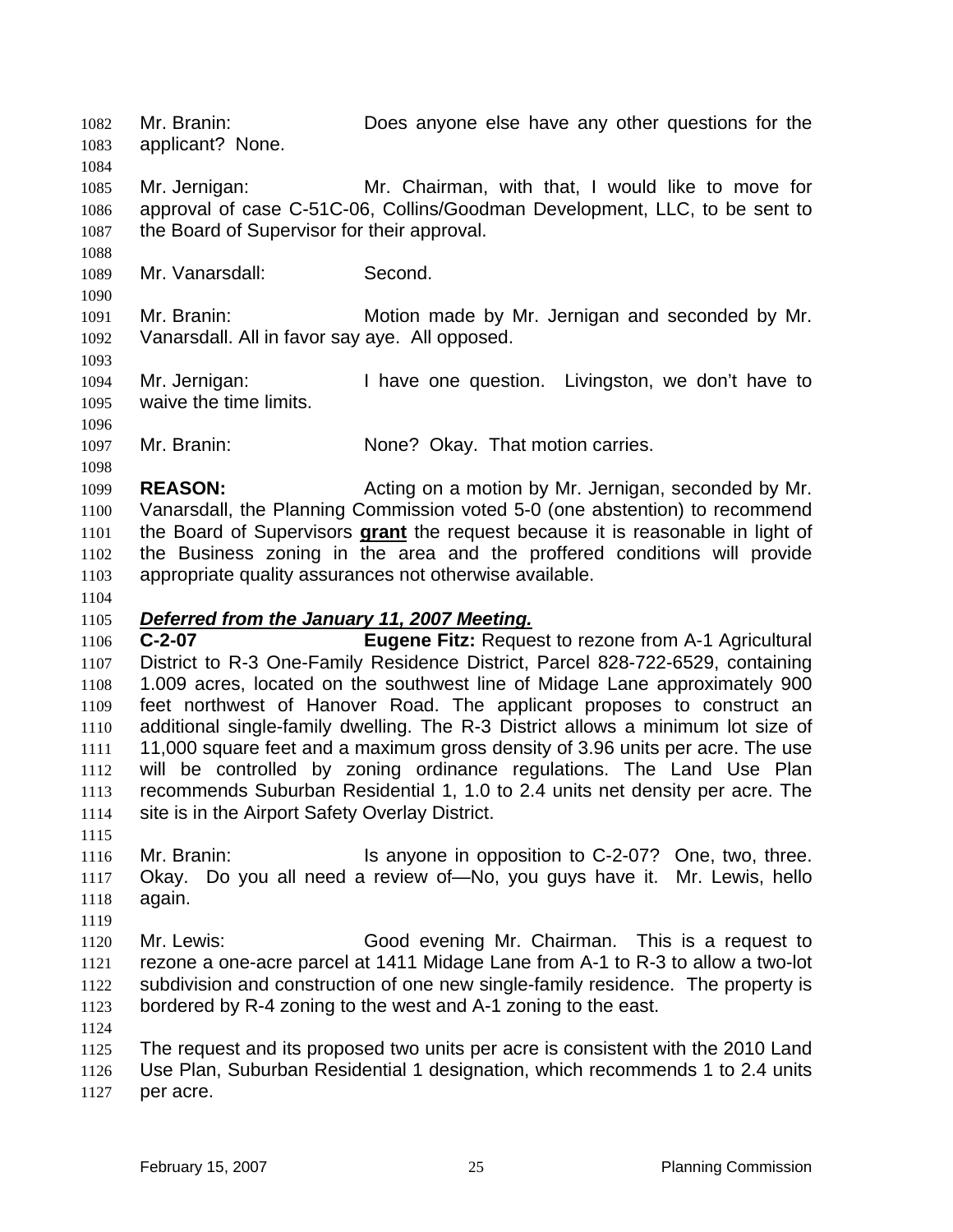Mr. Branin: Does anyone else have any other questions for the applicant? None.

Mr. Jernigan: Mr. Chairman, with that, I would like to move for approval of case C-51C-06, Collins/Goodman Development, LLC, to be sent to the Board of Supervisor for their approval.

Mr. Vanarsdall: Second.

Mr. Branin: Motion made by Mr. Jernigan and seconded by Mr. Vanarsdall. All in favor say aye. All opposed.

Mr. Jernigan: I have one question. Livingston, we don't have to waive the time limits.

Mr. Branin: None? Okay. That motion carries.

**REASON:** Acting on a motion by Mr. Jernigan, seconded by Mr. Vanarsdall, the Planning Commission voted 5-0 (one abstention) to recommend the Board of Supervisors **grant** the request because it is reasonable in light of the Business zoning in the area and the proffered conditions will provide appropriate quality assurances not otherwise available.

***Deferred from the January 11, 2007 Meeting.***

**C-2-07** **Eugene Fitz:** Request to rezone from A-1 Agricultural District to R-3 One-Family Residence District, Parcel 828-722-6529, containing 1.009 acres, located on the southwest line of Midage Lane approximately 900 feet northwest of Hanover Road. The applicant proposes to construct an additional single-family dwelling. The R-3 District allows a minimum lot size of 11,000 square feet and a maximum gross density of 3.96 units per acre. The use will be controlled by zoning ordinance regulations. The Land Use Plan recommends Suburban Residential 1, 1.0 to 2.4 units net density per acre. The site is in the Airport Safety Overlay District.

Mr. Branin: Is anyone in opposition to C-2-07? One, two, three. Okay. Do you all need a review of—No, you guys have it. Mr. Lewis, hello again.

Mr. Lewis: Good evening Mr. Chairman. This is a request to rezone a one-acre parcel at 1411 Midage Lane from A-1 to R-3 to allow a two-lot subdivision and construction of one new single-family residence. The property is bordered by R-4 zoning to the west and A-1 zoning to the east.

The request and its proposed two units per acre is consistent with the 2010 Land Use Plan, Suburban Residential 1 designation, which recommends 1 to 2.4 units per acre.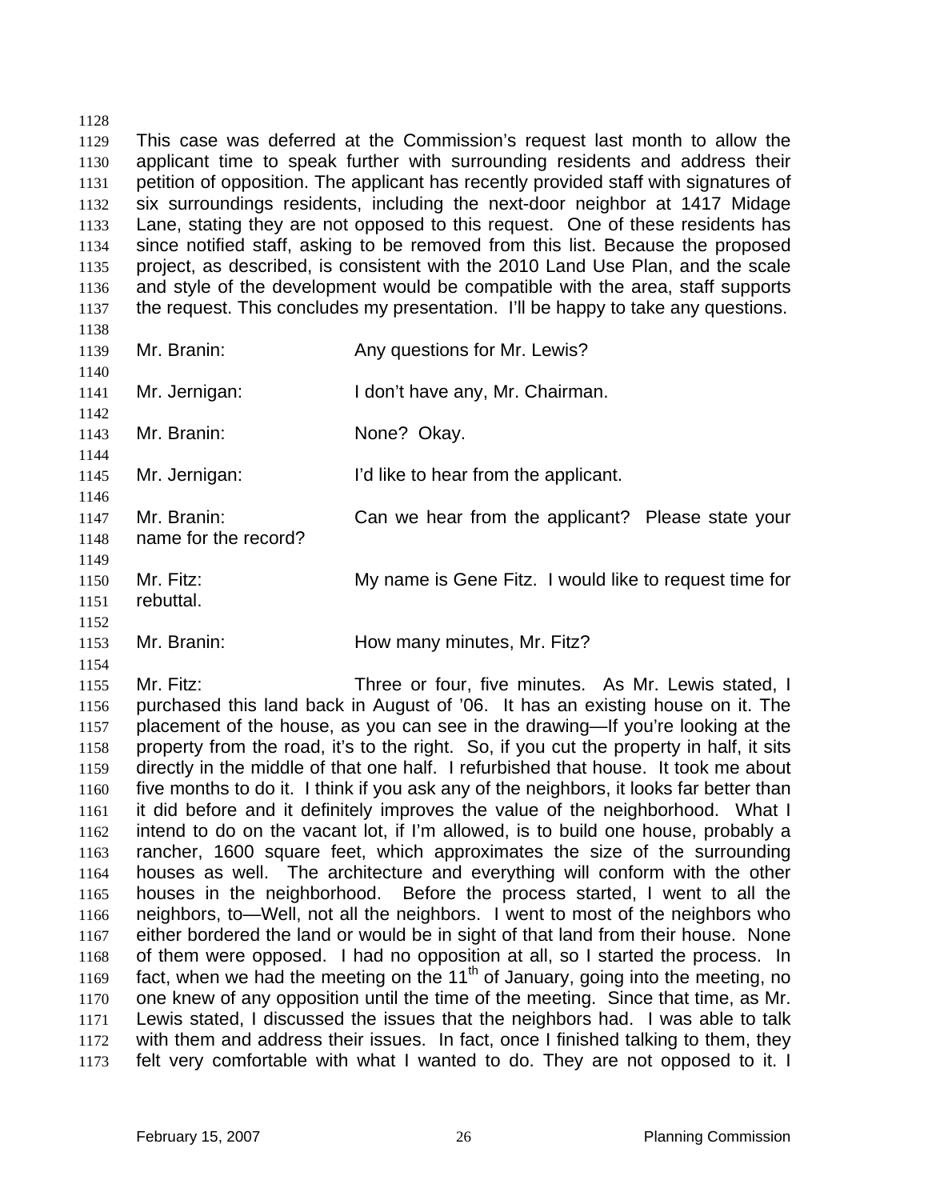This case was deferred at the Commission's request last month to allow the applicant time to speak further with surrounding residents and address their petition of opposition. The applicant has recently provided staff with signatures of six surroundings residents, including the next-door neighbor at 1417 Midage Lane, stating they are not opposed to this request. One of these residents has since notified staff, asking to be removed from this list. Because the proposed project, as described, is consistent with the 2010 Land Use Plan, and the scale and style of the development would be compatible with the area, staff supports the request. This concludes my presentation. I'll be happy to take any questions.

Mr. Branin: Any questions for Mr. Lewis?

Mr. Jernigan: I don't have any, Mr. Chairman.

Mr. Branin: None? Okay.

Mr. Jernigan: I'd like to hear from the applicant.

Mr. Branin: Can we hear from the applicant? Please state your name for the record?

Mr. Fitz: My name is Gene Fitz. I would like to request time for rebuttal.

Mr. Branin: How many minutes, Mr. Fitz?

Mr. Fitz: Three or four, five minutes. As Mr. Lewis stated, I purchased this land back in August of '06. It has an existing house on it. The placement of the house, as you can see in the drawing—If you're looking at the property from the road, it's to the right. So, if you cut the property in half, it sits directly in the middle of that one half. I refurbished that house. It took me about five months to do it. I think if you ask any of the neighbors, it looks far better than it did before and it definitely improves the value of the neighborhood. What I intend to do on the vacant lot, if I'm allowed, is to build one house, probably a rancher, 1600 square feet, which approximates the size of the surrounding houses as well. The architecture and everything will conform with the other houses in the neighborhood. Before the process started, I went to all the neighbors, to—Well, not all the neighbors. I went to most of the neighbors who either bordered the land or would be in sight of that land from their house. None of them were opposed. I had no opposition at all, so I started the process. In fact, when we had the meeting on the 11th of January, going into the meeting, no one knew of any opposition until the time of the meeting. Since that time, as Mr. Lewis stated, I discussed the issues that the neighbors had. I was able to talk with them and address their issues. In fact, once I finished talking to them, they felt very comfortable with what I wanted to do. They are not opposed to it. I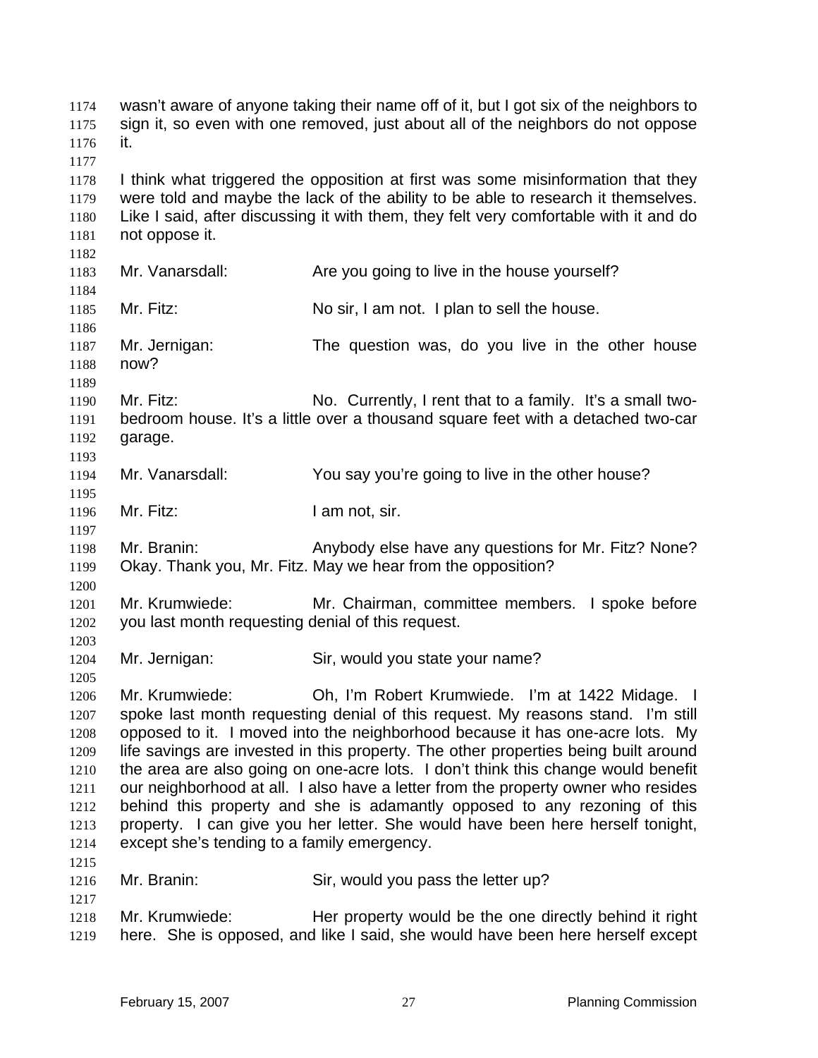wasn't aware of anyone taking their name off of it, but I got six of the neighbors to sign it, so even with one removed, just about all of the neighbors do not oppose it.

I think what triggered the opposition at first was some misinformation that they were told and maybe the lack of the ability to be able to research it themselves. Like I said, after discussing it with them, they felt very comfortable with it and do not oppose it.

Mr. Vanarsdall: Are you going to live in the house yourself?

Mr. Fitz: No sir, I am not. I plan to sell the house.

Mr. Jernigan: The question was, do you live in the other house now?

Mr. Fitz: No. Currently, I rent that to a family. It's a small two-bedroom house. It's a little over a thousand square feet with a detached two-car garage.

Mr. Vanarsdall: You say you're going to live in the other house?

Mr. Fitz: I am not, sir.

Mr. Branin: Anybody else have any questions for Mr. Fitz? None? Okay. Thank you, Mr. Fitz. May we hear from the opposition?

Mr. Krumwiede: Mr. Chairman, committee members. I spoke before you last month requesting denial of this request.

Mr. Jernigan: Sir, would you state your name?

Mr. Krumwiede: Oh, I'm Robert Krumwiede. I'm at 1422 Midage. I spoke last month requesting denial of this request. My reasons stand. I'm still opposed to it. I moved into the neighborhood because it has one-acre lots. My life savings are invested in this property. The other properties being built around the area are also going on one-acre lots. I don't think this change would benefit our neighborhood at all. I also have a letter from the property owner who resides behind this property and she is adamantly opposed to any rezoning of this property. I can give you her letter. She would have been here herself tonight, except she's tending to a family emergency.

Mr. Branin: Sir, would you pass the letter up?

Mr. Krumwiede: Her property would be the one directly behind it right here. She is opposed, and like I said, she would have been here herself except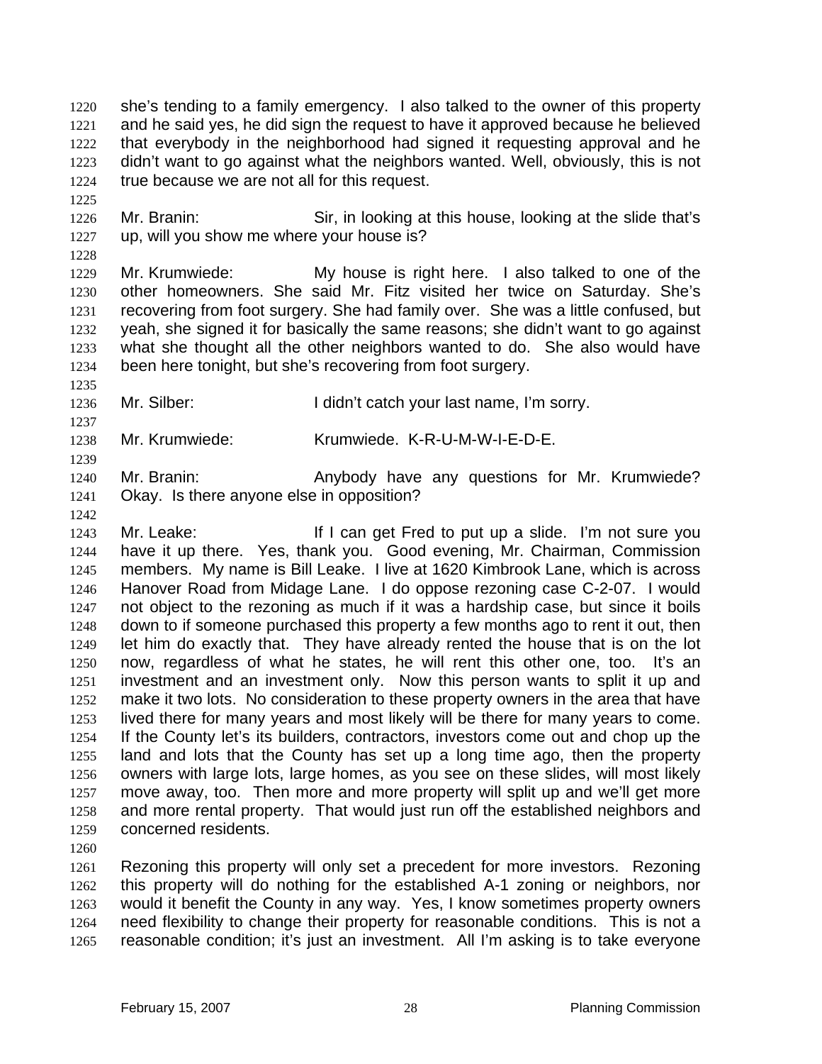1220 she's tending to a family emergency. I also talked to the owner of this property
1221 and he said yes, he did sign the request to have it approved because he believed
1222 that everybody in the neighborhood had signed it requesting approval and he
1223 didn't want to go against what the neighbors wanted. Well, obviously, this is not
1224 true because we are not all for this request.
1225
1226 Mr. Branin: Sir, in looking at this house, looking at the slide that's
1227 up, will you show me where your house is?
1228
1229 Mr. Krumwiede: My house is right here. I also talked to one of the
1230 other homeowners. She said Mr. Fitz visited her twice on Saturday. She's
1231 recovering from foot surgery. She had family over. She was a little confused, but
1232 yeah, she signed it for basically the same reasons; she didn't want to go against
1233 what she thought all the other neighbors wanted to do. She also would have
1234 been here tonight, but she's recovering from foot surgery.
1235
1236 Mr. Silber: I didn't catch your last name, I'm sorry.
1237
1238 Mr. Krumwiede: Krumwiede. K-R-U-M-W-I-E-D-E.
1239
1240 Mr. Branin: Anybody have any questions for Mr. Krumwiede?
1241 Okay. Is there anyone else in opposition?
1242
1243 Mr. Leake: If I can get Fred to put up a slide. I'm not sure you
1244 have it up there. Yes, thank you. Good evening, Mr. Chairman, Commission
1245 members. My name is Bill Leake. I live at 1620 Kimbrook Lane, which is across
1246 Hanover Road from Midage Lane. I do oppose rezoning case C-2-07. I would
1247 not object to the rezoning as much if it was a hardship case, but since it boils
1248 down to if someone purchased this property a few months ago to rent it out, then
1249 let him do exactly that. They have already rented the house that is on the lot
1250 now, regardless of what he states, he will rent this other one, too. It's an
1251 investment and an investment only. Now this person wants to split it up and
1252 make it two lots. No consideration to these property owners in the area that have
1253 lived there for many years and most likely will be there for many years to come.
1254 If the County let's its builders, contractors, investors come out and chop up the
1255 land and lots that the County has set up a long time ago, then the property
1256 owners with large lots, large homes, as you see on these slides, will most likely
1257 move away, too. Then more and more property will split up and we'll get more
1258 and more rental property. That would just run off the established neighbors and
1259 concerned residents.
1260
1261 Rezoning this property will only set a precedent for more investors. Rezoning
1262 this property will do nothing for the established A-1 zoning or neighbors, nor
1263 would it benefit the County in any way. Yes, I know sometimes property owners
1264 need flexibility to change their property for reasonable conditions. This is not a
1265 reasonable condition; it's just an investment. All I'm asking is to take everyone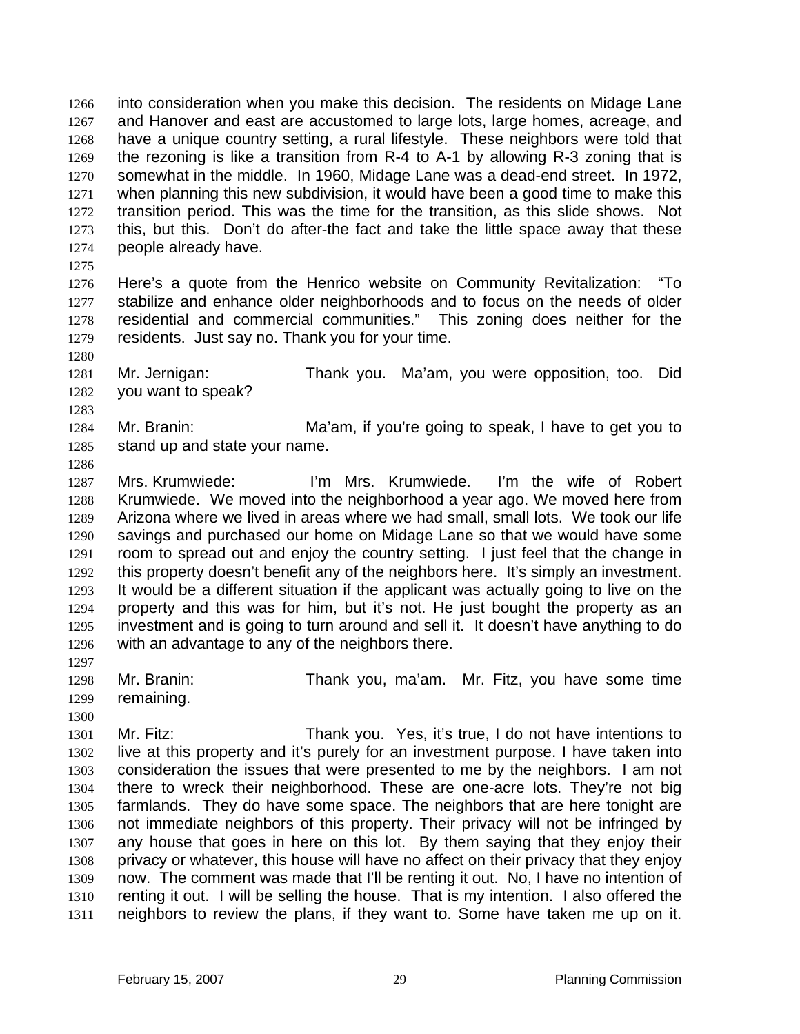into consideration when you make this decision. The residents on Midage Lane and Hanover and east are accustomed to large lots, large homes, acreage, and have a unique country setting, a rural lifestyle. These neighbors were told that the rezoning is like a transition from R-4 to A-1 by allowing R-3 zoning that is somewhat in the middle. In 1960, Midage Lane was a dead-end street. In 1972, when planning this new subdivision, it would have been a good time to make this transition period. This was the time for the transition, as this slide shows. Not this, but this. Don't do after-the fact and take the little space away that these people already have.

Here's a quote from the Henrico website on Community Revitalization: "To stabilize and enhance older neighborhoods and to focus on the needs of older residential and commercial communities." This zoning does neither for the residents. Just say no. Thank you for your time.

Mr. Jernigan: Thank you. Ma'am, you were opposition, too. Did you want to speak?

Mr. Branin: Ma'am, if you're going to speak, I have to get you to stand up and state your name.

Mrs. Krumwiede: I'm Mrs. Krumwiede. I'm the wife of Robert Krumwiede. We moved into the neighborhood a year ago. We moved here from Arizona where we lived in areas where we had small, small lots. We took our life savings and purchased our home on Midage Lane so that we would have some room to spread out and enjoy the country setting. I just feel that the change in this property doesn't benefit any of the neighbors here. It's simply an investment. It would be a different situation if the applicant was actually going to live on the property and this was for him, but it's not. He just bought the property as an investment and is going to turn around and sell it. It doesn't have anything to do with an advantage to any of the neighbors there.

Mr. Branin: Thank you, ma'am. Mr. Fitz, you have some time remaining.

Mr. Fitz: Thank you. Yes, it's true, I do not have intentions to live at this property and it's purely for an investment purpose. I have taken into consideration the issues that were presented to me by the neighbors. I am not there to wreck their neighborhood. These are one-acre lots. They're not big farmlands. They do have some space. The neighbors that are here tonight are not immediate neighbors of this property. Their privacy will not be infringed by any house that goes in here on this lot. By them saying that they enjoy their privacy or whatever, this house will have no affect on their privacy that they enjoy now. The comment was made that I'll be renting it out. No, I have no intention of renting it out. I will be selling the house. That is my intention. I also offered the neighbors to review the plans, if they want to. Some have taken me up on it.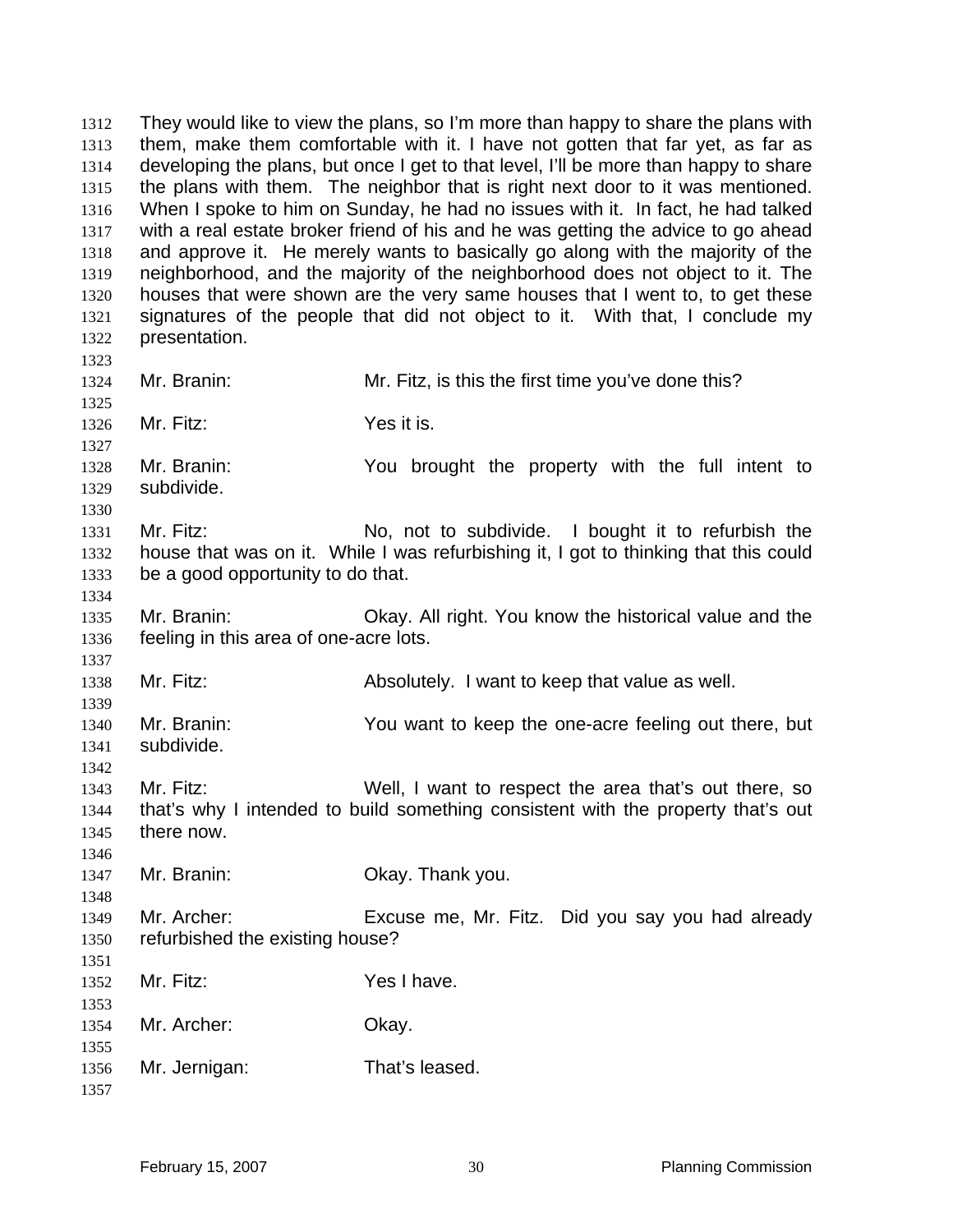They would like to view the plans, so I'm more than happy to share the plans with them, make them comfortable with it. I have not gotten that far yet, as far as developing the plans, but once I get to that level, I'll be more than happy to share the plans with them. The neighbor that is right next door to it was mentioned. When I spoke to him on Sunday, he had no issues with it. In fact, he had talked with a real estate broker friend of his and he was getting the advice to go ahead and approve it. He merely wants to basically go along with the majority of the neighborhood, and the majority of the neighborhood does not object to it. The houses that were shown are the very same houses that I went to, to get these signatures of the people that did not object to it. With that, I conclude my presentation.

Mr. Branin: Mr. Fitz, is this the first time you've done this?

Mr. Fitz: Yes it is.

Mr. Branin: You brought the property with the full intent to subdivide.

Mr. Fitz: No, not to subdivide. I bought it to refurbish the house that was on it. While I was refurbishing it, I got to thinking that this could be a good opportunity to do that.

Mr. Branin: Okay. All right. You know the historical value and the feeling in this area of one-acre lots.

Mr. Fitz: Absolutely. I want to keep that value as well.

Mr. Branin: You want to keep the one-acre feeling out there, but subdivide.

Mr. Fitz: Well, I want to respect the area that's out there, so that's why I intended to build something consistent with the property that's out there now.

Mr. Branin: Okay. Thank you.

Mr. Archer: Excuse me, Mr. Fitz. Did you say you had already refurbished the existing house?

Mr. Fitz: Yes I have.

Mr. Archer: Okay.

Mr. Jernigan: That's leased.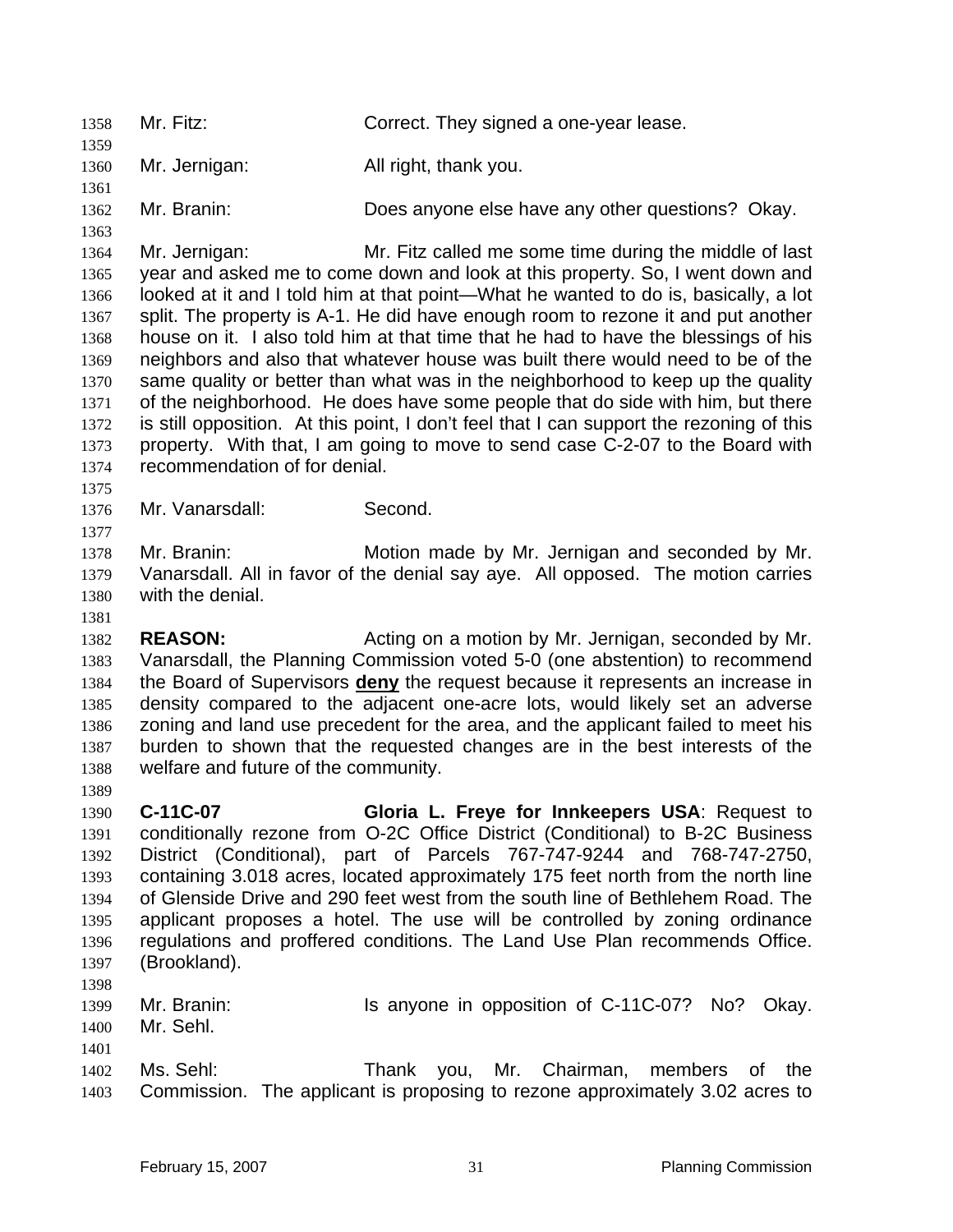Mr. Fitz: Correct. They signed a one-year lease.

Mr. Jernigan: All right, thank you.

Mr. Branin: Does anyone else have any other questions? Okay.

Mr. Jernigan: Mr. Fitz called me some time during the middle of last year and asked me to come down and look at this property. So, I went down and looked at it and I told him at that point—What he wanted to do is, basically, a lot split. The property is A-1. He did have enough room to rezone it and put another house on it. I also told him at that time that he had to have the blessings of his neighbors and also that whatever house was built there would need to be of the same quality or better than what was in the neighborhood to keep up the quality of the neighborhood. He does have some people that do side with him, but there is still opposition. At this point, I don't feel that I can support the rezoning of this property. With that, I am going to move to send case C-2-07 to the Board with recommendation of for denial.

Mr. Vanarsdall: Second.

Mr. Branin: Motion made by Mr. Jernigan and seconded by Mr. Vanarsdall. All in favor of the denial say aye. All opposed. The motion carries with the denial.

**REASON:** Acting on a motion by Mr. Jernigan, seconded by Mr. Vanarsdall, the Planning Commission voted 5-0 (one abstention) to recommend the Board of Supervisors **deny** the request because it represents an increase in density compared to the adjacent one-acre lots, would likely set an adverse zoning and land use precedent for the area, and the applicant failed to meet his burden to shown that the requested changes are in the best interests of the welfare and future of the community.

**C-11C-07** **Gloria L. Freye for Innkeepers USA**: Request to conditionally rezone from O-2C Office District (Conditional) to B-2C Business District (Conditional), part of Parcels 767-747-9244 and 768-747-2750, containing 3.018 acres, located approximately 175 feet north from the north line of Glenside Drive and 290 feet west from the south line of Bethlehem Road. The applicant proposes a hotel. The use will be controlled by zoning ordinance regulations and proffered conditions. The Land Use Plan recommends Office. (Brookland).

Mr. Branin: Is anyone in opposition of C-11C-07? No? Okay. Mr. Sehl.

Ms. Sehl: Thank you, Mr. Chairman, members of the Commission. The applicant is proposing to rezone approximately 3.02 acres to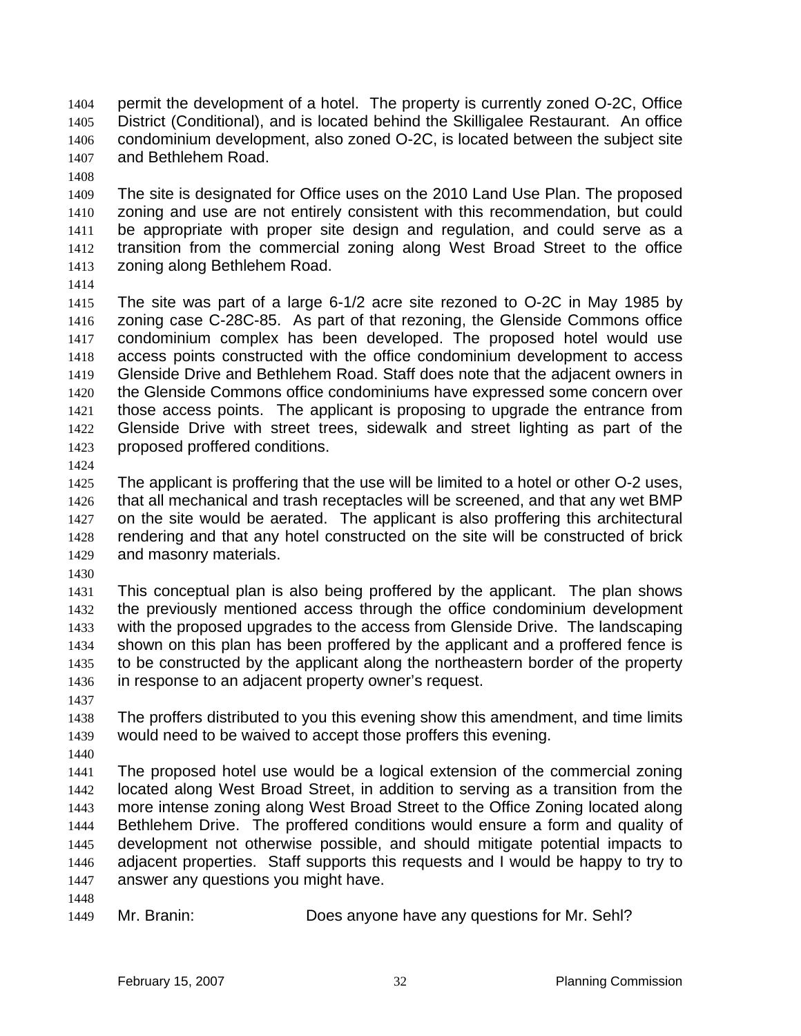permit the development of a hotel. The property is currently zoned O-2C, Office District (Conditional), and is located behind the Skilligalee Restaurant. An office condominium development, also zoned O-2C, is located between the subject site and Bethlehem Road.

The site is designated for Office uses on the 2010 Land Use Plan. The proposed zoning and use are not entirely consistent with this recommendation, but could be appropriate with proper site design and regulation, and could serve as a transition from the commercial zoning along West Broad Street to the office zoning along Bethlehem Road.

The site was part of a large 6-1/2 acre site rezoned to O-2C in May 1985 by zoning case C-28C-85. As part of that rezoning, the Glenside Commons office condominium complex has been developed. The proposed hotel would use access points constructed with the office condominium development to access Glenside Drive and Bethlehem Road. Staff does note that the adjacent owners in the Glenside Commons office condominiums have expressed some concern over those access points. The applicant is proposing to upgrade the entrance from Glenside Drive with street trees, sidewalk and street lighting as part of the proposed proffered conditions.

The applicant is proffering that the use will be limited to a hotel or other O-2 uses, that all mechanical and trash receptacles will be screened, and that any wet BMP on the site would be aerated. The applicant is also proffering this architectural rendering and that any hotel constructed on the site will be constructed of brick and masonry materials.

This conceptual plan is also being proffered by the applicant. The plan shows the previously mentioned access through the office condominium development with the proposed upgrades to the access from Glenside Drive. The landscaping shown on this plan has been proffered by the applicant and a proffered fence is to be constructed by the applicant along the northeastern border of the property in response to an adjacent property owner's request.

The proffers distributed to you this evening show this amendment, and time limits would need to be waived to accept those proffers this evening.

The proposed hotel use would be a logical extension of the commercial zoning located along West Broad Street, in addition to serving as a transition from the more intense zoning along West Broad Street to the Office Zoning located along Bethlehem Drive. The proffered conditions would ensure a form and quality of development not otherwise possible, and should mitigate potential impacts to adjacent properties. Staff supports this requests and I would be happy to try to answer any questions you might have.

Mr. Branin: Does anyone have any questions for Mr. Sehl?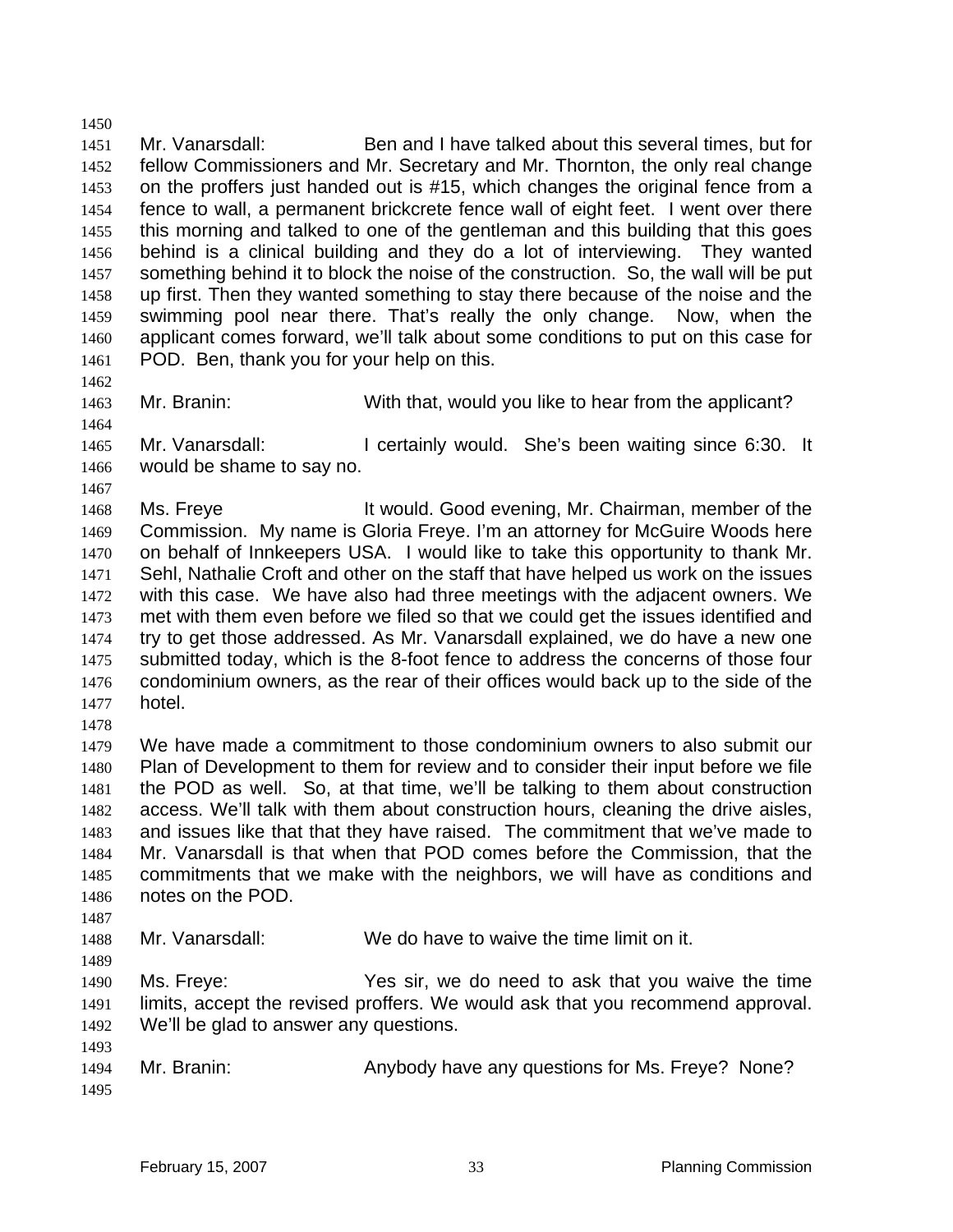Mr. Vanarsdall: Ben and I have talked about this several times, but for fellow Commissioners and Mr. Secretary and Mr. Thornton, the only real change on the proffers just handed out is #15, which changes the original fence from a fence to wall, a permanent brickcrete fence wall of eight feet. I went over there this morning and talked to one of the gentleman and this building that this goes behind is a clinical building and they do a lot of interviewing. They wanted something behind it to block the noise of the construction. So, the wall will be put up first. Then they wanted something to stay there because of the noise and the swimming pool near there. That's really the only change. Now, when the applicant comes forward, we'll talk about some conditions to put on this case for POD. Ben, thank you for your help on this.

Mr. Branin: With that, would you like to hear from the applicant?

Mr. Vanarsdall: I certainly would. She's been waiting since 6:30. It would be shame to say no.

Ms. Freye It would. Good evening, Mr. Chairman, member of the Commission. My name is Gloria Freye. I'm an attorney for McGuire Woods here on behalf of Innkeepers USA. I would like to take this opportunity to thank Mr. Sehl, Nathalie Croft and other on the staff that have helped us work on the issues with this case. We have also had three meetings with the adjacent owners. We met with them even before we filed so that we could get the issues identified and try to get those addressed. As Mr. Vanarsdall explained, we do have a new one submitted today, which is the 8-foot fence to address the concerns of those four condominium owners, as the rear of their offices would back up to the side of the hotel.

We have made a commitment to those condominium owners to also submit our Plan of Development to them for review and to consider their input before we file the POD as well. So, at that time, we'll be talking to them about construction access. We'll talk with them about construction hours, cleaning the drive aisles, and issues like that that they have raised. The commitment that we've made to Mr. Vanarsdall is that when that POD comes before the Commission, that the commitments that we make with the neighbors, we will have as conditions and notes on the POD.

Mr. Vanarsdall: We do have to waive the time limit on it.

Ms. Freye: Yes sir, we do need to ask that you waive the time limits, accept the revised proffers. We would ask that you recommend approval. We'll be glad to answer any questions.

Mr. Branin: Anybody have any questions for Ms. Freye? None?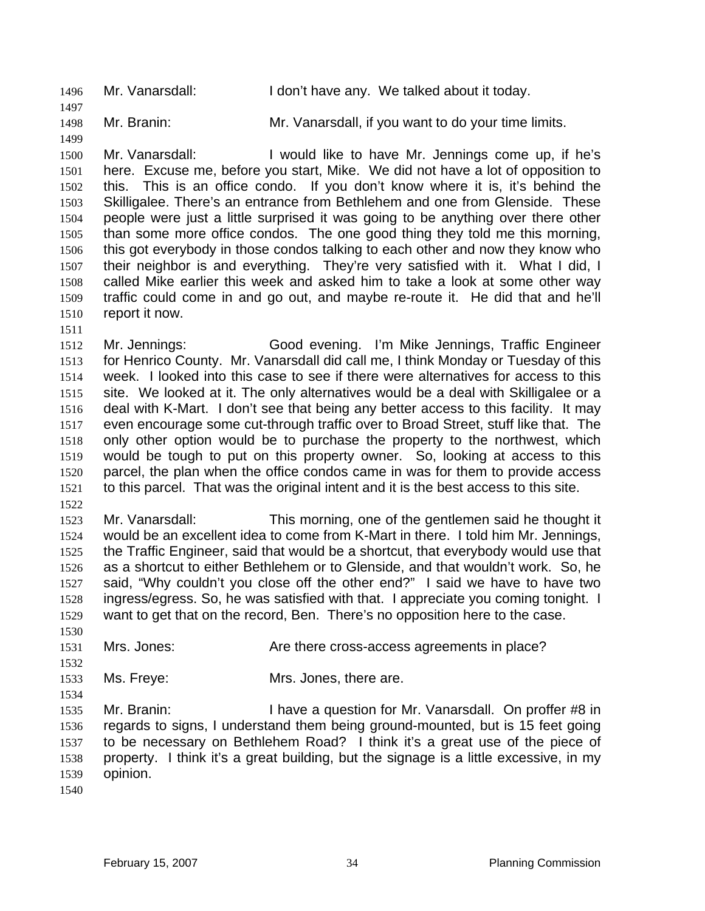Mr. Vanarsdall: I don't have any. We talked about it today.

Mr. Branin: Mr. Vanarsdall, if you want to do your time limits.

Mr. Vanarsdall: I would like to have Mr. Jennings come up, if he's here. Excuse me, before you start, Mike. We did not have a lot of opposition to this. This is an office condo. If you don't know where it is, it's behind the Skilligalee. There's an entrance from Bethlehem and one from Glenside. These people were just a little surprised it was going to be anything over there other than some more office condos. The one good thing they told me this morning, this got everybody in those condos talking to each other and now they know who their neighbor is and everything. They're very satisfied with it. What I did, I called Mike earlier this week and asked him to take a look at some other way traffic could come in and go out, and maybe re-route it. He did that and he'll report it now.

Mr. Jennings: Good evening. I'm Mike Jennings, Traffic Engineer for Henrico County. Mr. Vanarsdall did call me, I think Monday or Tuesday of this week. I looked into this case to see if there were alternatives for access to this site. We looked at it. The only alternatives would be a deal with Skilligalee or a deal with K-Mart. I don't see that being any better access to this facility. It may even encourage some cut-through traffic over to Broad Street, stuff like that. The only other option would be to purchase the property to the northwest, which would be tough to put on this property owner. So, looking at access to this parcel, the plan when the office condos came in was for them to provide access to this parcel. That was the original intent and it is the best access to this site.

Mr. Vanarsdall: This morning, one of the gentlemen said he thought it would be an excellent idea to come from K-Mart in there. I told him Mr. Jennings, the Traffic Engineer, said that would be a shortcut, that everybody would use that as a shortcut to either Bethlehem or to Glenside, and that wouldn't work. So, he said, "Why couldn't you close off the other end?" I said we have to have two ingress/egress. So, he was satisfied with that. I appreciate you coming tonight. I want to get that on the record, Ben. There's no opposition here to the case.

Mrs. Jones: Are there cross-access agreements in place?

Ms. Freye: Mrs. Jones, there are.

Mr. Branin: I have a question for Mr. Vanarsdall. On proffer #8 in regards to signs, I understand them being ground-mounted, but is 15 feet going to be necessary on Bethlehem Road? I think it's a great use of the piece of property. I think it's a great building, but the signage is a little excessive, in my opinion.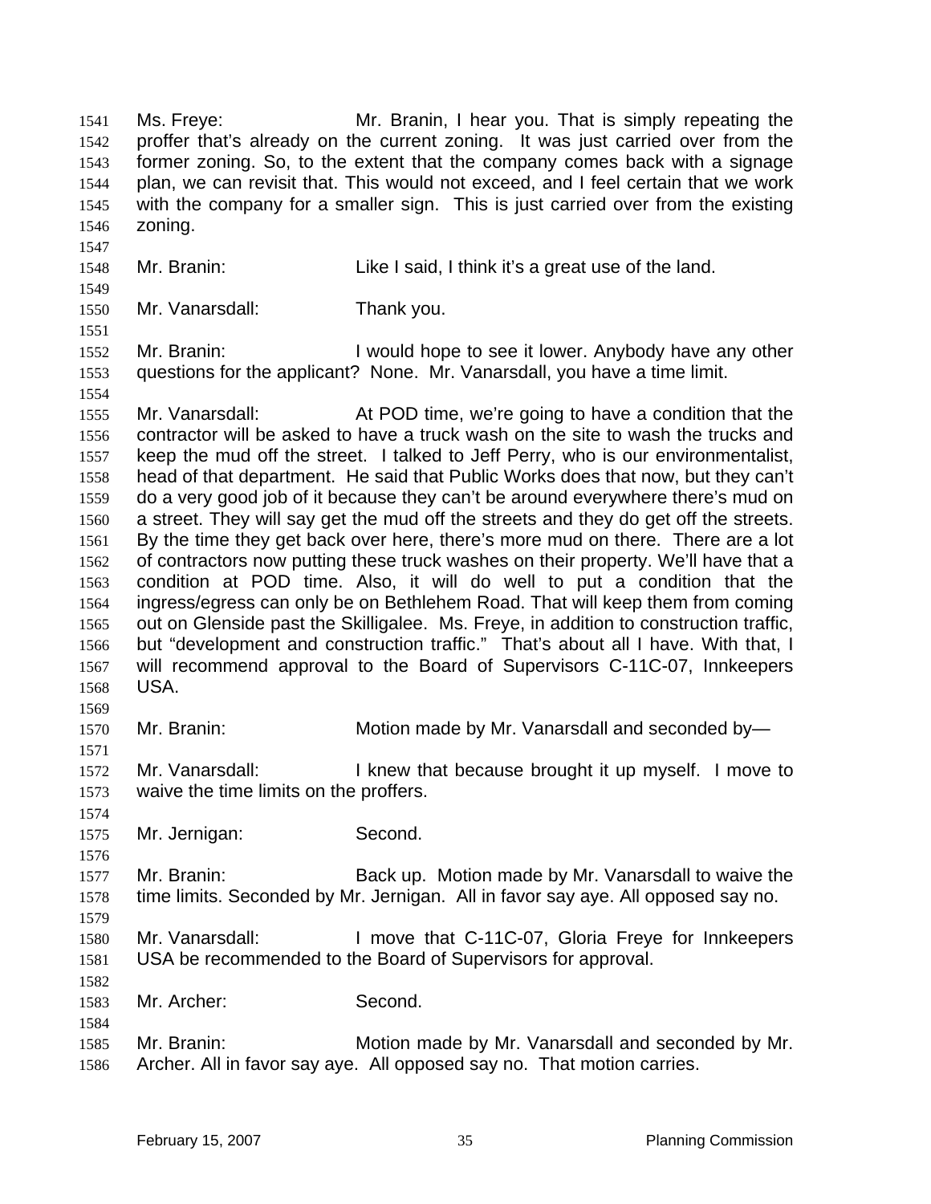Ms. Freye: Mr. Branin, I hear you. That is simply repeating the proffer that's already on the current zoning. It was just carried over from the former zoning. So, to the extent that the company comes back with a signage plan, we can revisit that. This would not exceed, and I feel certain that we work with the company for a smaller sign. This is just carried over from the existing zoning.

Mr. Branin: Like I said, I think it's a great use of the land.

Mr. Vanarsdall: Thank you.

Mr. Branin: I would hope to see it lower. Anybody have any other questions for the applicant? None. Mr. Vanarsdall, you have a time limit.

Mr. Vanarsdall: At POD time, we're going to have a condition that the contractor will be asked to have a truck wash on the site to wash the trucks and keep the mud off the street. I talked to Jeff Perry, who is our environmentalist, head of that department. He said that Public Works does that now, but they can't do a very good job of it because they can't be around everywhere there's mud on a street. They will say get the mud off the streets and they do get off the streets. By the time they get back over here, there's more mud on there. There are a lot of contractors now putting these truck washes on their property. We'll have that a condition at POD time. Also, it will do well to put a condition that the ingress/egress can only be on Bethlehem Road. That will keep them from coming out on Glenside past the Skilligalee. Ms. Freye, in addition to construction traffic, but "development and construction traffic." That's about all I have. With that, I will recommend approval to the Board of Supervisors C-11C-07, Innkeepers USA.

Mr. Branin: Motion made by Mr. Vanarsdall and seconded by—

Mr. Vanarsdall: I knew that because brought it up myself. I move to waive the time limits on the proffers.

Mr. Jernigan: Second.

Mr. Branin: Back up. Motion made by Mr. Vanarsdall to waive the time limits. Seconded by Mr. Jernigan. All in favor say aye. All opposed say no.

Mr. Vanarsdall: I move that C-11C-07, Gloria Freye for Innkeepers USA be recommended to the Board of Supervisors for approval.

Mr. Archer: Second.

Mr. Branin: Motion made by Mr. Vanarsdall and seconded by Mr. Archer. All in favor say aye. All opposed say no. That motion carries.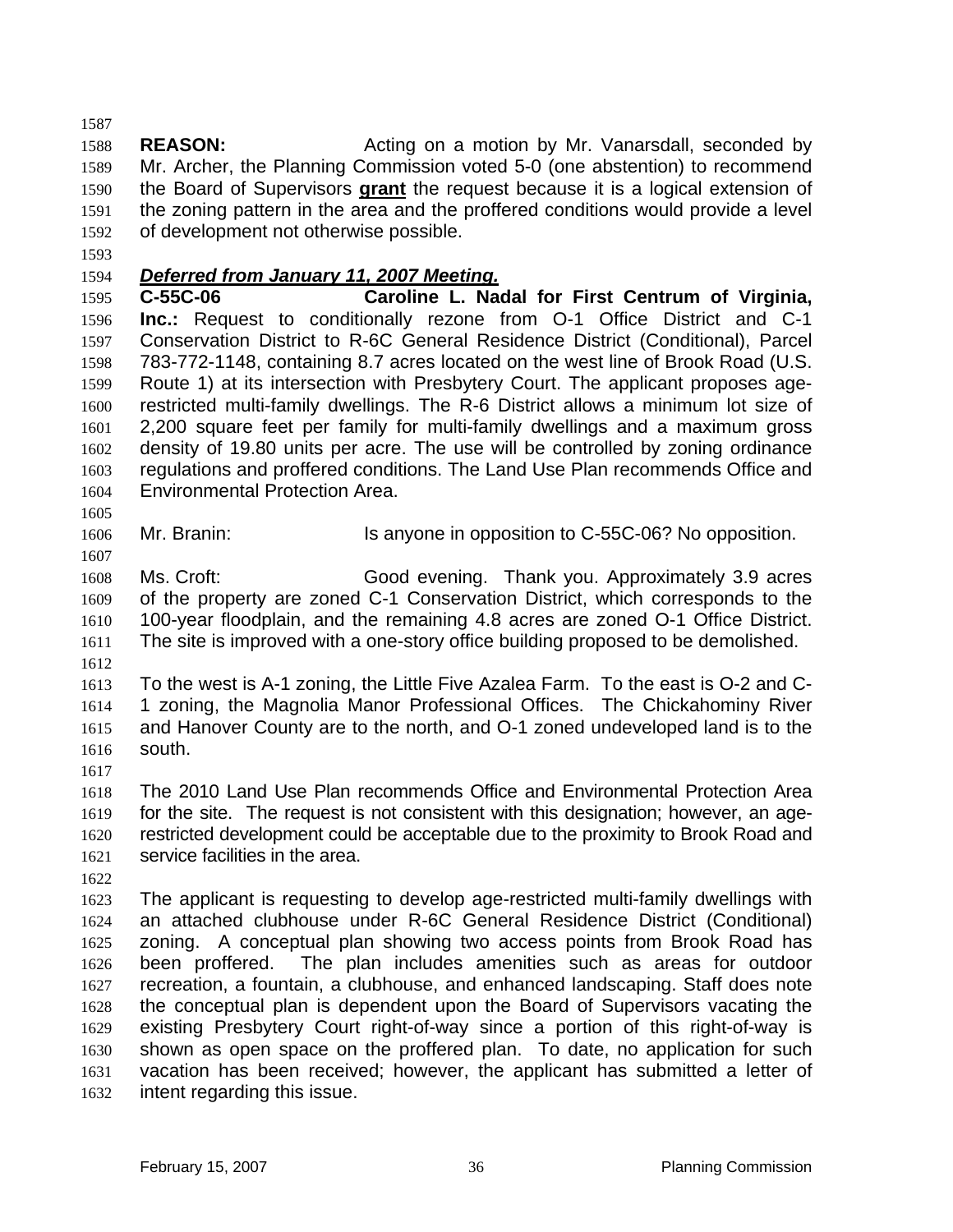**REASON:** Acting on a motion by Mr. Vanarsdall, seconded by Mr. Archer, the Planning Commission voted 5-0 (one abstention) to recommend the Board of Supervisors **grant** the request because it is a logical extension of the zoning pattern in the area and the proffered conditions would provide a level of development not otherwise possible.

***Deferred from January 11, 2007 Meeting.***

**C-55C-06 Caroline L. Nadal for First Centrum of Virginia, Inc.:** Request to conditionally rezone from O-1 Office District and C-1 Conservation District to R-6C General Residence District (Conditional), Parcel 783-772-1148, containing 8.7 acres located on the west line of Brook Road (U.S. Route 1) at its intersection with Presbytery Court. The applicant proposes age-restricted multi-family dwellings. The R-6 District allows a minimum lot size of 2,200 square feet per family for multi-family dwellings and a maximum gross density of 19.80 units per acre. The use will be controlled by zoning ordinance regulations and proffered conditions. The Land Use Plan recommends Office and Environmental Protection Area.

Mr. Branin: Is anyone in opposition to C-55C-06? No opposition.

Ms. Croft: Good evening. Thank you. Approximately 3.9 acres of the property are zoned C-1 Conservation District, which corresponds to the 100-year floodplain, and the remaining 4.8 acres are zoned O-1 Office District. The site is improved with a one-story office building proposed to be demolished.

To the west is A-1 zoning, the Little Five Azalea Farm. To the east is O-2 and C-1 zoning, the Magnolia Manor Professional Offices. The Chickahominy River and Hanover County are to the north, and O-1 zoned undeveloped land is to the south.

The 2010 Land Use Plan recommends Office and Environmental Protection Area for the site. The request is not consistent with this designation; however, an age-restricted development could be acceptable due to the proximity to Brook Road and service facilities in the area.

The applicant is requesting to develop age-restricted multi-family dwellings with an attached clubhouse under R-6C General Residence District (Conditional) zoning. A conceptual plan showing two access points from Brook Road has been proffered. The plan includes amenities such as areas for outdoor recreation, a fountain, a clubhouse, and enhanced landscaping. Staff does note the conceptual plan is dependent upon the Board of Supervisors vacating the existing Presbytery Court right-of-way since a portion of this right-of-way is shown as open space on the proffered plan. To date, no application for such vacation has been received; however, the applicant has submitted a letter of intent regarding this issue.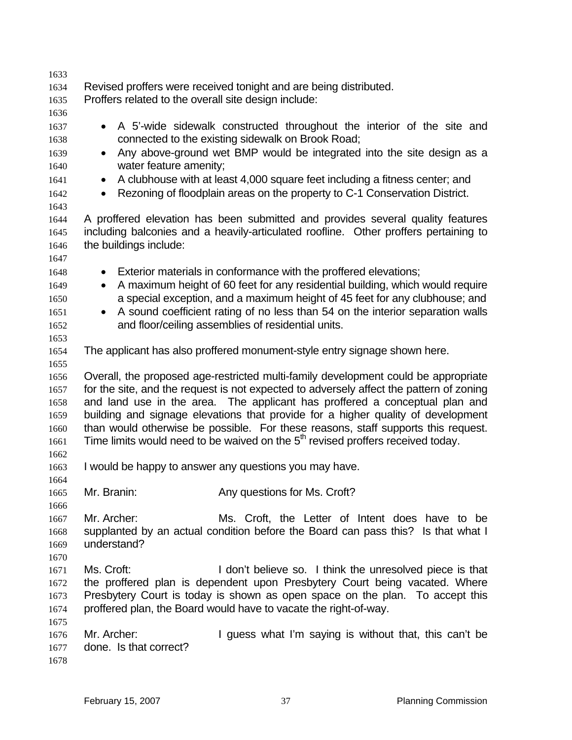Revised proffers were received tonight and are being distributed.
Proffers related to the overall site design include:

- A 5'-wide sidewalk constructed throughout the interior of the site and connected to the existing sidewalk on Brook Road;
- Any above-ground wet BMP would be integrated into the site design as a water feature amenity;
- A clubhouse with at least 4,000 square feet including a fitness center; and
- Rezoning of floodplain areas on the property to C-1 Conservation District.

A proffered elevation has been submitted and provides several quality features including balconies and a heavily-articulated roofline. Other proffers pertaining to the buildings include:

- Exterior materials in conformance with the proffered elevations;
- A maximum height of 60 feet for any residential building, which would require a special exception, and a maximum height of 45 feet for any clubhouse; and
- A sound coefficient rating of no less than 54 on the interior separation walls and floor/ceiling assemblies of residential units.

The applicant has also proffered monument-style entry signage shown here.

Overall, the proposed age-restricted multi-family development could be appropriate for the site, and the request is not expected to adversely affect the pattern of zoning and land use in the area. The applicant has proffered a conceptual plan and building and signage elevations that provide for a higher quality of development than would otherwise be possible. For these reasons, staff supports this request. Time limits would need to be waived on the 5th revised proffers received today.

I would be happy to answer any questions you may have.

Mr. Branin: Any questions for Ms. Croft?

Mr. Archer: Ms. Croft, the Letter of Intent does have to be supplanted by an actual condition before the Board can pass this? Is that what I understand?

Ms. Croft: I don't believe so. I think the unresolved piece is that the proffered plan is dependent upon Presbytery Court being vacated. Where Presbytery Court is today is shown as open space on the plan. To accept this proffered plan, the Board would have to vacate the right-of-way.

Mr. Archer: I guess what I'm saying is without that, this can't be done. Is that correct?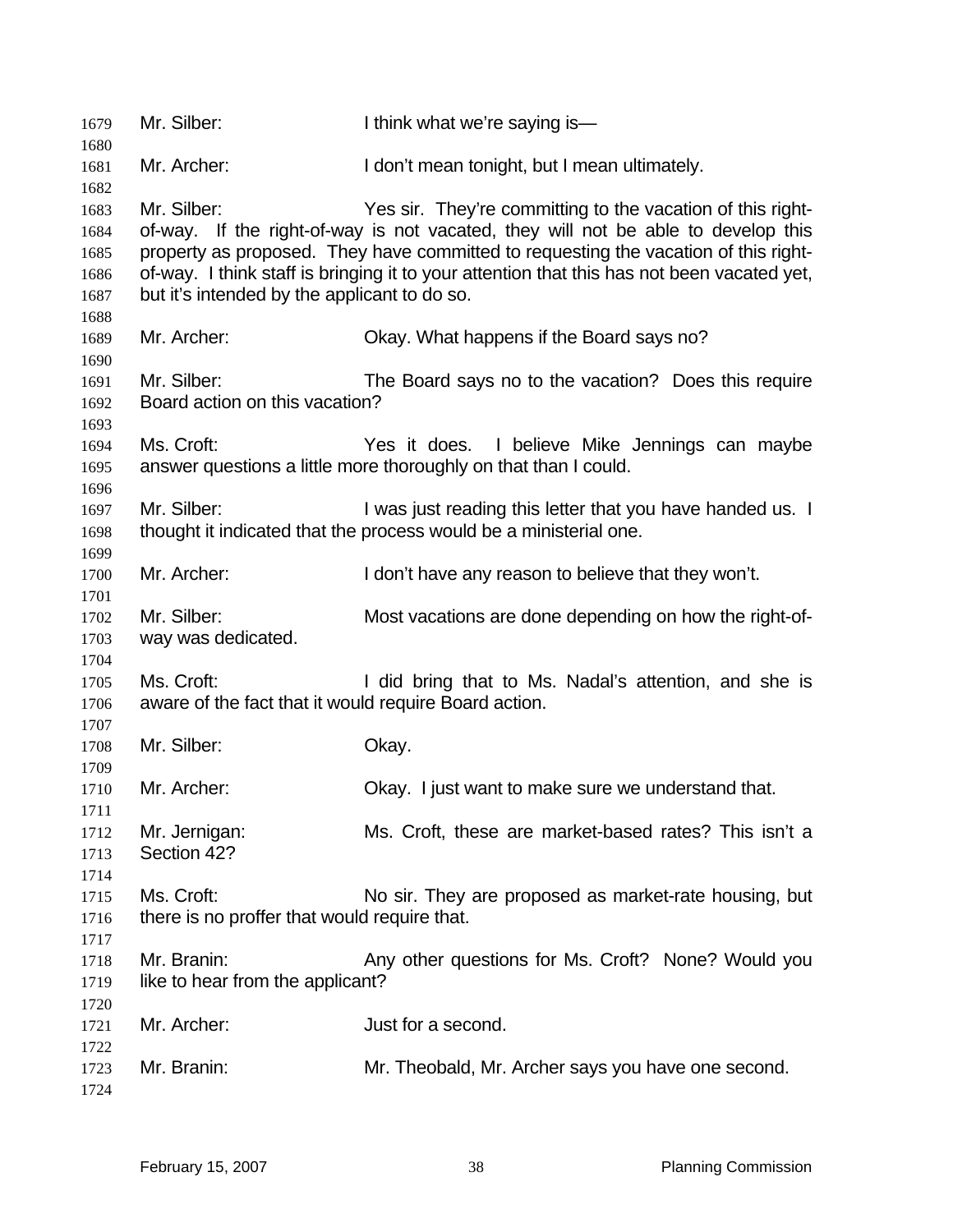Mr. Silber: I think what we're saying is—

Mr. Archer: I don't mean tonight, but I mean ultimately.

Mr. Silber: Yes sir. They're committing to the vacation of this right-of-way. If the right-of-way is not vacated, they will not be able to develop this property as proposed. They have committed to requesting the vacation of this right-of-way. I think staff is bringing it to your attention that this has not been vacated yet, but it's intended by the applicant to do so.

Mr. Archer: Okay. What happens if the Board says no?

Mr. Silber: The Board says no to the vacation? Does this require Board action on this vacation?

Ms. Croft: Yes it does. I believe Mike Jennings can maybe answer questions a little more thoroughly on that than I could.

Mr. Silber: I was just reading this letter that you have handed us. I thought it indicated that the process would be a ministerial one.

Mr. Archer: I don't have any reason to believe that they won't.

Mr. Silber: Most vacations are done depending on how the right-of-way was dedicated.

Ms. Croft: I did bring that to Ms. Nadal's attention, and she is aware of the fact that it would require Board action.

Mr. Silber: Okay.

Mr. Archer: Okay. I just want to make sure we understand that.

Mr. Jernigan: Ms. Croft, these are market-based rates? This isn't a Section 42?

Ms. Croft: No sir. They are proposed as market-rate housing, but there is no proffer that would require that.

Mr. Branin: Any other questions for Ms. Croft? None? Would you like to hear from the applicant?

Mr. Archer: Just for a second.

Mr. Branin: Mr. Theobald, Mr. Archer says you have one second.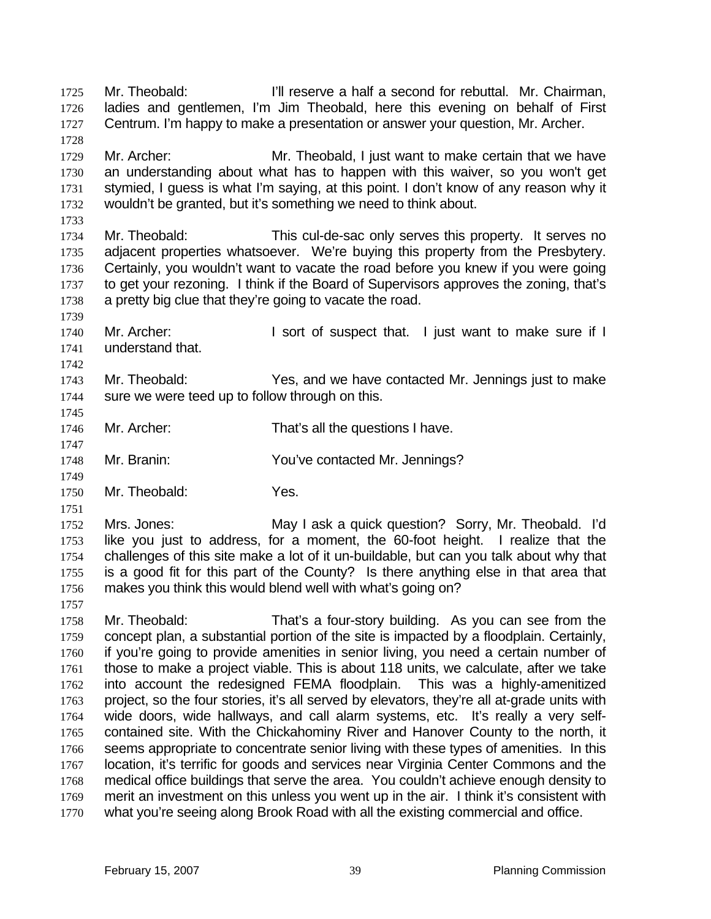Mr. Theobald: I'll reserve a half a second for rebuttal. Mr. Chairman, ladies and gentlemen, I'm Jim Theobald, here this evening on behalf of First Centrum. I'm happy to make a presentation or answer your question, Mr. Archer.

Mr. Archer: Mr. Theobald, I just want to make certain that we have an understanding about what has to happen with this waiver, so you won't get stymied, I guess is what I'm saying, at this point. I don't know of any reason why it wouldn't be granted, but it's something we need to think about.

Mr. Theobald: This cul-de-sac only serves this property. It serves no adjacent properties whatsoever. We're buying this property from the Presbytery. Certainly, you wouldn't want to vacate the road before you knew if you were going to get your rezoning. I think if the Board of Supervisors approves the zoning, that's a pretty big clue that they're going to vacate the road.

Mr. Archer: I sort of suspect that. I just want to make sure if I understand that.

Mr. Theobald: Yes, and we have contacted Mr. Jennings just to make sure we were teed up to follow through on this.

Mr. Archer: That's all the questions I have.

Mr. Branin: You've contacted Mr. Jennings?

Mr. Theobald: Yes.

Mrs. Jones: May I ask a quick question? Sorry, Mr. Theobald. I'd like you just to address, for a moment, the 60-foot height. I realize that the challenges of this site make a lot of it un-buildable, but can you talk about why that is a good fit for this part of the County? Is there anything else in that area that makes you think this would blend well with what's going on?

Mr. Theobald: That's a four-story building. As you can see from the concept plan, a substantial portion of the site is impacted by a floodplain. Certainly, if you're going to provide amenities in senior living, you need a certain number of those to make a project viable. This is about 118 units, we calculate, after we take into account the redesigned FEMA floodplain. This was a highly-amenitized project, so the four stories, it's all served by elevators, they're all at-grade units with wide doors, wide hallways, and call alarm systems, etc. It's really a very self-contained site. With the Chickahominy River and Hanover County to the north, it seems appropriate to concentrate senior living with these types of amenities. In this location, it's terrific for goods and services near Virginia Center Commons and the medical office buildings that serve the area. You couldn't achieve enough density to merit an investment on this unless you went up in the air. I think it's consistent with what you're seeing along Brook Road with all the existing commercial and office.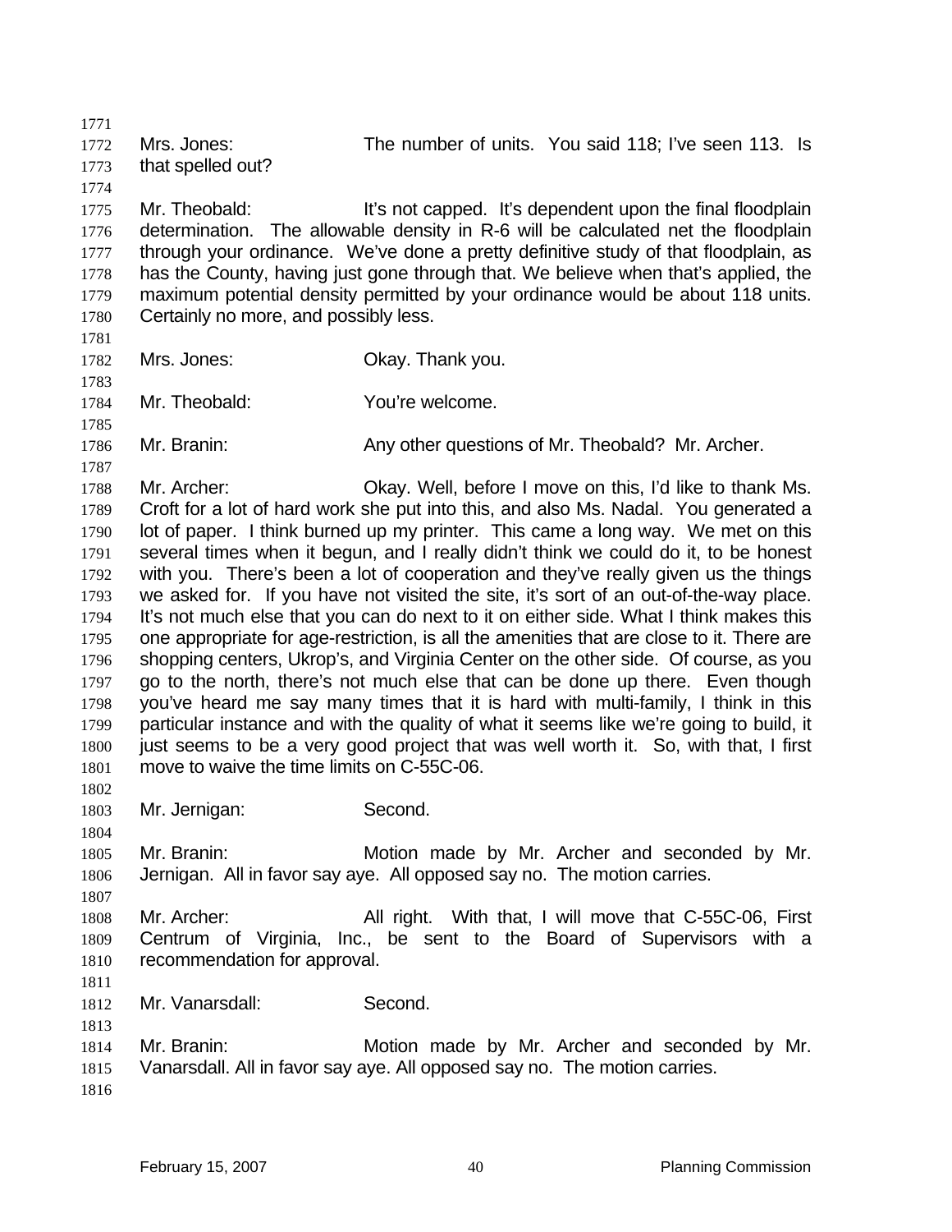Mrs. Jones: The number of units. You said 118; I've seen 113. Is that spelled out?

Mr. Theobald: It's not capped. It's dependent upon the final floodplain determination. The allowable density in R-6 will be calculated net the floodplain through your ordinance. We've done a pretty definitive study of that floodplain, as has the County, having just gone through that. We believe when that's applied, the maximum potential density permitted by your ordinance would be about 118 units. Certainly no more, and possibly less.

Mrs. Jones: Okay. Thank you.

Mr. Theobald: You're welcome.

Mr. Branin: Any other questions of Mr. Theobald? Mr. Archer.

Mr. Archer: Okay. Well, before I move on this, I'd like to thank Ms. Croft for a lot of hard work she put into this, and also Ms. Nadal. You generated a lot of paper. I think burned up my printer. This came a long way. We met on this several times when it begun, and I really didn't think we could do it, to be honest with you. There's been a lot of cooperation and they've really given us the things we asked for. If you have not visited the site, it's sort of an out-of-the-way place. It's not much else that you can do next to it on either side. What I think makes this one appropriate for age-restriction, is all the amenities that are close to it. There are shopping centers, Ukrop's, and Virginia Center on the other side. Of course, as you go to the north, there's not much else that can be done up there. Even though you've heard me say many times that it is hard with multi-family, I think in this particular instance and with the quality of what it seems like we're going to build, it just seems to be a very good project that was well worth it. So, with that, I first move to waive the time limits on C-55C-06.

Mr. Jernigan: Second.

Mr. Branin: Motion made by Mr. Archer and seconded by Mr. Jernigan. All in favor say aye. All opposed say no. The motion carries.

Mr. Archer: All right. With that, I will move that C-55C-06, First Centrum of Virginia, Inc., be sent to the Board of Supervisors with a recommendation for approval.

Mr. Vanarsdall: Second.

Mr. Branin: Motion made by Mr. Archer and seconded by Mr. Vanarsdall. All in favor say aye. All opposed say no. The motion carries.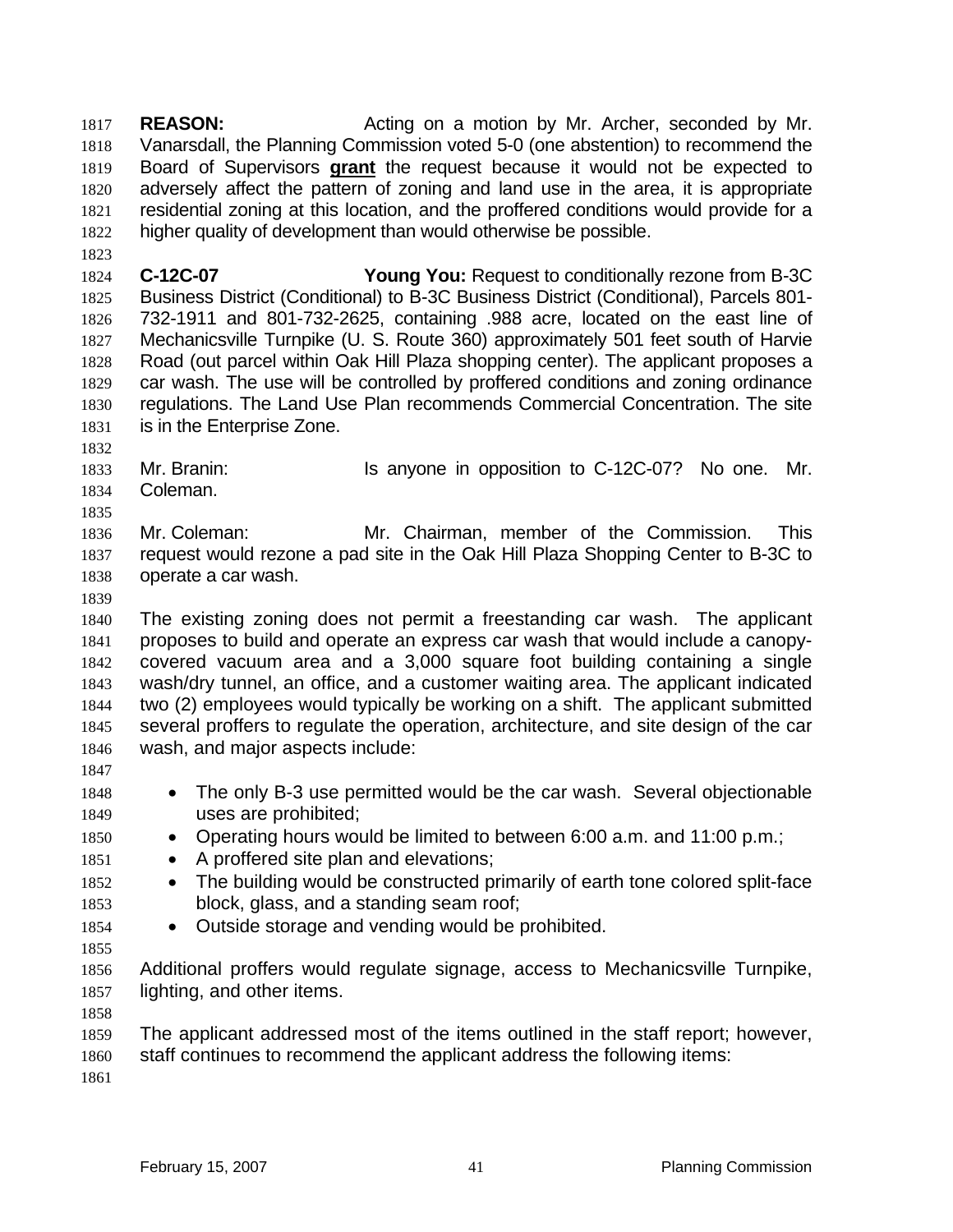**REASON:** Acting on a motion by Mr. Archer, seconded by Mr. Vanarsdall, the Planning Commission voted 5-0 (one abstention) to recommend the Board of Supervisors **grant** the request because it would not be expected to adversely affect the pattern of zoning and land use in the area, it is appropriate residential zoning at this location, and the proffered conditions would provide for a higher quality of development than would otherwise be possible.

**C-12C-07** **Young You:** Request to conditionally rezone from B-3C Business District (Conditional) to B-3C Business District (Conditional), Parcels 801-732-1911 and 801-732-2625, containing .988 acre, located on the east line of Mechanicsville Turnpike (U. S. Route 360) approximately 501 feet south of Harvie Road (out parcel within Oak Hill Plaza shopping center). The applicant proposes a car wash. The use will be controlled by proffered conditions and zoning ordinance regulations. The Land Use Plan recommends Commercial Concentration. The site is in the Enterprise Zone.

Mr. Branin: Is anyone in opposition to C-12C-07? No one. Mr. Coleman.

Mr. Coleman: Mr. Chairman, member of the Commission. This request would rezone a pad site in the Oak Hill Plaza Shopping Center to B-3C to operate a car wash.

The existing zoning does not permit a freestanding car wash. The applicant proposes to build and operate an express car wash that would include a canopy-covered vacuum area and a 3,000 square foot building containing a single wash/dry tunnel, an office, and a customer waiting area. The applicant indicated two (2) employees would typically be working on a shift. The applicant submitted several proffers to regulate the operation, architecture, and site design of the car wash, and major aspects include:

- The only B-3 use permitted would be the car wash. Several objectionable uses are prohibited;
- Operating hours would be limited to between 6:00 a.m. and 11:00 p.m.;
- A proffered site plan and elevations;
- The building would be constructed primarily of earth tone colored split-face block, glass, and a standing seam roof;
- Outside storage and vending would be prohibited.

Additional proffers would regulate signage, access to Mechanicsville Turnpike, lighting, and other items.

The applicant addressed most of the items outlined in the staff report; however, staff continues to recommend the applicant address the following items: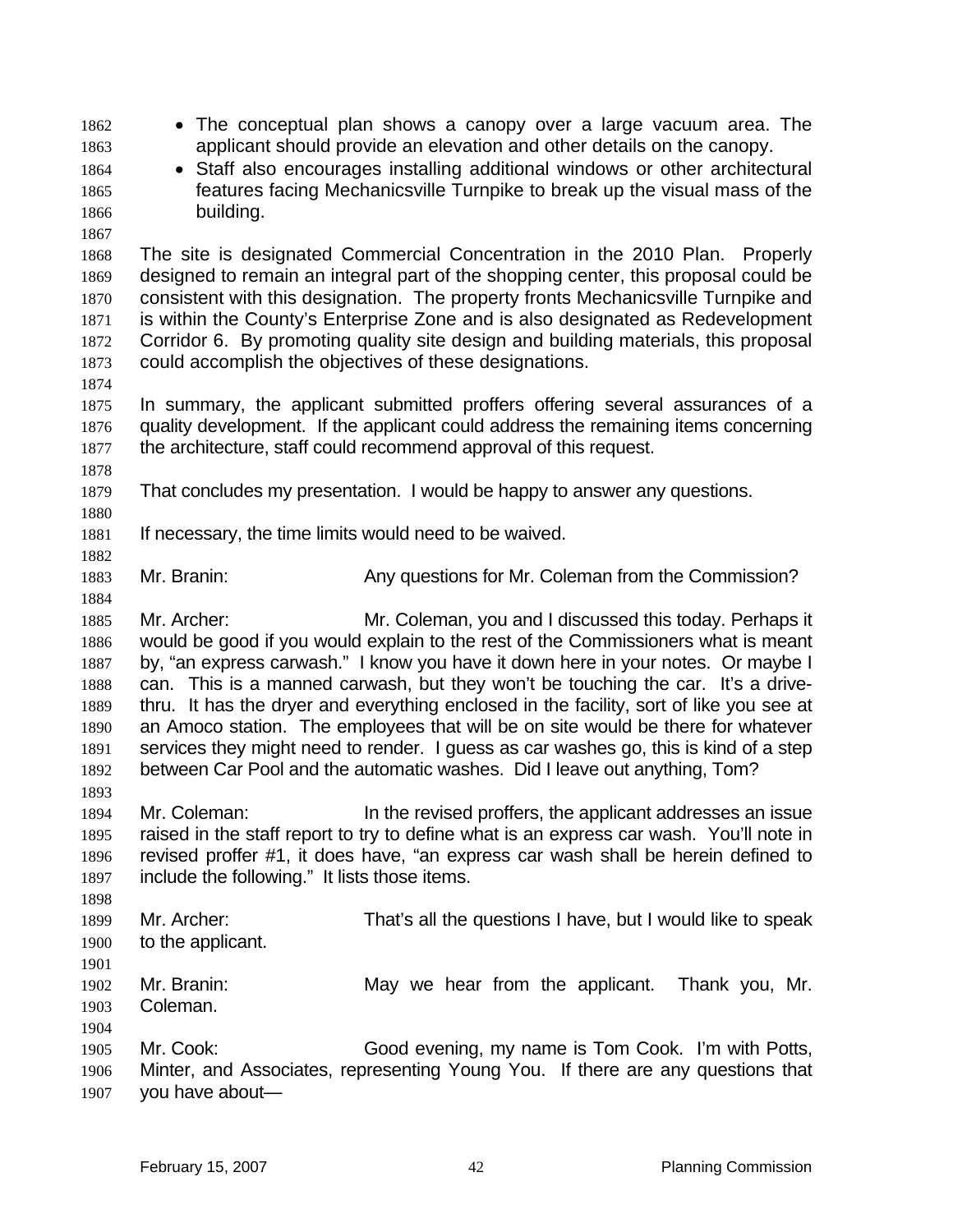- The conceptual plan shows a canopy over a large vacuum area. The applicant should provide an elevation and other details on the canopy.
- Staff also encourages installing additional windows or other architectural features facing Mechanicsville Turnpike to break up the visual mass of the building.

The site is designated Commercial Concentration in the 2010 Plan. Properly designed to remain an integral part of the shopping center, this proposal could be consistent with this designation. The property fronts Mechanicsville Turnpike and is within the County's Enterprise Zone and is also designated as Redevelopment Corridor 6. By promoting quality site design and building materials, this proposal could accomplish the objectives of these designations.

In summary, the applicant submitted proffers offering several assurances of a quality development. If the applicant could address the remaining items concerning the architecture, staff could recommend approval of this request.

That concludes my presentation. I would be happy to answer any questions.

If necessary, the time limits would need to be waived.

Mr. Branin: Any questions for Mr. Coleman from the Commission?

Mr. Archer: Mr. Coleman, you and I discussed this today. Perhaps it would be good if you would explain to the rest of the Commissioners what is meant by, "an express carwash." I know you have it down here in your notes. Or maybe I can. This is a manned carwash, but they won't be touching the car. It's a drive-thru. It has the dryer and everything enclosed in the facility, sort of like you see at an Amoco station. The employees that will be on site would be there for whatever services they might need to render. I guess as car washes go, this is kind of a step between Car Pool and the automatic washes. Did I leave out anything, Tom?

Mr. Coleman: In the revised proffers, the applicant addresses an issue raised in the staff report to try to define what is an express car wash. You'll note in revised proffer #1, it does have, "an express car wash shall be herein defined to include the following." It lists those items.

Mr. Archer: That's all the questions I have, but I would like to speak to the applicant.

Mr. Branin: May we hear from the applicant. Thank you, Mr. Coleman.

Mr. Cook: Good evening, my name is Tom Cook. I'm with Potts, Minter, and Associates, representing Young You. If there are any questions that you have about—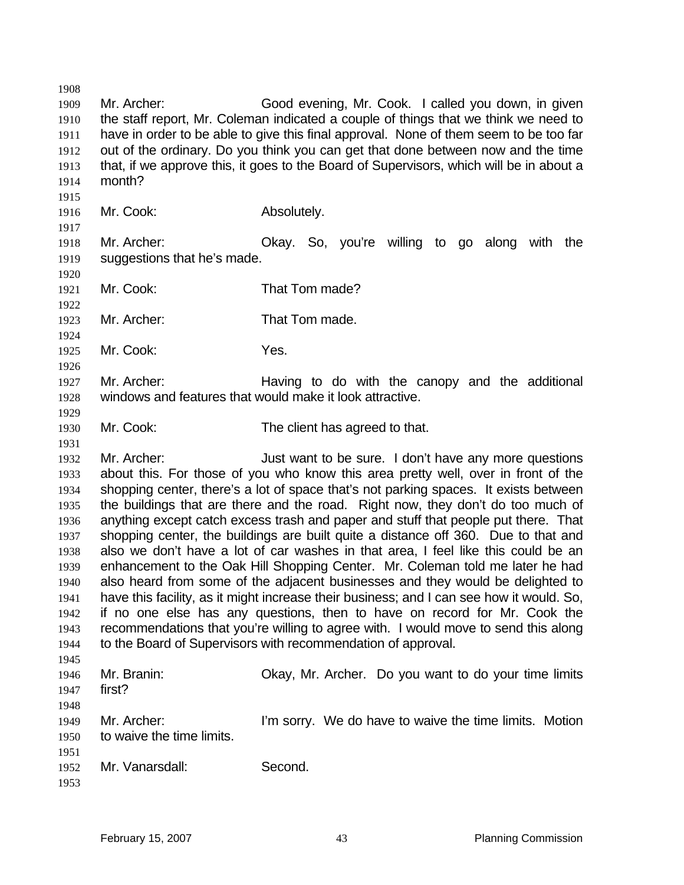Mr. Archer: Good evening, Mr. Cook. I called you down, in given the staff report, Mr. Coleman indicated a couple of things that we think we need to have in order to be able to give this final approval. None of them seem to be too far out of the ordinary. Do you think you can get that done between now and the time that, if we approve this, it goes to the Board of Supervisors, which will be in about a month?

Mr. Cook: Absolutely.

Mr. Archer: Okay. So, you're willing to go along with the suggestions that he's made.

Mr. Cook: That Tom made?

Mr. Archer: That Tom made.

Mr. Cook: Yes.

Mr. Archer: Having to do with the canopy and the additional windows and features that would make it look attractive.

Mr. Cook: The client has agreed to that.

Mr. Archer: Just want to be sure. I don't have any more questions about this. For those of you who know this area pretty well, over in front of the shopping center, there's a lot of space that's not parking spaces. It exists between the buildings that are there and the road. Right now, they don't do too much of anything except catch excess trash and paper and stuff that people put there. That shopping center, the buildings are built quite a distance off 360. Due to that and also we don't have a lot of car washes in that area, I feel like this could be an enhancement to the Oak Hill Shopping Center. Mr. Coleman told me later he had also heard from some of the adjacent businesses and they would be delighted to have this facility, as it might increase their business; and I can see how it would. So, if no one else has any questions, then to have on record for Mr. Cook the recommendations that you're willing to agree with. I would move to send this along to the Board of Supervisors with recommendation of approval.

Mr. Branin: Okay, Mr. Archer. Do you want to do your time limits first?

Mr. Archer: I'm sorry. We do have to waive the time limits. Motion to waive the time limits.

Mr. Vanarsdall: Second.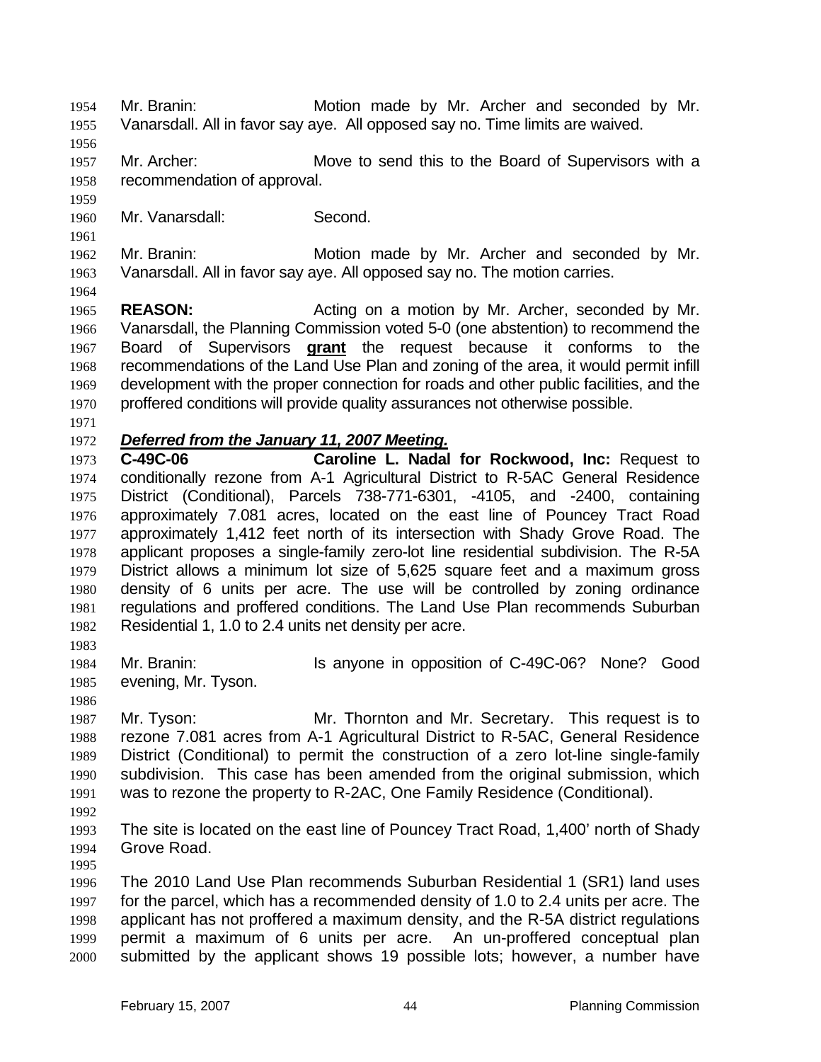Mr. Branin: Motion made by Mr. Archer and seconded by Mr. Vanarsdall. All in favor say aye. All opposed say no. Time limits are waived.

Mr. Archer: Move to send this to the Board of Supervisors with a recommendation of approval.

Mr. Vanarsdall: Second.

Mr. Branin: Motion made by Mr. Archer and seconded by Mr. Vanarsdall. All in favor say aye. All opposed say no. The motion carries.

**REASON:** Acting on a motion by Mr. Archer, seconded by Mr. Vanarsdall, the Planning Commission voted 5-0 (one abstention) to recommend the Board of Supervisors **grant** the request because it conforms to the recommendations of the Land Use Plan and zoning of the area, it would permit infill development with the proper connection for roads and other public facilities, and the proffered conditions will provide quality assurances not otherwise possible.

***Deferred from the January 11, 2007 Meeting.***

**C-49C-06** **Caroline L. Nadal for Rockwood, Inc:** Request to conditionally rezone from A-1 Agricultural District to R-5AC General Residence District (Conditional), Parcels 738-771-6301, -4105, and -2400, containing approximately 7.081 acres, located on the east line of Pouncey Tract Road approximately 1,412 feet north of its intersection with Shady Grove Road. The applicant proposes a single-family zero-lot line residential subdivision. The R-5A District allows a minimum lot size of 5,625 square feet and a maximum gross density of 6 units per acre. The use will be controlled by zoning ordinance regulations and proffered conditions. The Land Use Plan recommends Suburban Residential 1, 1.0 to 2.4 units net density per acre.

Mr. Branin: Is anyone in opposition of C-49C-06? None? Good evening, Mr. Tyson.

Mr. Tyson: Mr. Thornton and Mr. Secretary. This request is to rezone 7.081 acres from A-1 Agricultural District to R-5AC, General Residence District (Conditional) to permit the construction of a zero lot-line single-family subdivision. This case has been amended from the original submission, which was to rezone the property to R-2AC, One Family Residence (Conditional).

The site is located on the east line of Pouncey Tract Road, 1,400' north of Shady Grove Road.

The 2010 Land Use Plan recommends Suburban Residential 1 (SR1) land uses for the parcel, which has a recommended density of 1.0 to 2.4 units per acre. The applicant has not proffered a maximum density, and the R-5A district regulations permit a maximum of 6 units per acre. An un-proffered conceptual plan submitted by the applicant shows 19 possible lots; however, a number have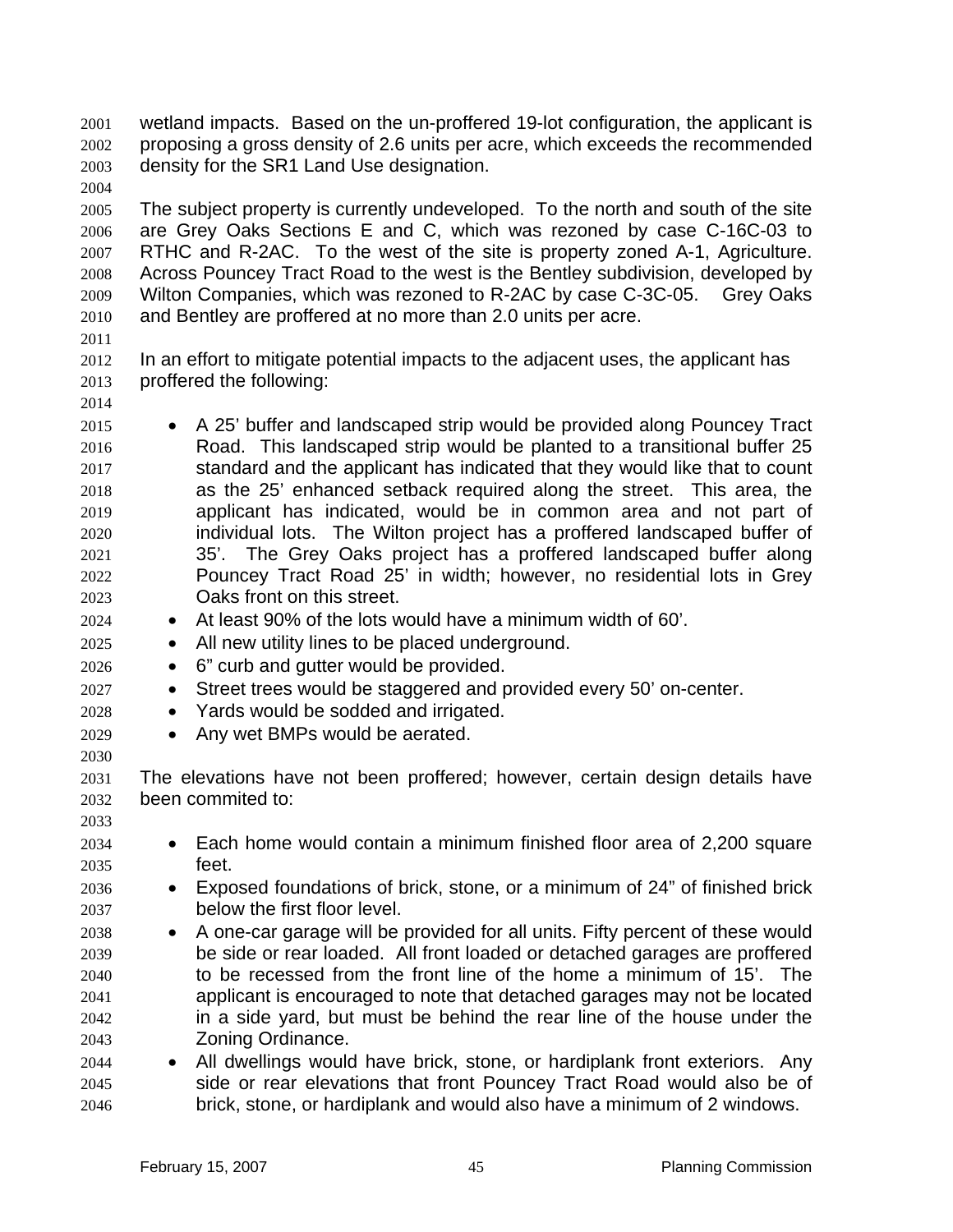wetland impacts. Based on the un-proffered 19-lot configuration, the applicant is proposing a gross density of 2.6 units per acre, which exceeds the recommended density for the SR1 Land Use designation.

The subject property is currently undeveloped. To the north and south of the site are Grey Oaks Sections E and C, which was rezoned by case C-16C-03 to RTHC and R-2AC. To the west of the site is property zoned A-1, Agriculture. Across Pouncey Tract Road to the west is the Bentley subdivision, developed by Wilton Companies, which was rezoned to R-2AC by case C-3C-05. Grey Oaks and Bentley are proffered at no more than 2.0 units per acre.

In an effort to mitigate potential impacts to the adjacent uses, the applicant has proffered the following:

- A 25' buffer and landscaped strip would be provided along Pouncey Tract Road. This landscaped strip would be planted to a transitional buffer 25 standard and the applicant has indicated that they would like that to count as the 25' enhanced setback required along the street. This area, the applicant has indicated, would be in common area and not part of individual lots. The Wilton project has a proffered landscaped buffer of 35'. The Grey Oaks project has a proffered landscaped buffer along Pouncey Tract Road 25' in width; however, no residential lots in Grey Oaks front on this street.
- At least 90% of the lots would have a minimum width of 60'.
- All new utility lines to be placed underground.
- 6" curb and gutter would be provided.
- Street trees would be staggered and provided every 50' on-center.
- Yards would be sodded and irrigated.
- Any wet BMPs would be aerated.

The elevations have not been proffered; however, certain design details have been commited to:

- Each home would contain a minimum finished floor area of 2,200 square feet.
- Exposed foundations of brick, stone, or a minimum of 24" of finished brick below the first floor level.
- A one-car garage will be provided for all units. Fifty percent of these would be side or rear loaded. All front loaded or detached garages are proffered to be recessed from the front line of the home a minimum of 15'. The applicant is encouraged to note that detached garages may not be located in a side yard, but must be behind the rear line of the house under the Zoning Ordinance.
- All dwellings would have brick, stone, or hardiplank front exteriors. Any side or rear elevations that front Pouncey Tract Road would also be of brick, stone, or hardiplank and would also have a minimum of 2 windows.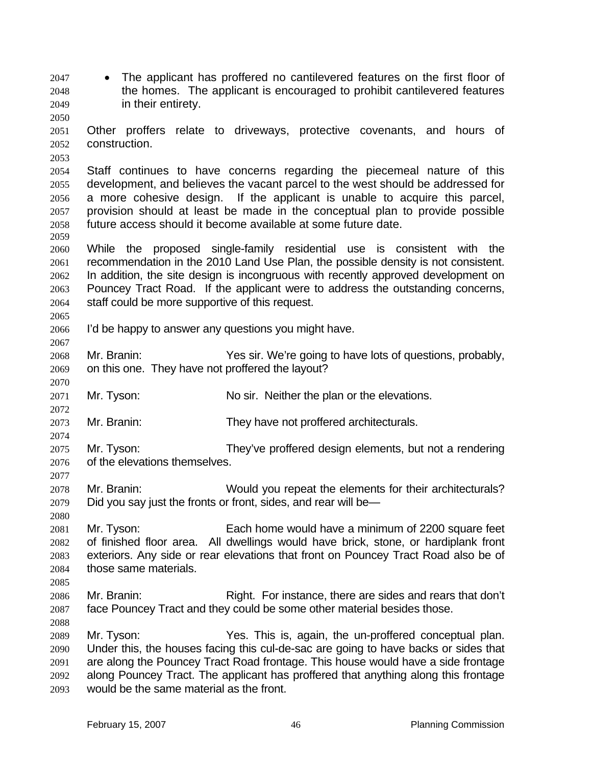- The applicant has proffered no cantilevered features on the first floor of the homes. The applicant is encouraged to prohibit cantilevered features in their entirety.

Other proffers relate to driveways, protective covenants, and hours of construction.

Staff continues to have concerns regarding the piecemeal nature of this development, and believes the vacant parcel to the west should be addressed for a more cohesive design. If the applicant is unable to acquire this parcel, provision should at least be made in the conceptual plan to provide possible future access should it become available at some future date.

While the proposed single-family residential use is consistent with the recommendation in the 2010 Land Use Plan, the possible density is not consistent. In addition, the site design is incongruous with recently approved development on Pouncey Tract Road. If the applicant were to address the outstanding concerns, staff could be more supportive of this request.

I'd be happy to answer any questions you might have.

Mr. Branin: Yes sir. We're going to have lots of questions, probably, on this one. They have not proffered the layout?

Mr. Tyson: No sir. Neither the plan or the elevations.

Mr. Branin: They have not proffered architecturals.

Mr. Tyson: They've proffered design elements, but not a rendering of the elevations themselves.

Mr. Branin: Would you repeat the elements for their architecturals? Did you say just the fronts or front, sides, and rear will be—

Mr. Tyson: Each home would have a minimum of 2200 square feet of finished floor area. All dwellings would have brick, stone, or hardiplank front exteriors. Any side or rear elevations that front on Pouncey Tract Road also be of those same materials.

Mr. Branin: Right. For instance, there are sides and rears that don't face Pouncey Tract and they could be some other material besides those.

Mr. Tyson: Yes. This is, again, the un-proffered conceptual plan. Under this, the houses facing this cul-de-sac are going to have backs or sides that are along the Pouncey Tract Road frontage. This house would have a side frontage along Pouncey Tract. The applicant has proffered that anything along this frontage would be the same material as the front.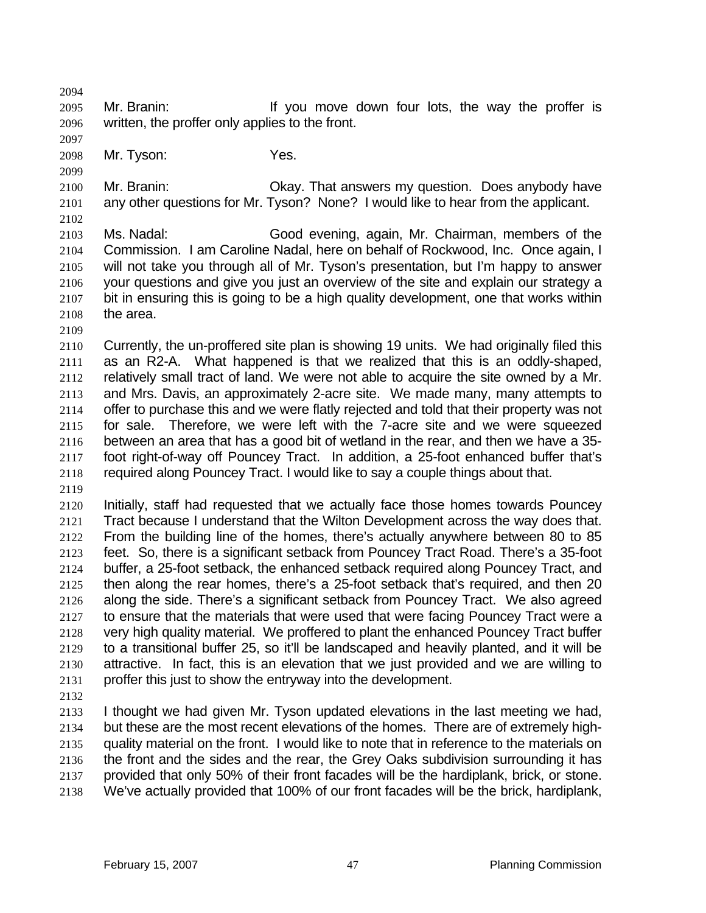Mr. Branin: If you move down four lots, the way the proffer is written, the proffer only applies to the front.

Mr. Tyson: Yes.

Mr. Branin: Okay. That answers my question. Does anybody have any other questions for Mr. Tyson? None? I would like to hear from the applicant.

Ms. Nadal: Good evening, again, Mr. Chairman, members of the Commission. I am Caroline Nadal, here on behalf of Rockwood, Inc. Once again, I will not take you through all of Mr. Tyson's presentation, but I'm happy to answer your questions and give you just an overview of the site and explain our strategy a bit in ensuring this is going to be a high quality development, one that works within the area.

Currently, the un-proffered site plan is showing 19 units. We had originally filed this as an R2-A. What happened is that we realized that this is an oddly-shaped, relatively small tract of land. We were not able to acquire the site owned by a Mr. and Mrs. Davis, an approximately 2-acre site. We made many, many attempts to offer to purchase this and we were flatly rejected and told that their property was not for sale. Therefore, we were left with the 7-acre site and we were squeezed between an area that has a good bit of wetland in the rear, and then we have a 35-foot right-of-way off Pouncey Tract. In addition, a 25-foot enhanced buffer that's required along Pouncey Tract. I would like to say a couple things about that.

Initially, staff had requested that we actually face those homes towards Pouncey Tract because I understand that the Wilton Development across the way does that. From the building line of the homes, there's actually anywhere between 80 to 85 feet. So, there is a significant setback from Pouncey Tract Road. There's a 35-foot buffer, a 25-foot setback, the enhanced setback required along Pouncey Tract, and then along the rear homes, there's a 25-foot setback that's required, and then 20 along the side. There's a significant setback from Pouncey Tract. We also agreed to ensure that the materials that were used that were facing Pouncey Tract were a very high quality material. We proffered to plant the enhanced Pouncey Tract buffer to a transitional buffer 25, so it'll be landscaped and heavily planted, and it will be attractive. In fact, this is an elevation that we just provided and we are willing to proffer this just to show the entryway into the development.

I thought we had given Mr. Tyson updated elevations in the last meeting we had, but these are the most recent elevations of the homes. There are of extremely high-quality material on the front. I would like to note that in reference to the materials on the front and the sides and the rear, the Grey Oaks subdivision surrounding it has provided that only 50% of their front facades will be the hardiplank, brick, or stone. We've actually provided that 100% of our front facades will be the brick, hardiplank,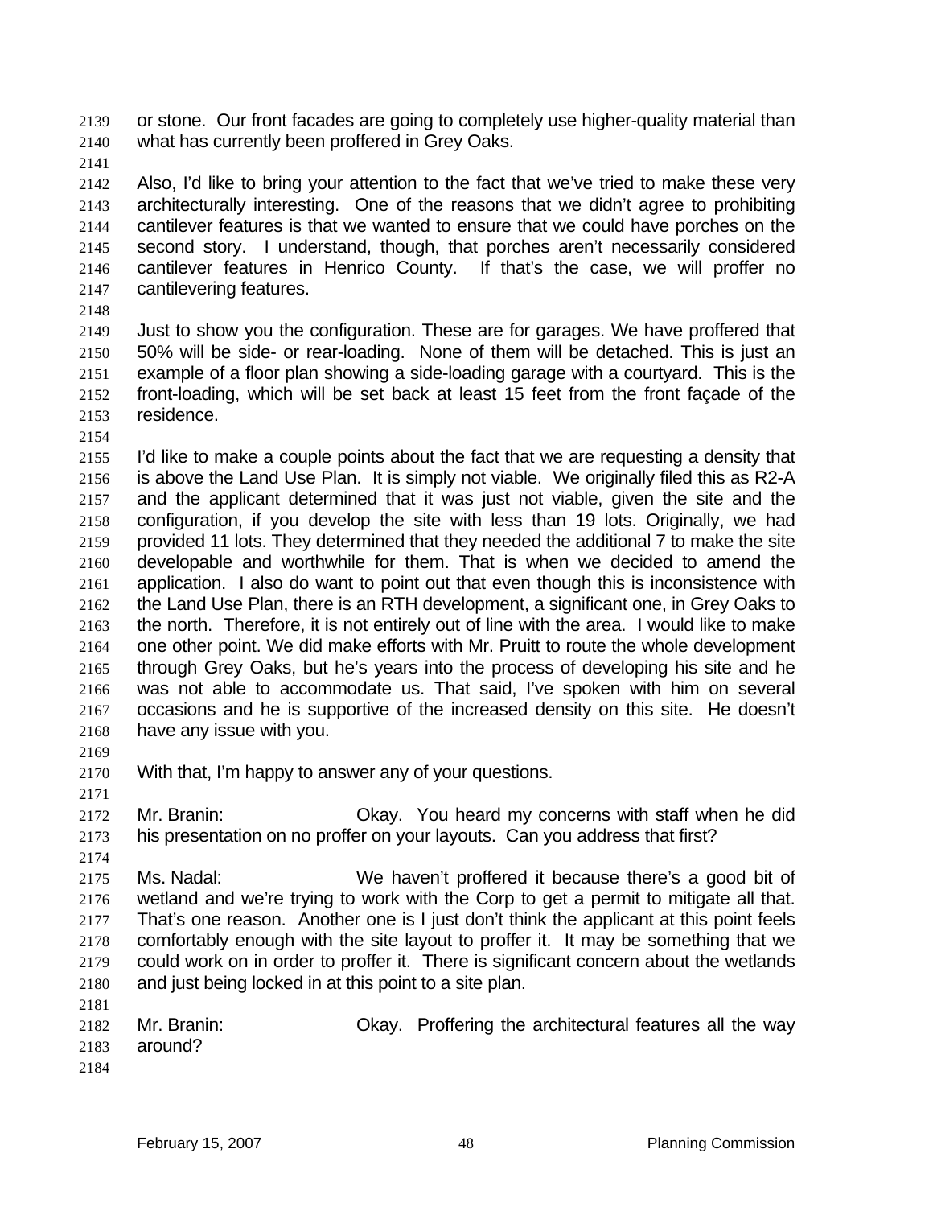or stone. Our front facades are going to completely use higher-quality material than what has currently been proffered in Grey Oaks.

Also, I'd like to bring your attention to the fact that we've tried to make these very architecturally interesting. One of the reasons that we didn't agree to prohibiting cantilever features is that we wanted to ensure that we could have porches on the second story. I understand, though, that porches aren't necessarily considered cantilever features in Henrico County. If that's the case, we will proffer no cantilevering features.

Just to show you the configuration. These are for garages. We have proffered that 50% will be side- or rear-loading. None of them will be detached. This is just an example of a floor plan showing a side-loading garage with a courtyard. This is the front-loading, which will be set back at least 15 feet from the front façade of the residence.

I'd like to make a couple points about the fact that we are requesting a density that is above the Land Use Plan. It is simply not viable. We originally filed this as R2-A and the applicant determined that it was just not viable, given the site and the configuration, if you develop the site with less than 19 lots. Originally, we had provided 11 lots. They determined that they needed the additional 7 to make the site developable and worthwhile for them. That is when we decided to amend the application. I also do want to point out that even though this is inconsistence with the Land Use Plan, there is an RTH development, a significant one, in Grey Oaks to the north. Therefore, it is not entirely out of line with the area. I would like to make one other point. We did make efforts with Mr. Pruitt to route the whole development through Grey Oaks, but he's years into the process of developing his site and he was not able to accommodate us. That said, I've spoken with him on several occasions and he is supportive of the increased density on this site. He doesn't have any issue with you.

With that, I'm happy to answer any of your questions.

Mr. Branin: Okay. You heard my concerns with staff when he did his presentation on no proffer on your layouts. Can you address that first?

Ms. Nadal: We haven't proffered it because there's a good bit of wetland and we're trying to work with the Corp to get a permit to mitigate all that. That's one reason. Another one is I just don't think the applicant at this point feels comfortably enough with the site layout to proffer it. It may be something that we could work on in order to proffer it. There is significant concern about the wetlands and just being locked in at this point to a site plan.

Mr. Branin: Okay. Proffering the architectural features all the way around?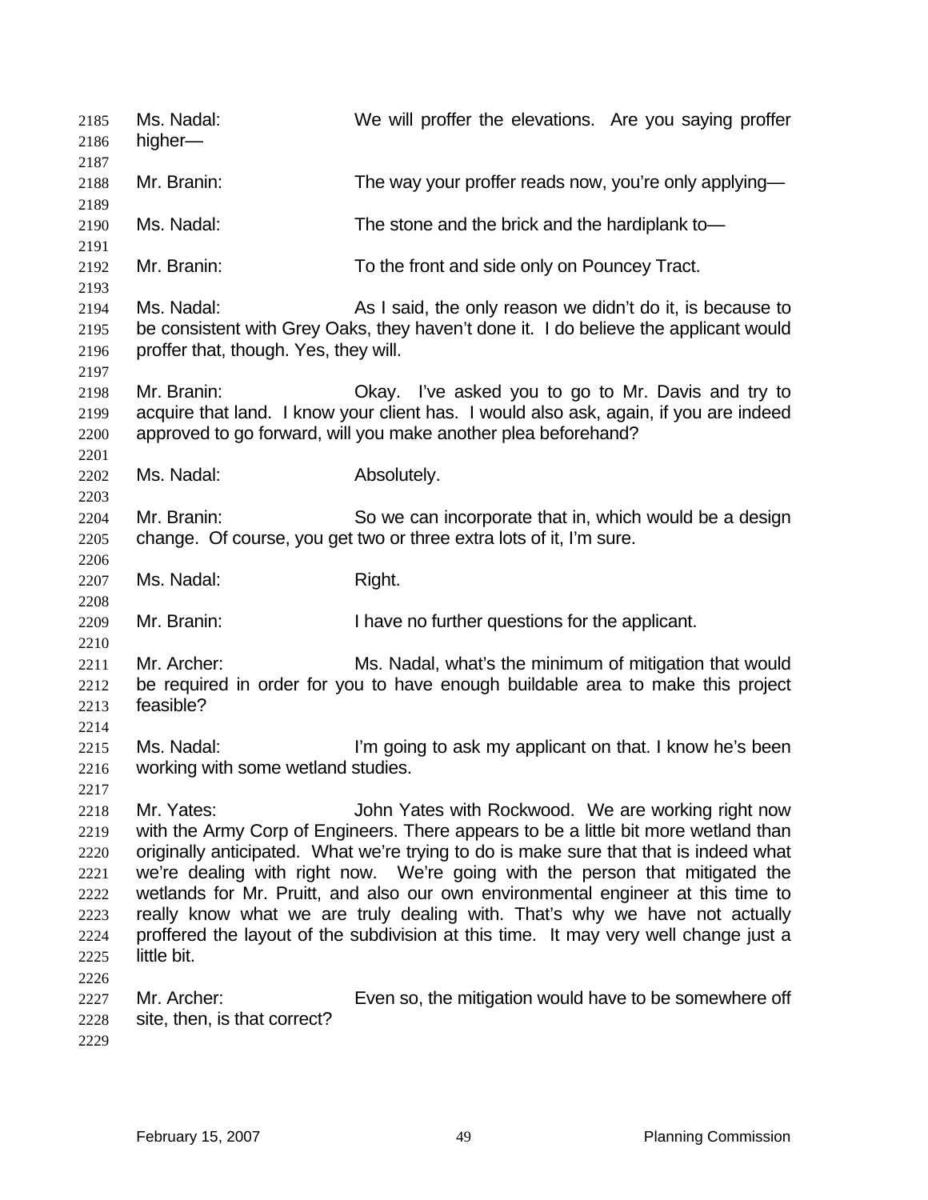Ms. Nadal: We will proffer the elevations. Are you saying proffer higher—

Mr. Branin: The way your proffer reads now, you're only applying—

Ms. Nadal: The stone and the brick and the hardiplank to—

Mr. Branin: To the front and side only on Pouncey Tract.

Ms. Nadal: As I said, the only reason we didn't do it, is because to be consistent with Grey Oaks, they haven't done it. I do believe the applicant would proffer that, though. Yes, they will.

Mr. Branin: Okay. I've asked you to go to Mr. Davis and try to acquire that land. I know your client has. I would also ask, again, if you are indeed approved to go forward, will you make another plea beforehand?

Ms. Nadal: Absolutely.

Mr. Branin: So we can incorporate that in, which would be a design change. Of course, you get two or three extra lots of it, I'm sure.

Ms. Nadal: Right.

Mr. Branin: I have no further questions for the applicant.

Mr. Archer: Ms. Nadal, what's the minimum of mitigation that would be required in order for you to have enough buildable area to make this project feasible?

Ms. Nadal: I'm going to ask my applicant on that. I know he's been working with some wetland studies.

Mr. Yates: John Yates with Rockwood. We are working right now with the Army Corp of Engineers. There appears to be a little bit more wetland than originally anticipated. What we're trying to do is make sure that that is indeed what we're dealing with right now. We're going with the person that mitigated the wetlands for Mr. Pruitt, and also our own environmental engineer at this time to really know what we are truly dealing with. That's why we have not actually proffered the layout of the subdivision at this time. It may very well change just a little bit.

Mr. Archer: Even so, the mitigation would have to be somewhere off site, then, is that correct?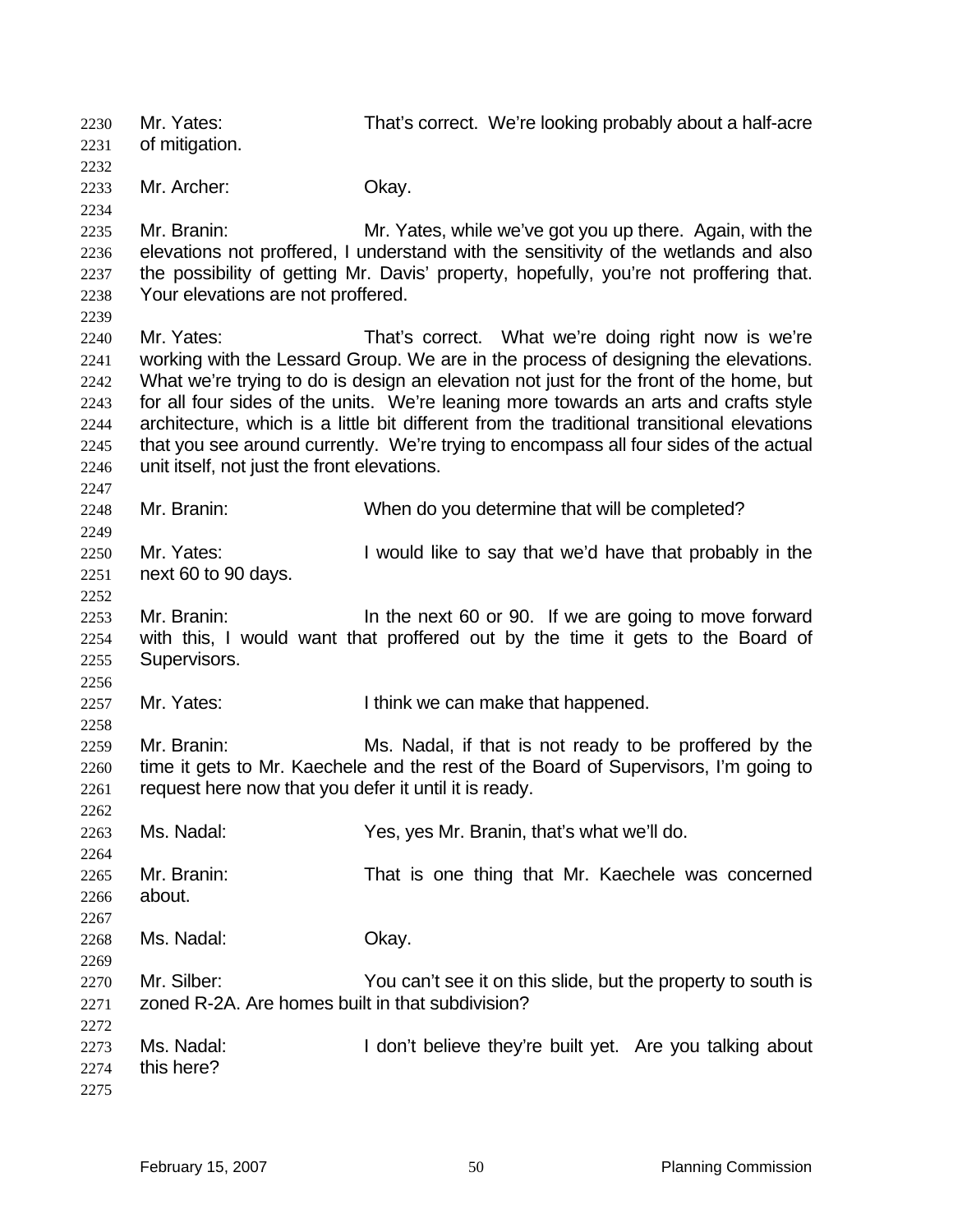Mr. Yates: That's correct. We're looking probably about a half-acre of mitigation.

Mr. Archer: Okay.

Mr. Branin: Mr. Yates, while we've got you up there. Again, with the elevations not proffered, I understand with the sensitivity of the wetlands and also the possibility of getting Mr. Davis' property, hopefully, you're not proffering that. Your elevations are not proffered.

Mr. Yates: That's correct. What we're doing right now is we're working with the Lessard Group. We are in the process of designing the elevations. What we're trying to do is design an elevation not just for the front of the home, but for all four sides of the units. We're leaning more towards an arts and crafts style architecture, which is a little bit different from the traditional transitional elevations that you see around currently. We're trying to encompass all four sides of the actual unit itself, not just the front elevations.

Mr. Branin: When do you determine that will be completed?

Mr. Yates: I would like to say that we'd have that probably in the next 60 to 90 days.

Mr. Branin: In the next 60 or 90. If we are going to move forward with this, I would want that proffered out by the time it gets to the Board of Supervisors.

Mr. Yates: I think we can make that happened.

Mr. Branin: Ms. Nadal, if that is not ready to be proffered by the time it gets to Mr. Kaechele and the rest of the Board of Supervisors, I'm going to request here now that you defer it until it is ready.

Ms. Nadal: Yes, yes Mr. Branin, that's what we'll do.

Mr. Branin: That is one thing that Mr. Kaechele was concerned about.

Ms. Nadal: Okay.

Mr. Silber: You can't see it on this slide, but the property to south is zoned R-2A. Are homes built in that subdivision?

Ms. Nadal: I don't believe they're built yet. Are you talking about this here?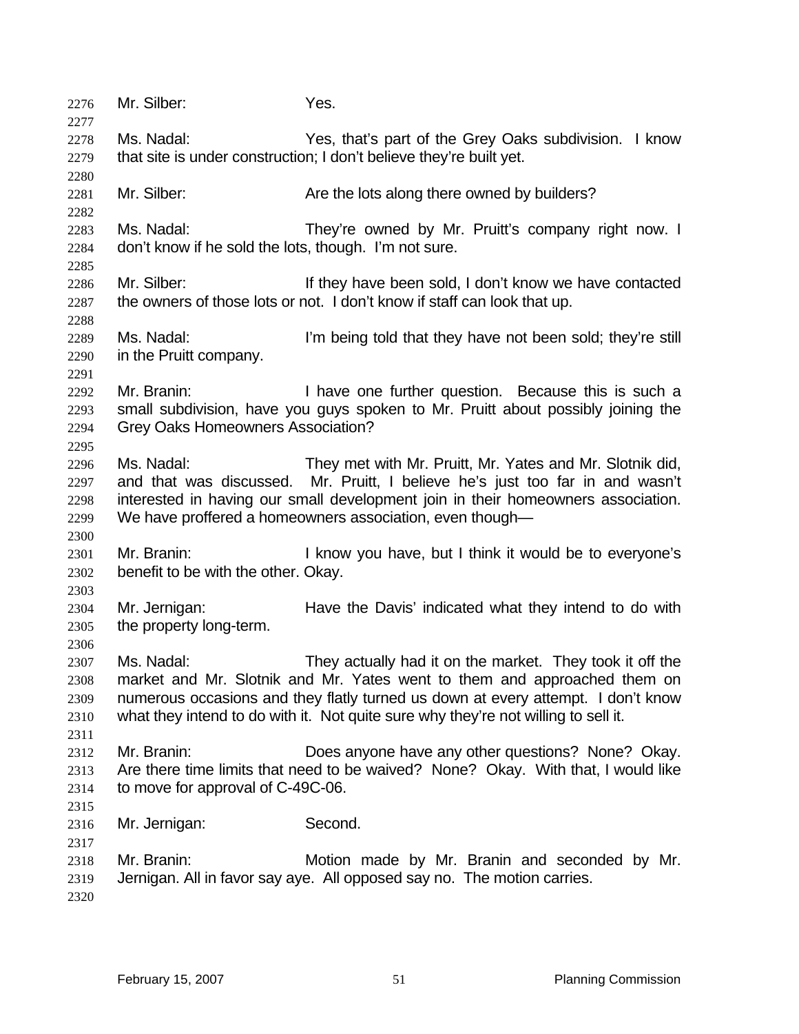Mr. Silber: Yes.

Ms. Nadal: Yes, that's part of the Grey Oaks subdivision. I know that site is under construction; I don't believe they're built yet.

Mr. Silber: Are the lots along there owned by builders?

Ms. Nadal: They're owned by Mr. Pruitt's company right now. I don't know if he sold the lots, though. I'm not sure.

Mr. Silber: If they have been sold, I don't know we have contacted the owners of those lots or not. I don't know if staff can look that up.

Ms. Nadal: I'm being told that they have not been sold; they're still in the Pruitt company.

Mr. Branin: I have one further question. Because this is such a small subdivision, have you guys spoken to Mr. Pruitt about possibly joining the Grey Oaks Homeowners Association?

Ms. Nadal: They met with Mr. Pruitt, Mr. Yates and Mr. Slotnik did, and that was discussed. Mr. Pruitt, I believe he's just too far in and wasn't interested in having our small development join in their homeowners association. We have proffered a homeowners association, even though—

Mr. Branin: I know you have, but I think it would be to everyone's benefit to be with the other. Okay.

Mr. Jernigan: Have the Davis' indicated what they intend to do with the property long-term.

Ms. Nadal: They actually had it on the market. They took it off the market and Mr. Slotnik and Mr. Yates went to them and approached them on numerous occasions and they flatly turned us down at every attempt. I don't know what they intend to do with it. Not quite sure why they're not willing to sell it.

Mr. Branin: Does anyone have any other questions? None? Okay. Are there time limits that need to be waived? None? Okay. With that, I would like to move for approval of C-49C-06.

Mr. Jernigan: Second.

Mr. Branin: Motion made by Mr. Branin and seconded by Mr. Jernigan. All in favor say aye. All opposed say no. The motion carries.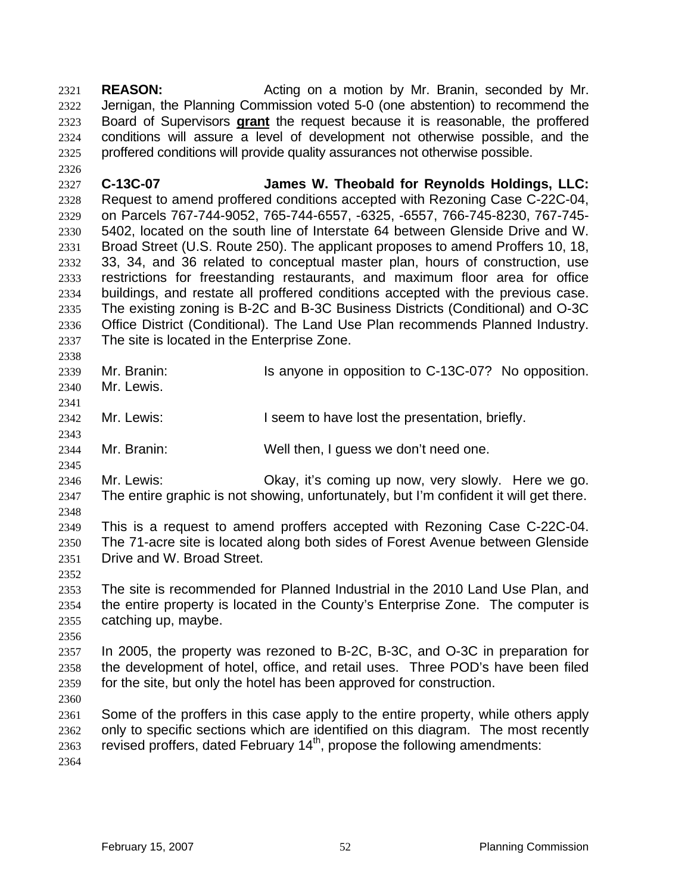**REASON:** Acting on a motion by Mr. Branin, seconded by Mr. Jernigan, the Planning Commission voted 5-0 (one abstention) to recommend the Board of Supervisors **grant** the request because it is reasonable, the proffered conditions will assure a level of development not otherwise possible, and the proffered conditions will provide quality assurances not otherwise possible.

**C-13C-07 James W. Theobald for Reynolds Holdings, LLC:** Request to amend proffered conditions accepted with Rezoning Case C-22C-04, on Parcels 767-744-9052, 765-744-6557, -6325, -6557, 766-745-8230, 767-745-5402, located on the south line of Interstate 64 between Glenside Drive and W. Broad Street (U.S. Route 250). The applicant proposes to amend Proffers 10, 18, 33, 34, and 36 related to conceptual master plan, hours of construction, use restrictions for freestanding restaurants, and maximum floor area for office buildings, and restate all proffered conditions accepted with the previous case. The existing zoning is B-2C and B-3C Business Districts (Conditional) and O-3C Office District (Conditional). The Land Use Plan recommends Planned Industry. The site is located in the Enterprise Zone.

Mr. Branin: Is anyone in opposition to C-13C-07? No opposition. Mr. Lewis.

Mr. Lewis: I seem to have lost the presentation, briefly.

Mr. Branin: Well then, I guess we don't need one.

Mr. Lewis: Okay, it's coming up now, very slowly. Here we go. The entire graphic is not showing, unfortunately, but I'm confident it will get there.

This is a request to amend proffers accepted with Rezoning Case C-22C-04. The 71-acre site is located along both sides of Forest Avenue between Glenside Drive and W. Broad Street.

The site is recommended for Planned Industrial in the 2010 Land Use Plan, and the entire property is located in the County's Enterprise Zone. The computer is catching up, maybe.

In 2005, the property was rezoned to B-2C, B-3C, and O-3C in preparation for the development of hotel, office, and retail uses. Three POD's have been filed for the site, but only the hotel has been approved for construction.

Some of the proffers in this case apply to the entire property, while others apply only to specific sections which are identified on this diagram. The most recently revised proffers, dated February 14th, propose the following amendments: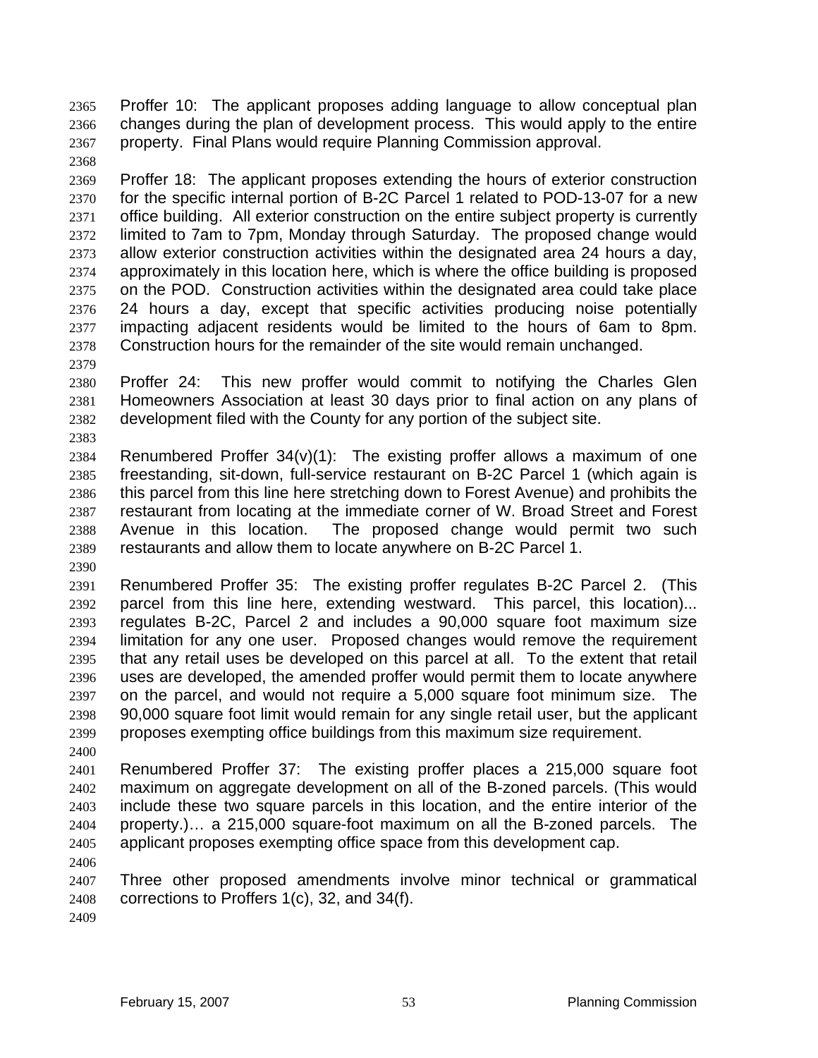Proffer 10: The applicant proposes adding language to allow conceptual plan changes during the plan of development process. This would apply to the entire property. Final Plans would require Planning Commission approval.

Proffer 18: The applicant proposes extending the hours of exterior construction for the specific internal portion of B-2C Parcel 1 related to POD-13-07 for a new office building. All exterior construction on the entire subject property is currently limited to 7am to 7pm, Monday through Saturday. The proposed change would allow exterior construction activities within the designated area 24 hours a day, approximately in this location here, which is where the office building is proposed on the POD. Construction activities within the designated area could take place 24 hours a day, except that specific activities producing noise potentially impacting adjacent residents would be limited to the hours of 6am to 8pm. Construction hours for the remainder of the site would remain unchanged.

Proffer 24: This new proffer would commit to notifying the Charles Glen Homeowners Association at least 30 days prior to final action on any plans of development filed with the County for any portion of the subject site.

Renumbered Proffer 34(v)(1): The existing proffer allows a maximum of one freestanding, sit-down, full-service restaurant on B-2C Parcel 1 (which again is this parcel from this line here stretching down to Forest Avenue) and prohibits the restaurant from locating at the immediate corner of W. Broad Street and Forest Avenue in this location. The proposed change would permit two such restaurants and allow them to locate anywhere on B-2C Parcel 1.

Renumbered Proffer 35: The existing proffer regulates B-2C Parcel 2. (This parcel from this line here, extending westward. This parcel, this location)... regulates B-2C, Parcel 2 and includes a 90,000 square foot maximum size limitation for any one user. Proposed changes would remove the requirement that any retail uses be developed on this parcel at all. To the extent that retail uses are developed, the amended proffer would permit them to locate anywhere on the parcel, and would not require a 5,000 square foot minimum size. The 90,000 square foot limit would remain for any single retail user, but the applicant proposes exempting office buildings from this maximum size requirement.

Renumbered Proffer 37: The existing proffer places a 215,000 square foot maximum on aggregate development on all of the B-zoned parcels. (This would include these two square parcels in this location, and the entire interior of the property.)… a 215,000 square-foot maximum on all the B-zoned parcels. The applicant proposes exempting office space from this development cap.

Three other proposed amendments involve minor technical or grammatical corrections to Proffers 1(c), 32, and 34(f).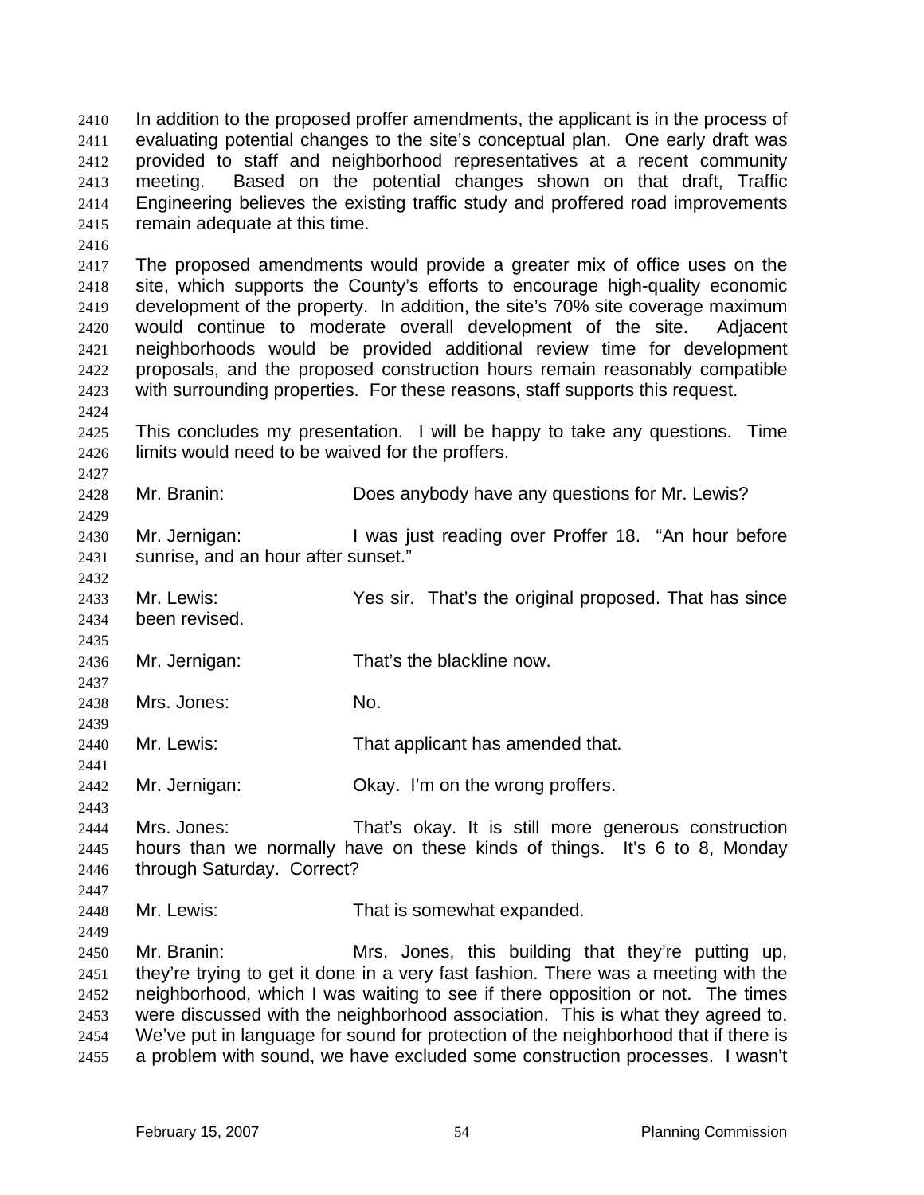In addition to the proposed proffer amendments, the applicant is in the process of evaluating potential changes to the site's conceptual plan. One early draft was provided to staff and neighborhood representatives at a recent community meeting. Based on the potential changes shown on that draft, Traffic Engineering believes the existing traffic study and proffered road improvements remain adequate at this time.

The proposed amendments would provide a greater mix of office uses on the site, which supports the County's efforts to encourage high-quality economic development of the property. In addition, the site's 70% site coverage maximum would continue to moderate overall development of the site. Adjacent neighborhoods would be provided additional review time for development proposals, and the proposed construction hours remain reasonably compatible with surrounding properties. For these reasons, staff supports this request.

This concludes my presentation. I will be happy to take any questions. Time limits would need to be waived for the proffers.

Mr. Branin: Does anybody have any questions for Mr. Lewis?

Mr. Jernigan: I was just reading over Proffer 18. "An hour before sunrise, and an hour after sunset."

Mr. Lewis: Yes sir. That's the original proposed. That has since been revised.

Mr. Jernigan: That's the blackline now.

Mrs. Jones: No.

Mr. Lewis: That applicant has amended that.

Mr. Jernigan: Okay. I'm on the wrong proffers.

Mrs. Jones: That's okay. It is still more generous construction hours than we normally have on these kinds of things. It's 6 to 8, Monday through Saturday. Correct?

Mr. Lewis: That is somewhat expanded.

Mr. Branin: Mrs. Jones, this building that they're putting up, they're trying to get it done in a very fast fashion. There was a meeting with the neighborhood, which I was waiting to see if there opposition or not. The times were discussed with the neighborhood association. This is what they agreed to. We've put in language for sound for protection of the neighborhood that if there is a problem with sound, we have excluded some construction processes. I wasn't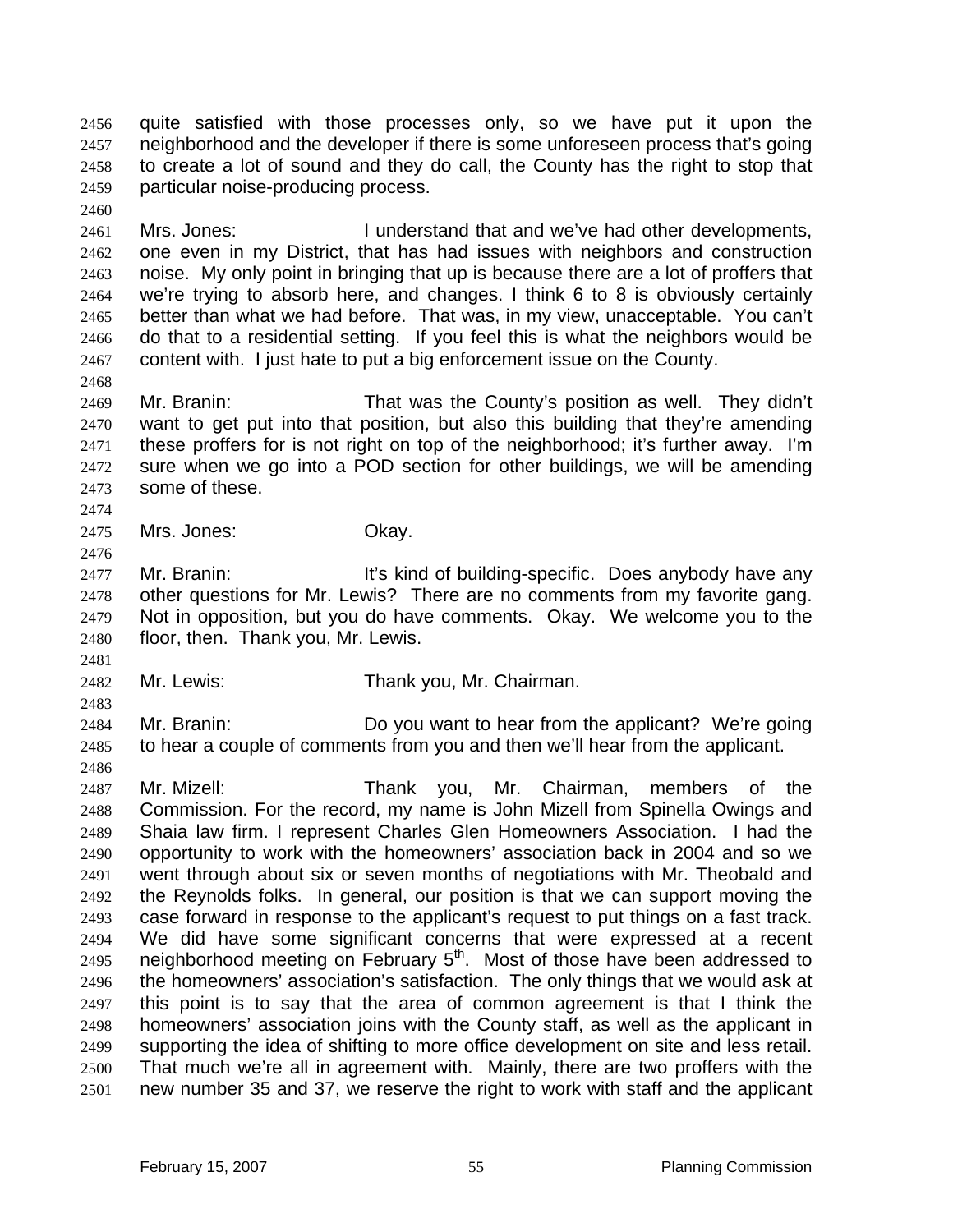quite satisfied with those processes only, so we have put it upon the neighborhood and the developer if there is some unforeseen process that's going to create a lot of sound and they do call, the County has the right to stop that particular noise-producing process.

Mrs. Jones: I understand that and we've had other developments, one even in my District, that has had issues with neighbors and construction noise. My only point in bringing that up is because there are a lot of proffers that we're trying to absorb here, and changes. I think 6 to 8 is obviously certainly better than what we had before. That was, in my view, unacceptable. You can't do that to a residential setting. If you feel this is what the neighbors would be content with. I just hate to put a big enforcement issue on the County.

Mr. Branin: That was the County's position as well. They didn't want to get put into that position, but also this building that they're amending these proffers for is not right on top of the neighborhood; it's further away. I'm sure when we go into a POD section for other buildings, we will be amending some of these.

Mrs. Jones: Okay.

Mr. Branin: It's kind of building-specific. Does anybody have any other questions for Mr. Lewis? There are no comments from my favorite gang. Not in opposition, but you do have comments. Okay. We welcome you to the floor, then. Thank you, Mr. Lewis.

Mr. Lewis: Thank you, Mr. Chairman.

Mr. Branin: Do you want to hear from the applicant? We're going to hear a couple of comments from you and then we'll hear from the applicant.

Mr. Mizell: Thank you, Mr. Chairman, members of the Commission. For the record, my name is John Mizell from Spinella Owings and Shaia law firm. I represent Charles Glen Homeowners Association. I had the opportunity to work with the homeowners' association back in 2004 and so we went through about six or seven months of negotiations with Mr. Theobald and the Reynolds folks. In general, our position is that we can support moving the case forward in response to the applicant's request to put things on a fast track. We did have some significant concerns that were expressed at a recent neighborhood meeting on February 5th. Most of those have been addressed to the homeowners' association's satisfaction. The only things that we would ask at this point is to say that the area of common agreement is that I think the homeowners' association joins with the County staff, as well as the applicant in supporting the idea of shifting to more office development on site and less retail. That much we're all in agreement with. Mainly, there are two proffers with the new number 35 and 37, we reserve the right to work with staff and the applicant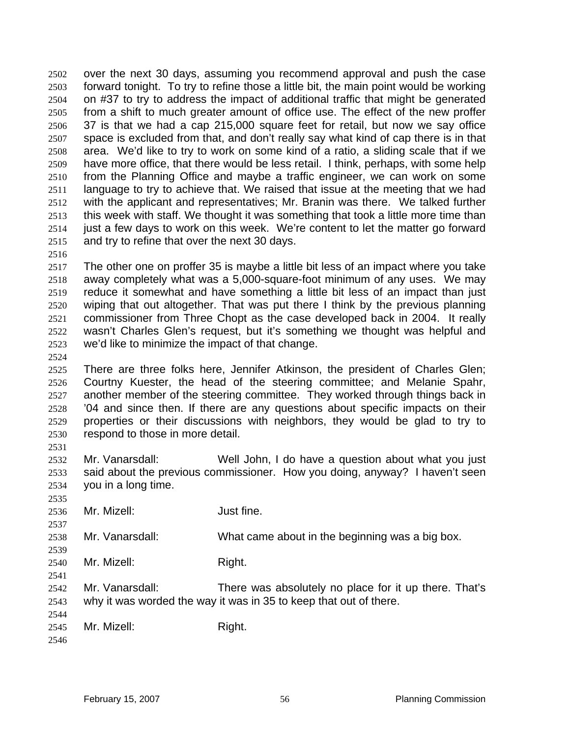over the next 30 days, assuming you recommend approval and push the case forward tonight. To try to refine those a little bit, the main point would be working on #37 to try to address the impact of additional traffic that might be generated from a shift to much greater amount of office use. The effect of the new proffer 37 is that we had a cap 215,000 square feet for retail, but now we say office space is excluded from that, and don't really say what kind of cap there is in that area. We'd like to try to work on some kind of a ratio, a sliding scale that if we have more office, that there would be less retail. I think, perhaps, with some help from the Planning Office and maybe a traffic engineer, we can work on some language to try to achieve that. We raised that issue at the meeting that we had with the applicant and representatives; Mr. Branin was there. We talked further this week with staff. We thought it was something that took a little more time than just a few days to work on this week. We're content to let the matter go forward and try to refine that over the next 30 days.

The other one on proffer 35 is maybe a little bit less of an impact where you take away completely what was a 5,000-square-foot minimum of any uses. We may reduce it somewhat and have something a little bit less of an impact than just wiping that out altogether. That was put there I think by the previous planning commissioner from Three Chopt as the case developed back in 2004. It really wasn't Charles Glen's request, but it's something we thought was helpful and we'd like to minimize the impact of that change.

There are three folks here, Jennifer Atkinson, the president of Charles Glen; Courtny Kuester, the head of the steering committee; and Melanie Spahr, another member of the steering committee. They worked through things back in '04 and since then. If there are any questions about specific impacts on their properties or their discussions with neighbors, they would be glad to try to respond to those in more detail.

Mr. Vanarsdall: Well John, I do have a question about what you just said about the previous commissioner. How you doing, anyway? I haven't seen you in a long time.

Mr. Mizell: Just fine.

Mr. Vanarsdall: What came about in the beginning was a big box.

Mr. Mizell: Right.

Mr. Vanarsdall: There was absolutely no place for it up there. That's why it was worded the way it was in 35 to keep that out of there.

Mr. Mizell: Right.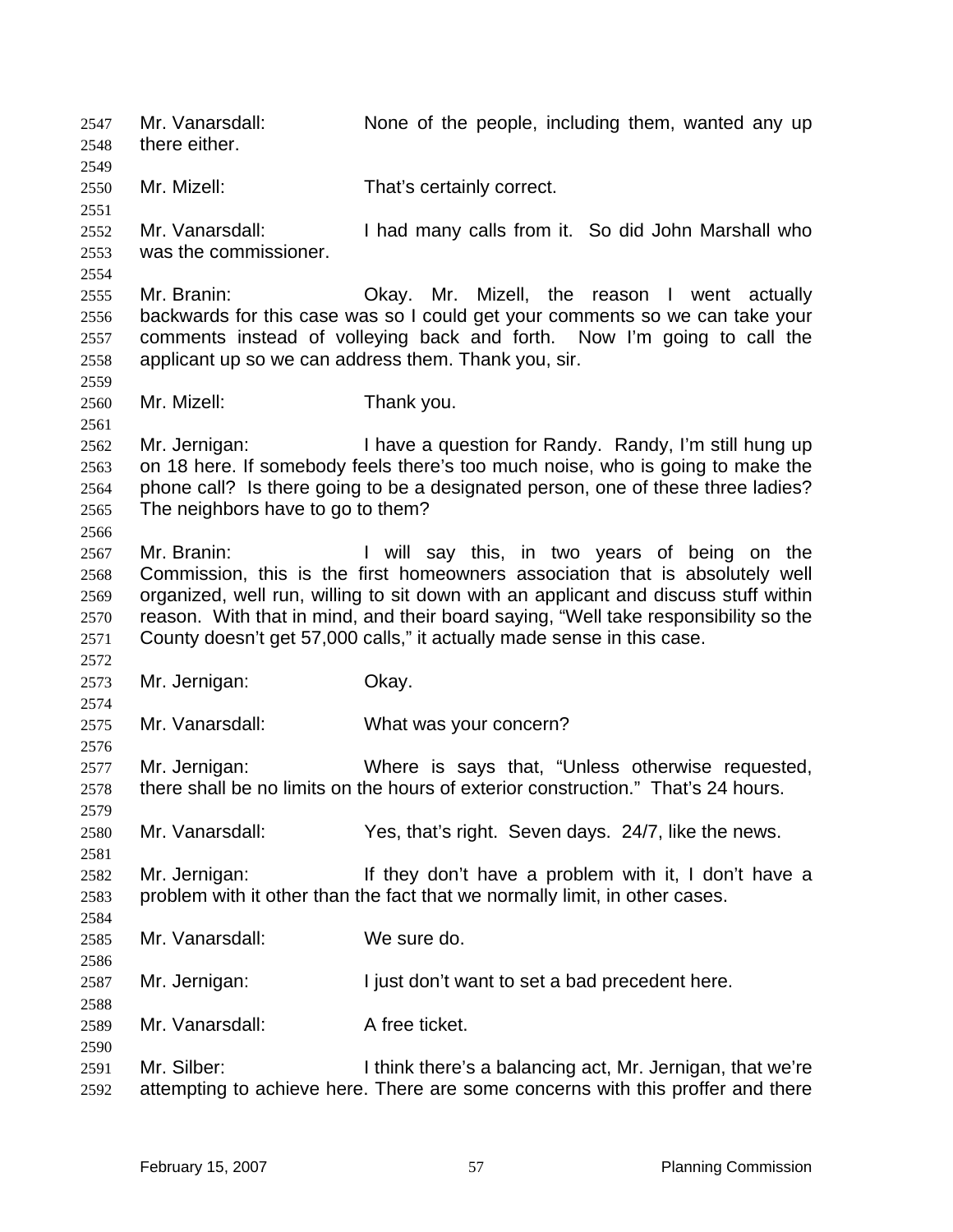Mr. Vanarsdall: None of the people, including them, wanted any up there either.

Mr. Mizell: That's certainly correct.

Mr. Vanarsdall: I had many calls from it. So did John Marshall who was the commissioner.

Mr. Branin: Okay. Mr. Mizell, the reason I went actually backwards for this case was so I could get your comments so we can take your comments instead of volleying back and forth. Now I'm going to call the applicant up so we can address them. Thank you, sir.

Mr. Mizell: Thank you.

Mr. Jernigan: I have a question for Randy. Randy, I'm still hung up on 18 here. If somebody feels there's too much noise, who is going to make the phone call? Is there going to be a designated person, one of these three ladies? The neighbors have to go to them?

Mr. Branin: I will say this, in two years of being on the Commission, this is the first homeowners association that is absolutely well organized, well run, willing to sit down with an applicant and discuss stuff within reason. With that in mind, and their board saying, "Well take responsibility so the County doesn't get 57,000 calls," it actually made sense in this case.

Mr. Jernigan: Okay.

Mr. Vanarsdall: What was your concern?

Mr. Jernigan: Where is says that, "Unless otherwise requested, there shall be no limits on the hours of exterior construction." That's 24 hours.

Mr. Vanarsdall: Yes, that's right. Seven days. 24/7, like the news.

Mr. Jernigan: If they don't have a problem with it, I don't have a problem with it other than the fact that we normally limit, in other cases.

Mr. Vanarsdall: We sure do.

Mr. Jernigan: I just don't want to set a bad precedent here.

Mr. Vanarsdall: A free ticket.

Mr. Silber: I think there's a balancing act, Mr. Jernigan, that we're attempting to achieve here. There are some concerns with this proffer and there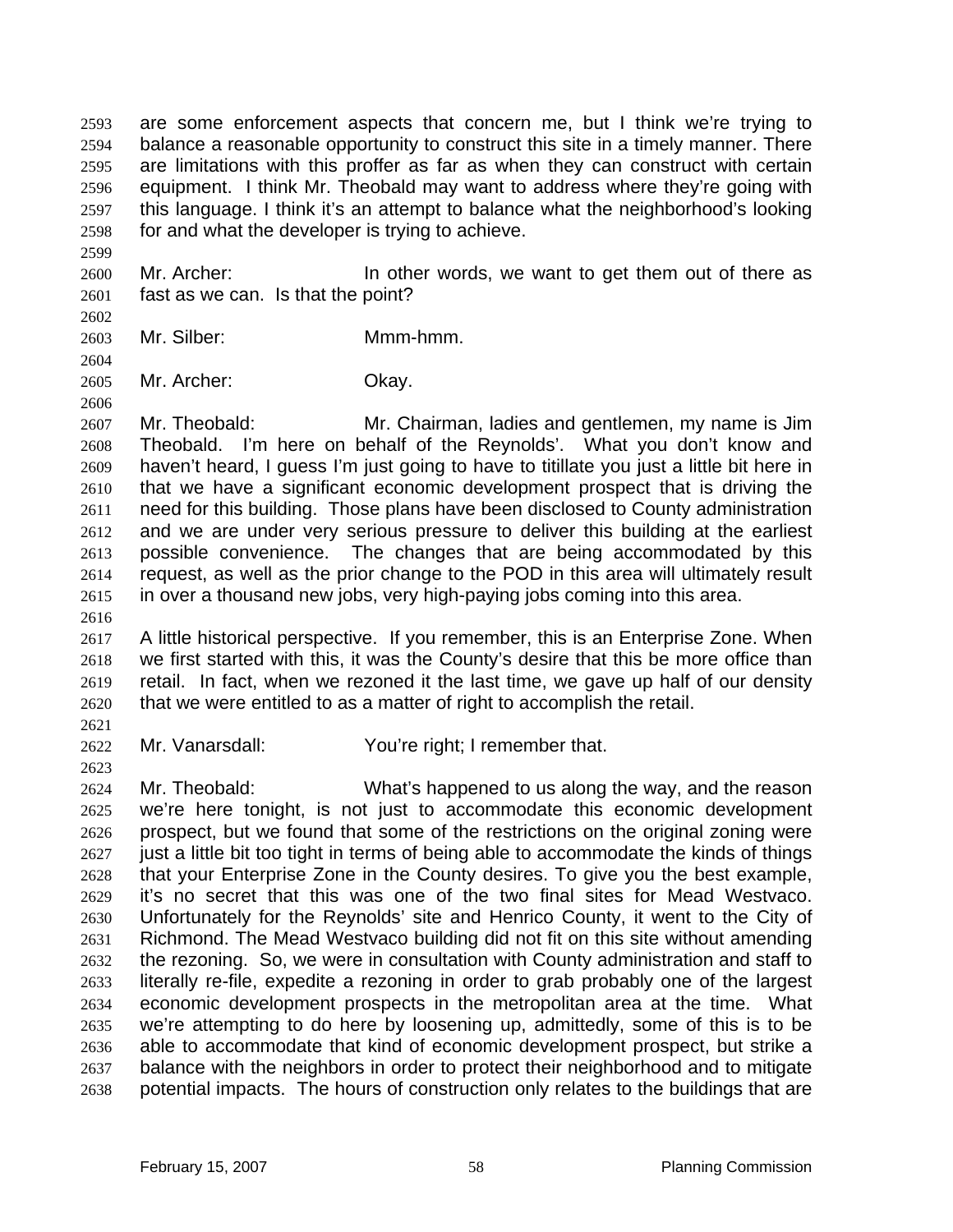are some enforcement aspects that concern me, but I think we're trying to balance a reasonable opportunity to construct this site in a timely manner. There are limitations with this proffer as far as when they can construct with certain equipment. I think Mr. Theobald may want to address where they're going with this language. I think it's an attempt to balance what the neighborhood's looking for and what the developer is trying to achieve.

Mr. Archer: In other words, we want to get them out of there as fast as we can. Is that the point?

Mr. Silber: Mmm-hmm.

Mr. Archer: Okay.

Mr. Theobald: Mr. Chairman, ladies and gentlemen, my name is Jim Theobald. I'm here on behalf of the Reynolds'. What you don't know and haven't heard, I guess I'm just going to have to titillate you just a little bit here in that we have a significant economic development prospect that is driving the need for this building. Those plans have been disclosed to County administration and we are under very serious pressure to deliver this building at the earliest possible convenience. The changes that are being accommodated by this request, as well as the prior change to the POD in this area will ultimately result in over a thousand new jobs, very high-paying jobs coming into this area.

A little historical perspective. If you remember, this is an Enterprise Zone. When we first started with this, it was the County's desire that this be more office than retail. In fact, when we rezoned it the last time, we gave up half of our density that we were entitled to as a matter of right to accomplish the retail.

Mr. Vanarsdall: You're right; I remember that.

Mr. Theobald: What's happened to us along the way, and the reason we're here tonight, is not just to accommodate this economic development prospect, but we found that some of the restrictions on the original zoning were just a little bit too tight in terms of being able to accommodate the kinds of things that your Enterprise Zone in the County desires. To give you the best example, it's no secret that this was one of the two final sites for Mead Westvaco. Unfortunately for the Reynolds' site and Henrico County, it went to the City of Richmond. The Mead Westvaco building did not fit on this site without amending the rezoning. So, we were in consultation with County administration and staff to literally re-file, expedite a rezoning in order to grab probably one of the largest economic development prospects in the metropolitan area at the time. What we're attempting to do here by loosening up, admittedly, some of this is to be able to accommodate that kind of economic development prospect, but strike a balance with the neighbors in order to protect their neighborhood and to mitigate potential impacts. The hours of construction only relates to the buildings that are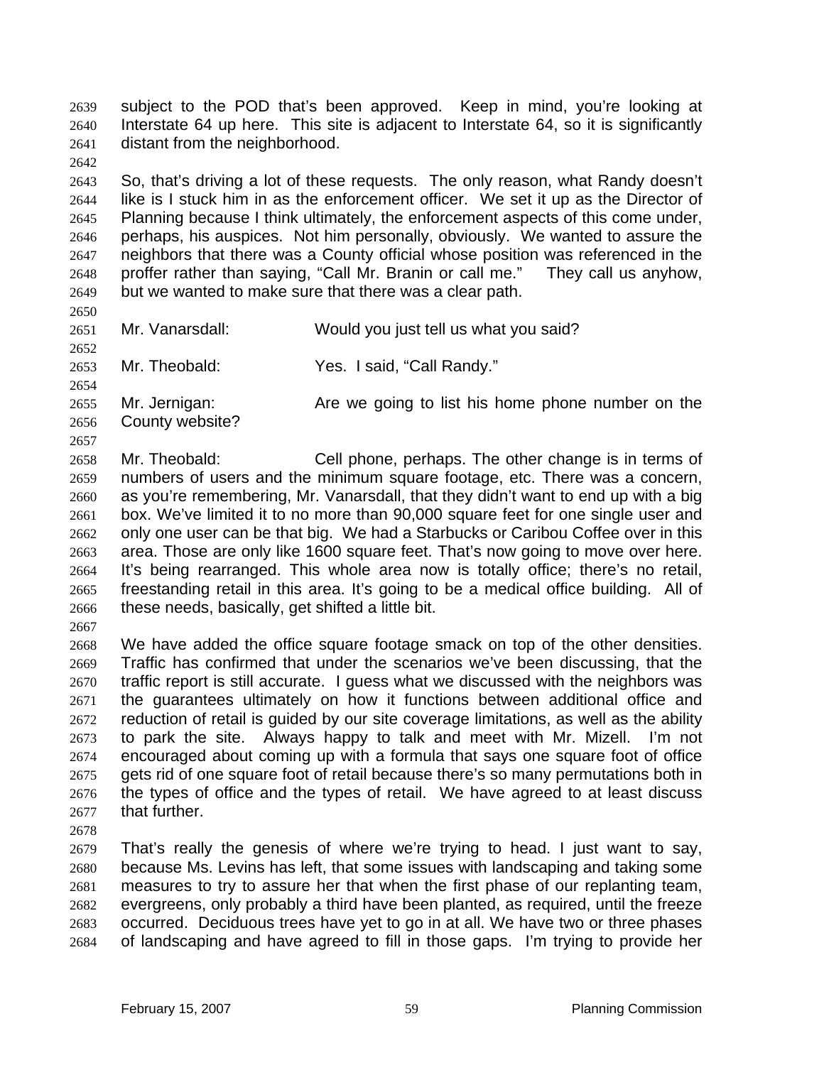subject to the POD that's been approved. Keep in mind, you're looking at Interstate 64 up here. This site is adjacent to Interstate 64, so it is significantly distant from the neighborhood.

So, that's driving a lot of these requests. The only reason, what Randy doesn't like is I stuck him in as the enforcement officer. We set it up as the Director of Planning because I think ultimately, the enforcement aspects of this come under, perhaps, his auspices. Not him personally, obviously. We wanted to assure the neighbors that there was a County official whose position was referenced in the proffer rather than saying, "Call Mr. Branin or call me." They call us anyhow, but we wanted to make sure that there was a clear path.

Mr. Vanarsdall: Would you just tell us what you said?

Mr. Theobald: Yes. I said, "Call Randy."

Mr. Jernigan: Are we going to list his home phone number on the County website?

Mr. Theobald: Cell phone, perhaps. The other change is in terms of numbers of users and the minimum square footage, etc. There was a concern, as you're remembering, Mr. Vanarsdall, that they didn't want to end up with a big box. We've limited it to no more than 90,000 square feet for one single user and only one user can be that big. We had a Starbucks or Caribou Coffee over in this area. Those are only like 1600 square feet. That's now going to move over here. It's being rearranged. This whole area now is totally office; there's no retail, freestanding retail in this area. It's going to be a medical office building. All of these needs, basically, get shifted a little bit.

We have added the office square footage smack on top of the other densities. Traffic has confirmed that under the scenarios we've been discussing, that the traffic report is still accurate. I guess what we discussed with the neighbors was the guarantees ultimately on how it functions between additional office and reduction of retail is guided by our site coverage limitations, as well as the ability to park the site. Always happy to talk and meet with Mr. Mizell. I'm not encouraged about coming up with a formula that says one square foot of office gets rid of one square foot of retail because there's so many permutations both in the types of office and the types of retail. We have agreed to at least discuss that further.

That's really the genesis of where we're trying to head. I just want to say, because Ms. Levins has left, that some issues with landscaping and taking some measures to try to assure her that when the first phase of our replanting team, evergreens, only probably a third have been planted, as required, until the freeze occurred. Deciduous trees have yet to go in at all. We have two or three phases of landscaping and have agreed to fill in those gaps. I'm trying to provide her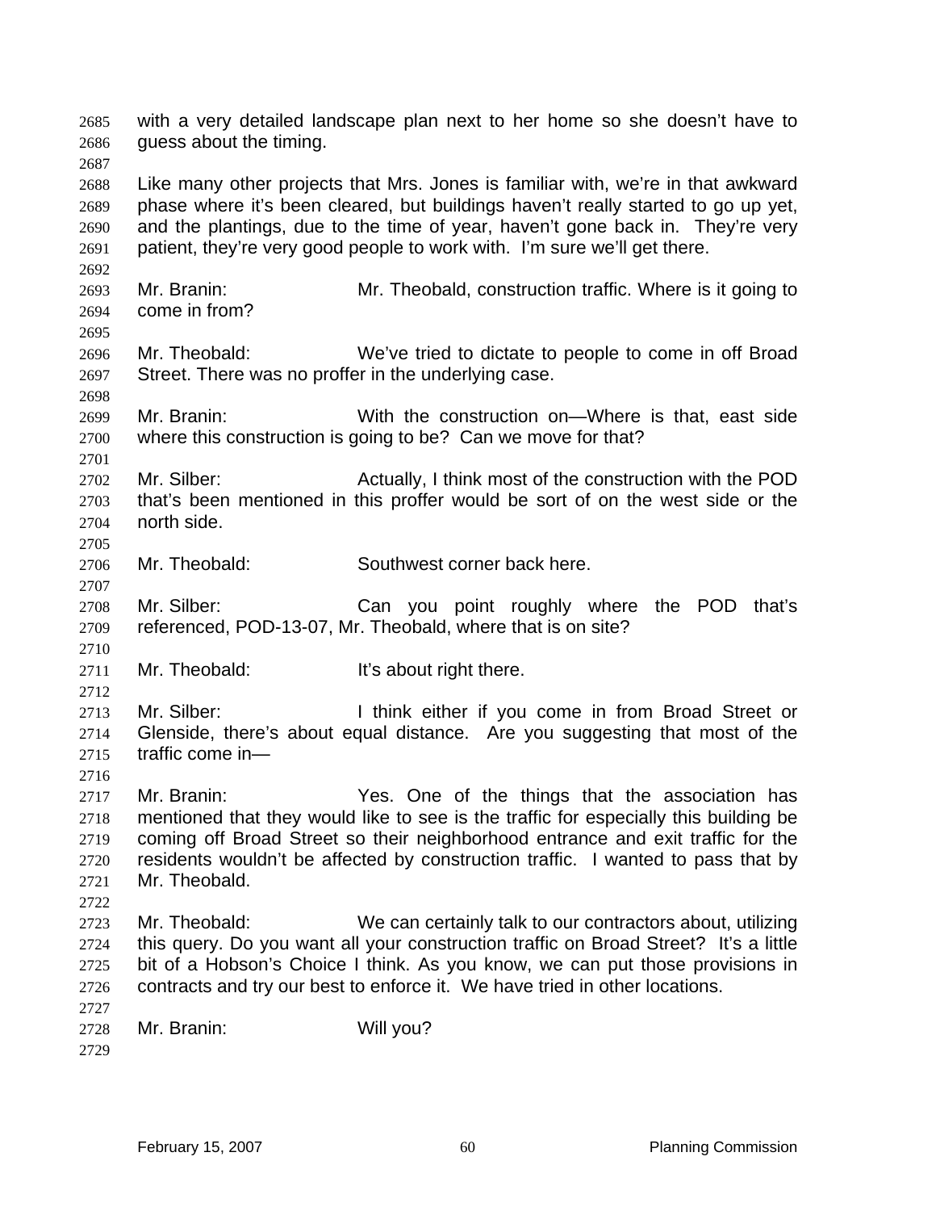with a very detailed landscape plan next to her home so she doesn't have to guess about the timing.

Like many other projects that Mrs. Jones is familiar with, we're in that awkward phase where it's been cleared, but buildings haven't really started to go up yet, and the plantings, due to the time of year, haven't gone back in. They're very patient, they're very good people to work with. I'm sure we'll get there.

Mr. Branin: Mr. Theobald, construction traffic. Where is it going to come in from?

Mr. Theobald: We've tried to dictate to people to come in off Broad Street. There was no proffer in the underlying case.

Mr. Branin: With the construction on—Where is that, east side where this construction is going to be? Can we move for that?

Mr. Silber: Actually, I think most of the construction with the POD that's been mentioned in this proffer would be sort of on the west side or the north side.

Mr. Theobald: Southwest corner back here.

Mr. Silber: Can you point roughly where the POD that's referenced, POD-13-07, Mr. Theobald, where that is on site?

Mr. Theobald: It's about right there.

Mr. Silber: I think either if you come in from Broad Street or Glenside, there's about equal distance. Are you suggesting that most of the traffic come in—

Mr. Branin: Yes. One of the things that the association has mentioned that they would like to see is the traffic for especially this building be coming off Broad Street so their neighborhood entrance and exit traffic for the residents wouldn't be affected by construction traffic. I wanted to pass that by Mr. Theobald.

Mr. Theobald: We can certainly talk to our contractors about, utilizing this query. Do you want all your construction traffic on Broad Street? It's a little bit of a Hobson's Choice I think. As you know, we can put those provisions in contracts and try our best to enforce it. We have tried in other locations.

Mr. Branin: Will you?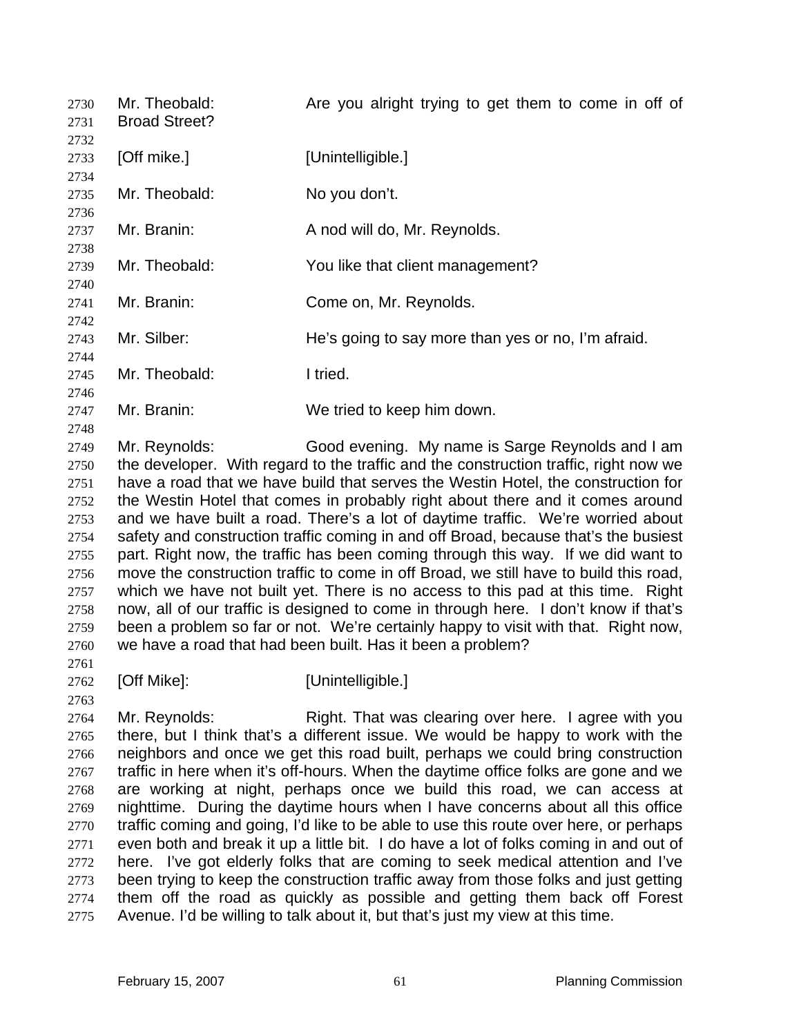Mr. Theobald: Are you alright trying to get them to come in off of Broad Street?

[Off mike.] [Unintelligible.]

Mr. Theobald: No you don't.

Mr. Branin: A nod will do, Mr. Reynolds.

Mr. Theobald: You like that client management?

Mr. Branin: Come on, Mr. Reynolds.

Mr. Silber: He's going to say more than yes or no, I'm afraid.

Mr. Theobald: I tried.

Mr. Branin: We tried to keep him down.

Mr. Reynolds: Good evening. My name is Sarge Reynolds and I am the developer. With regard to the traffic and the construction traffic, right now we have a road that we have build that serves the Westin Hotel, the construction for the Westin Hotel that comes in probably right about there and it comes around and we have built a road. There's a lot of daytime traffic. We're worried about safety and construction traffic coming in and off Broad, because that's the busiest part. Right now, the traffic has been coming through this way. If we did want to move the construction traffic to come in off Broad, we still have to build this road, which we have not built yet. There is no access to this pad at this time. Right now, all of our traffic is designed to come in through here. I don't know if that's been a problem so far or not. We're certainly happy to visit with that. Right now, we have a road that had been built. Has it been a problem?

[Off Mike]: [Unintelligible.]

Mr. Reynolds: Right. That was clearing over here. I agree with you there, but I think that's a different issue. We would be happy to work with the neighbors and once we get this road built, perhaps we could bring construction traffic in here when it's off-hours. When the daytime office folks are gone and we are working at night, perhaps once we build this road, we can access at nighttime. During the daytime hours when I have concerns about all this office traffic coming and going, I'd like to be able to use this route over here, or perhaps even both and break it up a little bit. I do have a lot of folks coming in and out of here. I've got elderly folks that are coming to seek medical attention and I've been trying to keep the construction traffic away from those folks and just getting them off the road as quickly as possible and getting them back off Forest Avenue. I'd be willing to talk about it, but that's just my view at this time.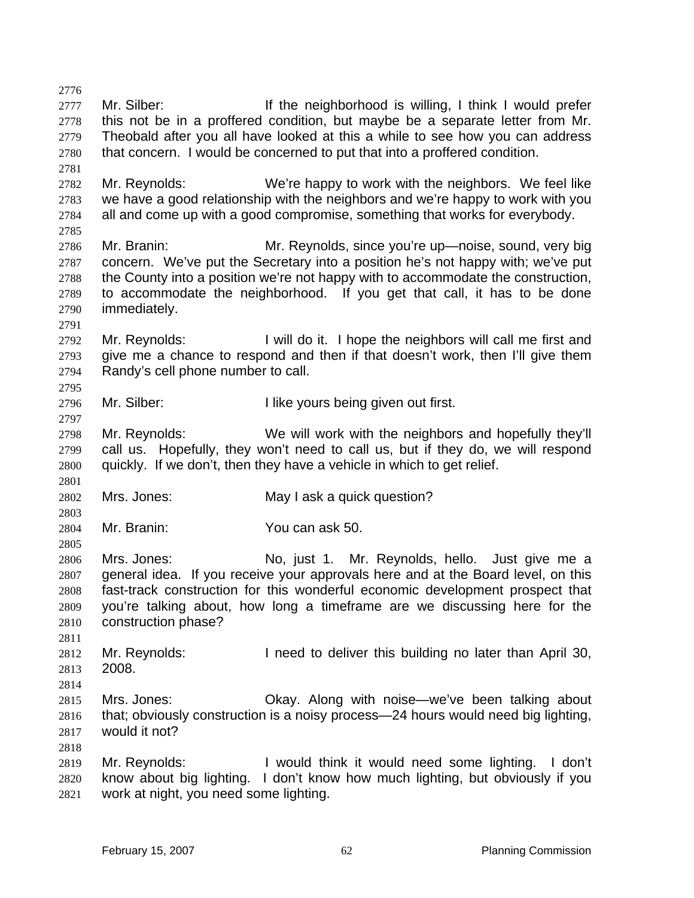Mr. Silber: If the neighborhood is willing, I think I would prefer this not be in a proffered condition, but maybe be a separate letter from Mr. Theobald after you all have looked at this a while to see how you can address that concern. I would be concerned to put that into a proffered condition.

Mr. Reynolds: We're happy to work with the neighbors. We feel like we have a good relationship with the neighbors and we're happy to work with you all and come up with a good compromise, something that works for everybody.

Mr. Branin: Mr. Reynolds, since you're up—noise, sound, very big concern. We've put the Secretary into a position he's not happy with; we've put the County into a position we're not happy with to accommodate the construction, to accommodate the neighborhood. If you get that call, it has to be done immediately.

Mr. Reynolds: I will do it. I hope the neighbors will call me first and give me a chance to respond and then if that doesn't work, then I'll give them Randy's cell phone number to call.

Mr. Silber: I like yours being given out first.

Mr. Reynolds: We will work with the neighbors and hopefully they'll call us. Hopefully, they won't need to call us, but if they do, we will respond quickly. If we don't, then they have a vehicle in which to get relief.

Mrs. Jones: May I ask a quick question?

Mr. Branin: You can ask 50.

Mrs. Jones: No, just 1. Mr. Reynolds, hello. Just give me a general idea. If you receive your approvals here and at the Board level, on this fast-track construction for this wonderful economic development prospect that you're talking about, how long a timeframe are we discussing here for the construction phase?

Mr. Reynolds: I need to deliver this building no later than April 30, 2008.

Mrs. Jones: Okay. Along with noise—we've been talking about that; obviously construction is a noisy process—24 hours would need big lighting, would it not?

Mr. Reynolds: I would think it would need some lighting. I don't know about big lighting. I don't know how much lighting, but obviously if you work at night, you need some lighting.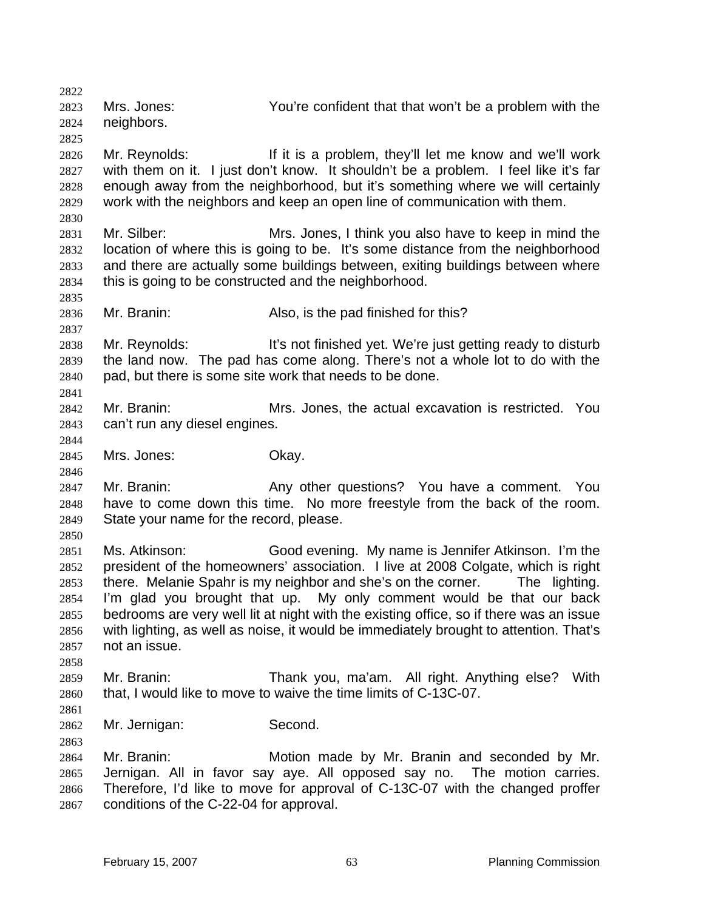Mrs. Jones: You're confident that that won't be a problem with the neighbors.

Mr. Reynolds: If it is a problem, they'll let me know and we'll work with them on it. I just don't know. It shouldn't be a problem. I feel like it's far enough away from the neighborhood, but it's something where we will certainly work with the neighbors and keep an open line of communication with them.

Mr. Silber: Mrs. Jones, I think you also have to keep in mind the location of where this is going to be. It's some distance from the neighborhood and there are actually some buildings between, exiting buildings between where this is going to be constructed and the neighborhood.

Mr. Branin: Also, is the pad finished for this?

Mr. Reynolds: It's not finished yet. We're just getting ready to disturb the land now. The pad has come along. There's not a whole lot to do with the pad, but there is some site work that needs to be done.

Mr. Branin: Mrs. Jones, the actual excavation is restricted. You can't run any diesel engines.

Mrs. Jones: Okay.

Mr. Branin: Any other questions? You have a comment. You have to come down this time. No more freestyle from the back of the room. State your name for the record, please.

Ms. Atkinson: Good evening. My name is Jennifer Atkinson. I'm the president of the homeowners' association. I live at 2008 Colgate, which is right there. Melanie Spahr is my neighbor and she's on the corner. The lighting. I'm glad you brought that up. My only comment would be that our back bedrooms are very well lit at night with the existing office, so if there was an issue with lighting, as well as noise, it would be immediately brought to attention. That's not an issue.

Mr. Branin: Thank you, ma'am. All right. Anything else? With that, I would like to move to waive the time limits of C-13C-07.

Mr. Jernigan: Second.

Mr. Branin: Motion made by Mr. Branin and seconded by Mr. Jernigan. All in favor say aye. All opposed say no. The motion carries. Therefore, I'd like to move for approval of C-13C-07 with the changed proffer conditions of the C-22-04 for approval.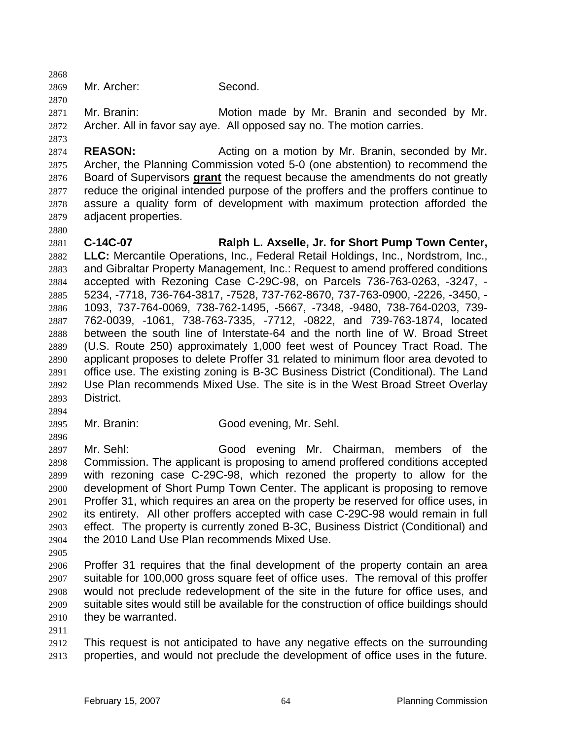Mr. Archer: Second.

Mr. Branin: Motion made by Mr. Branin and seconded by Mr. Archer. All in favor say aye. All opposed say no. The motion carries.

**REASON:** Acting on a motion by Mr. Branin, seconded by Mr. Archer, the Planning Commission voted 5-0 (one abstention) to recommend the Board of Supervisors **grant** the request because the amendments do not greatly reduce the original intended purpose of the proffers and the proffers continue to assure a quality form of development with maximum protection afforded the adjacent properties.

**C-14C-07 Ralph L. Axselle, Jr. for Short Pump Town Center, LLC:** Mercantile Operations, Inc., Federal Retail Holdings, Inc., Nordstrom, Inc., and Gibraltar Property Management, Inc.: Request to amend proffered conditions accepted with Rezoning Case C-29C-98, on Parcels 736-763-0263, -3247, -5234, -7718, 736-764-3817, -7528, 737-762-8670, 737-763-0900, -2226, -3450, -1093, 737-764-0069, 738-762-1495, -5667, -7348, -9480, 738-764-0203, 739-762-0039, -1061, 738-763-7335, -7712, -0822, and 739-763-1874, located between the south line of Interstate-64 and the north line of W. Broad Street (U.S. Route 250) approximately 1,000 feet west of Pouncey Tract Road. The applicant proposes to delete Proffer 31 related to minimum floor area devoted to office use. The existing zoning is B-3C Business District (Conditional). The Land Use Plan recommends Mixed Use. The site is in the West Broad Street Overlay District.

Mr. Branin: Good evening, Mr. Sehl.

Mr. Sehl: Good evening Mr. Chairman, members of the Commission. The applicant is proposing to amend proffered conditions accepted with rezoning case C-29C-98, which rezoned the property to allow for the development of Short Pump Town Center. The applicant is proposing to remove Proffer 31, which requires an area on the property be reserved for office uses, in its entirety. All other proffers accepted with case C-29C-98 would remain in full effect. The property is currently zoned B-3C, Business District (Conditional) and the 2010 Land Use Plan recommends Mixed Use.

Proffer 31 requires that the final development of the property contain an area suitable for 100,000 gross square feet of office uses. The removal of this proffer would not preclude redevelopment of the site in the future for office uses, and suitable sites would still be available for the construction of office buildings should they be warranted.

This request is not anticipated to have any negative effects on the surrounding properties, and would not preclude the development of office uses in the future.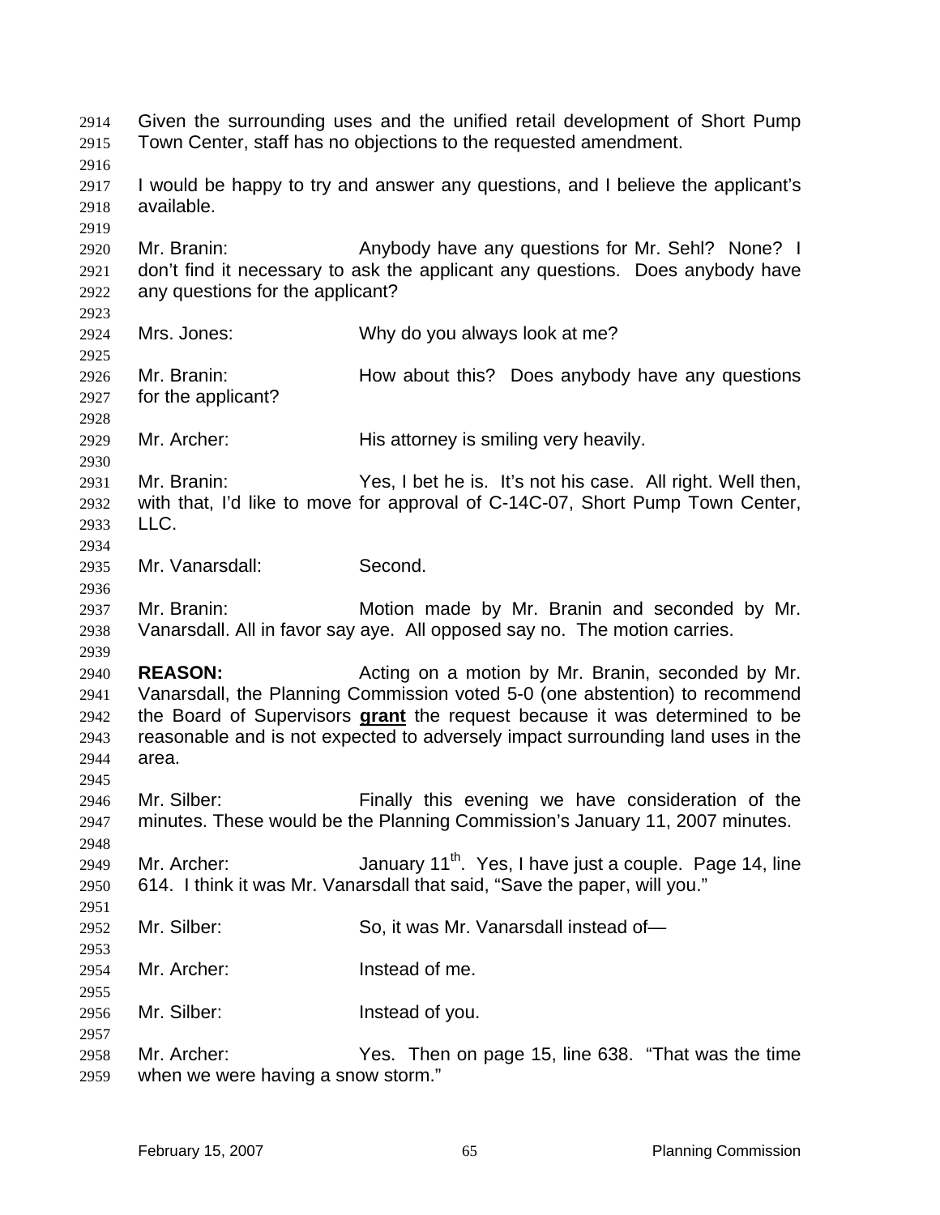Given the surrounding uses and the unified retail development of Short Pump Town Center, staff has no objections to the requested amendment.

I would be happy to try and answer any questions, and I believe the applicant's available.

Mr. Branin: Anybody have any questions for Mr. Sehl? None? I don't find it necessary to ask the applicant any questions. Does anybody have any questions for the applicant?

Mrs. Jones: Why do you always look at me?

Mr. Branin: How about this? Does anybody have any questions for the applicant?

Mr. Archer: His attorney is smiling very heavily.

Mr. Branin: Yes, I bet he is. It's not his case. All right. Well then, with that, I'd like to move for approval of C-14C-07, Short Pump Town Center, LLC.

Mr. Vanarsdall: Second.

Mr. Branin: Motion made by Mr. Branin and seconded by Mr. Vanarsdall. All in favor say aye. All opposed say no. The motion carries.

**REASON:** Acting on a motion by Mr. Branin, seconded by Mr. Vanarsdall, the Planning Commission voted 5-0 (one abstention) to recommend the Board of Supervisors **grant** the request because it was determined to be reasonable and is not expected to adversely impact surrounding land uses in the area.

Mr. Silber: Finally this evening we have consideration of the minutes. These would be the Planning Commission's January 11, 2007 minutes.

Mr. Archer: January 11th. Yes, I have just a couple. Page 14, line 614. I think it was Mr. Vanarsdall that said, "Save the paper, will you."

Mr. Silber: So, it was Mr. Vanarsdall instead of—

Mr. Archer: Instead of me.

Mr. Silber: Instead of you.

Mr. Archer: Yes. Then on page 15, line 638. "That was the time when we were having a snow storm."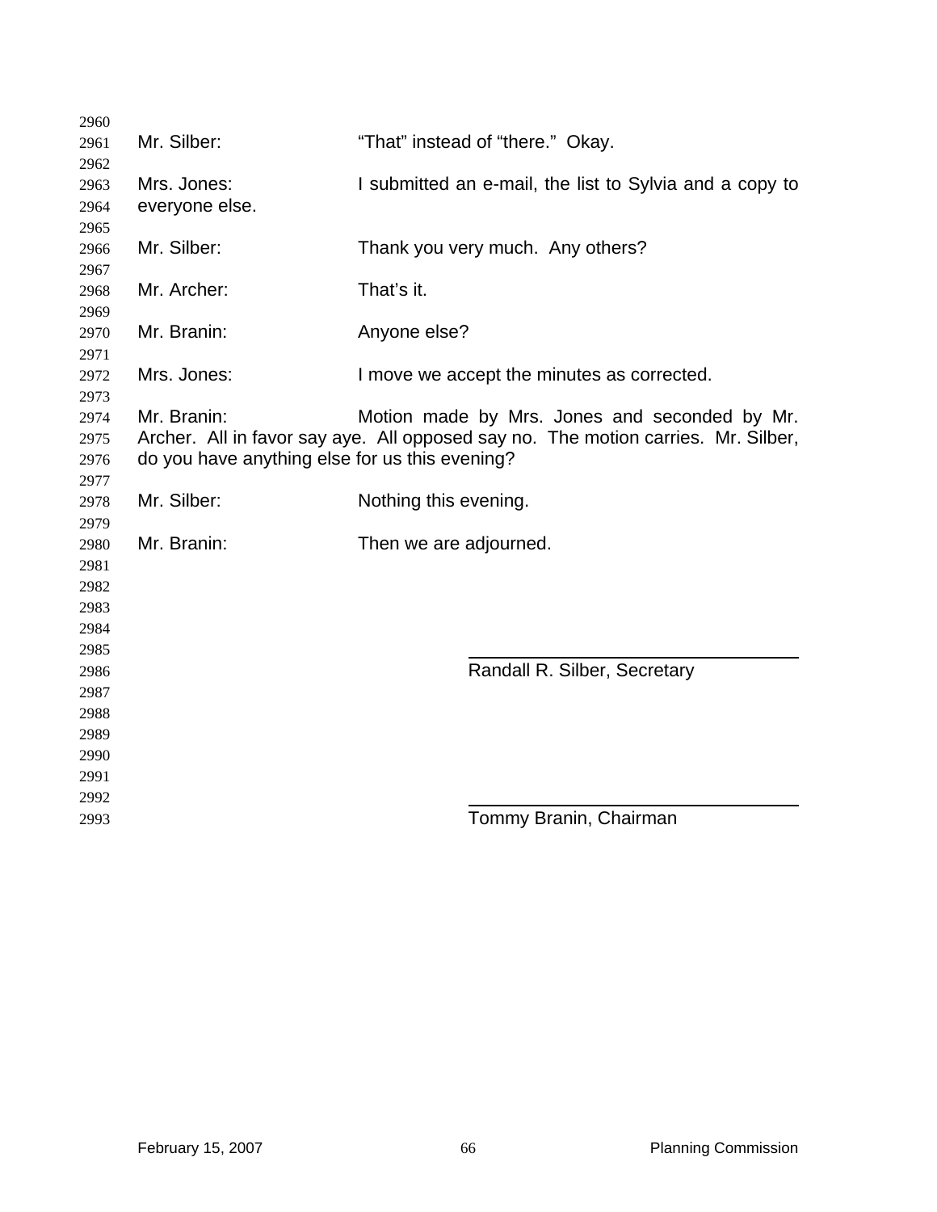Mr. Silber: "That" instead of "there." Okay.

Mrs. Jones: I submitted an e-mail, the list to Sylvia and a copy to everyone else.

Mr. Silber: Thank you very much. Any others?

Mr. Archer: That's it.

Mr. Branin: Anyone else?

Mrs. Jones: I move we accept the minutes as corrected.

Mr. Branin: Motion made by Mrs. Jones and seconded by Mr. Archer. All in favor say aye. All opposed say no. The motion carries. Mr. Silber, do you have anything else for us this evening?

Mr. Silber: Nothing this evening.

Mr. Branin: Then we are adjourned.

\_\_\_\_\_\_\_\_\_\_\_\_\_\_\_\_\_\_\_\_\_\_\_\_\_\_\_\_\_\_\_\_

Randall R. Silber, Secretary

\_\_\_\_\_\_\_\_\_\_\_\_\_\_\_\_\_\_\_\_\_\_\_\_\_\_\_\_\_\_\_\_

Tommy Branin, Chairman